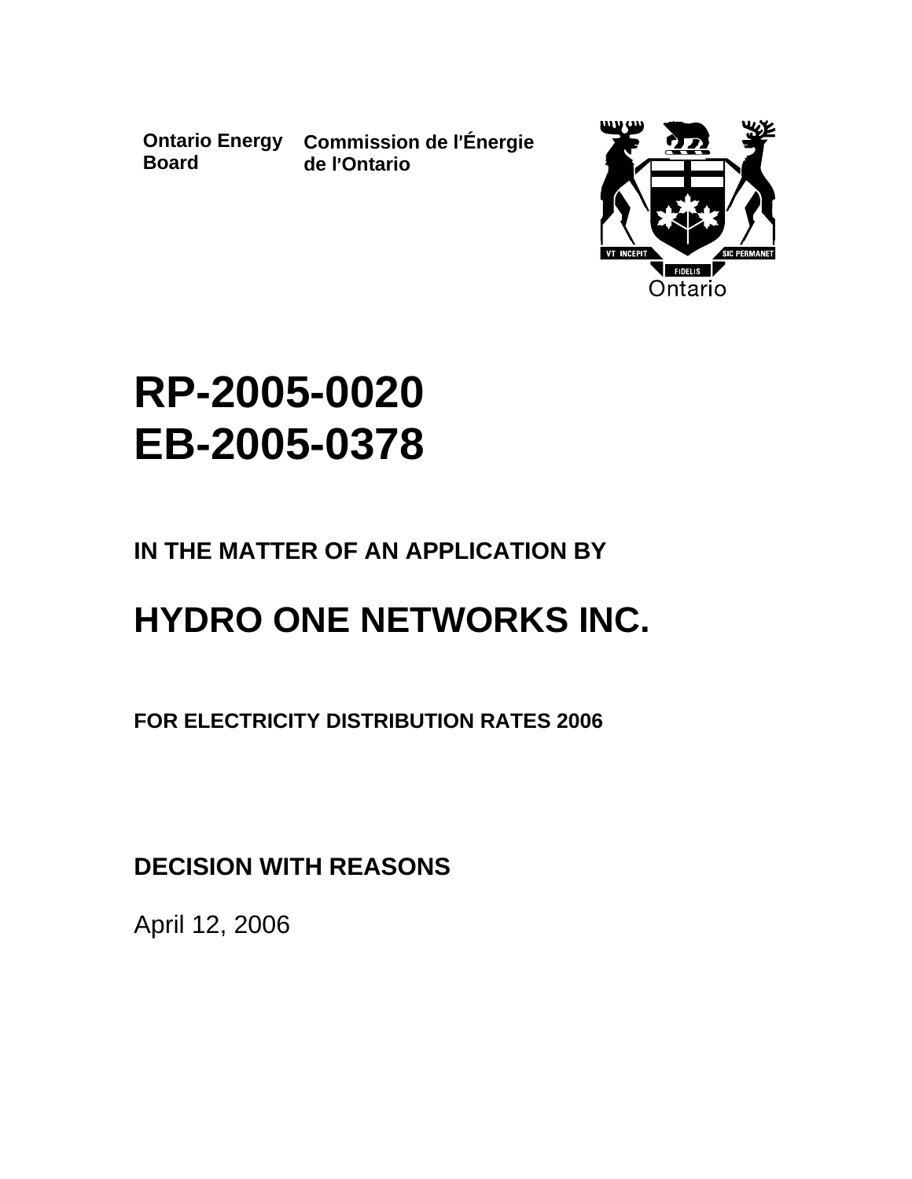**Ontario Energy Board** **Commission de l'Énergie de l'Ontario**

# RP-2005-0020
# EB-2005-0378

**IN THE MATTER OF AN APPLICATION BY**

# HYDRO ONE NETWORKS INC.

**FOR ELECTRICITY DISTRIBUTION RATES 2006**

**DECISION WITH REASONS**

April 12, 2006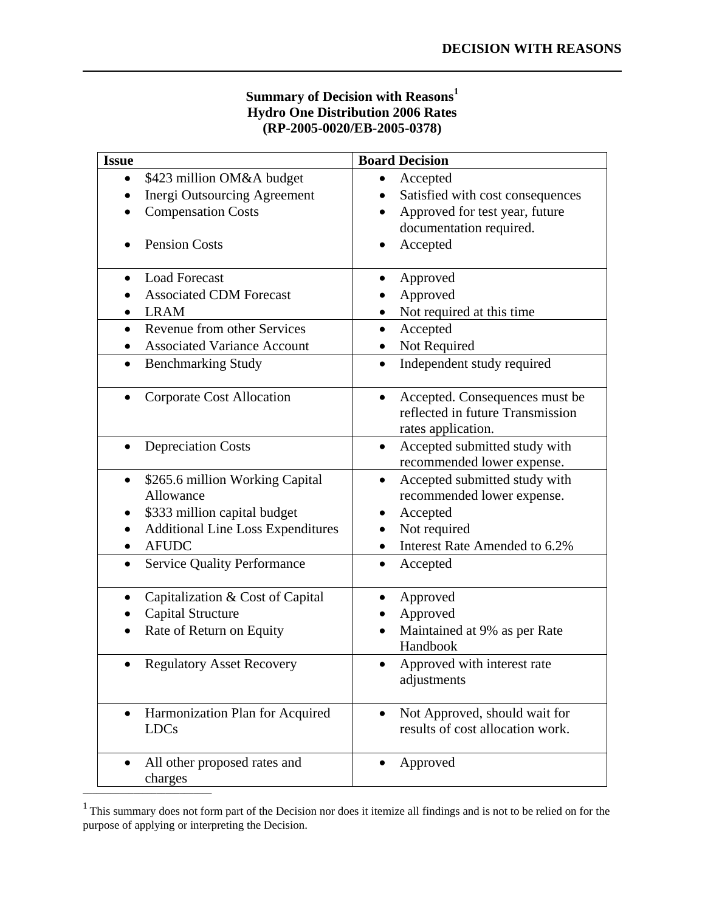**Summary of Decision with Reasons[1]**
**Hydro One Distribution 2006 Rates**
**(RP-2005-0020/EB-2005-0378)**

| Issue | Board Decision |
|---|---|
| • \$423 million OM&A budget<br>• Inergi Outsourcing Agreement<br>• Compensation Costs<br>• Pension Costs | • Accepted<br>• Satisfied with cost consequences<br>• Approved for test year, future documentation required.<br>• Accepted |
| • Load Forecast<br>• Associated CDM Forecast<br>• LRAM | • Approved<br>• Approved<br>• Not required at this time |
| • Revenue from other Services<br>• Associated Variance Account | • Accepted<br>• Not Required |
| • Benchmarking Study | • Independent study required |
| • Corporate Cost Allocation | • Accepted. Consequences must be reflected in future Transmission rates application. |
| • Depreciation Costs | • Accepted submitted study with recommended lower expense. |
| • \$265.6 million Working Capital Allowance<br>• \$333 million capital budget<br>• Additional Line Loss Expenditures<br>• AFUDC | • Accepted submitted study with recommended lower expense.<br>• Accepted<br>• Not required<br>• Interest Rate Amended to 6.2% |
| • Service Quality Performance | • Accepted |
| • Capitalization & Cost of Capital<br>• Capital Structure<br>• Rate of Return on Equity | • Approved<br>• Approved<br>• Maintained at 9% as per Rate Handbook |
| • Regulatory Asset Recovery | • Approved with interest rate adjustments |
| • Harmonization Plan for Acquired LDCs | • Not Approved, should wait for results of cost allocation work. |
| • All other proposed rates and charges | • Approved |

[1] This summary does not form part of the Decision nor does it itemize all findings and is not to be relied on for the purpose of applying or interpreting the Decision.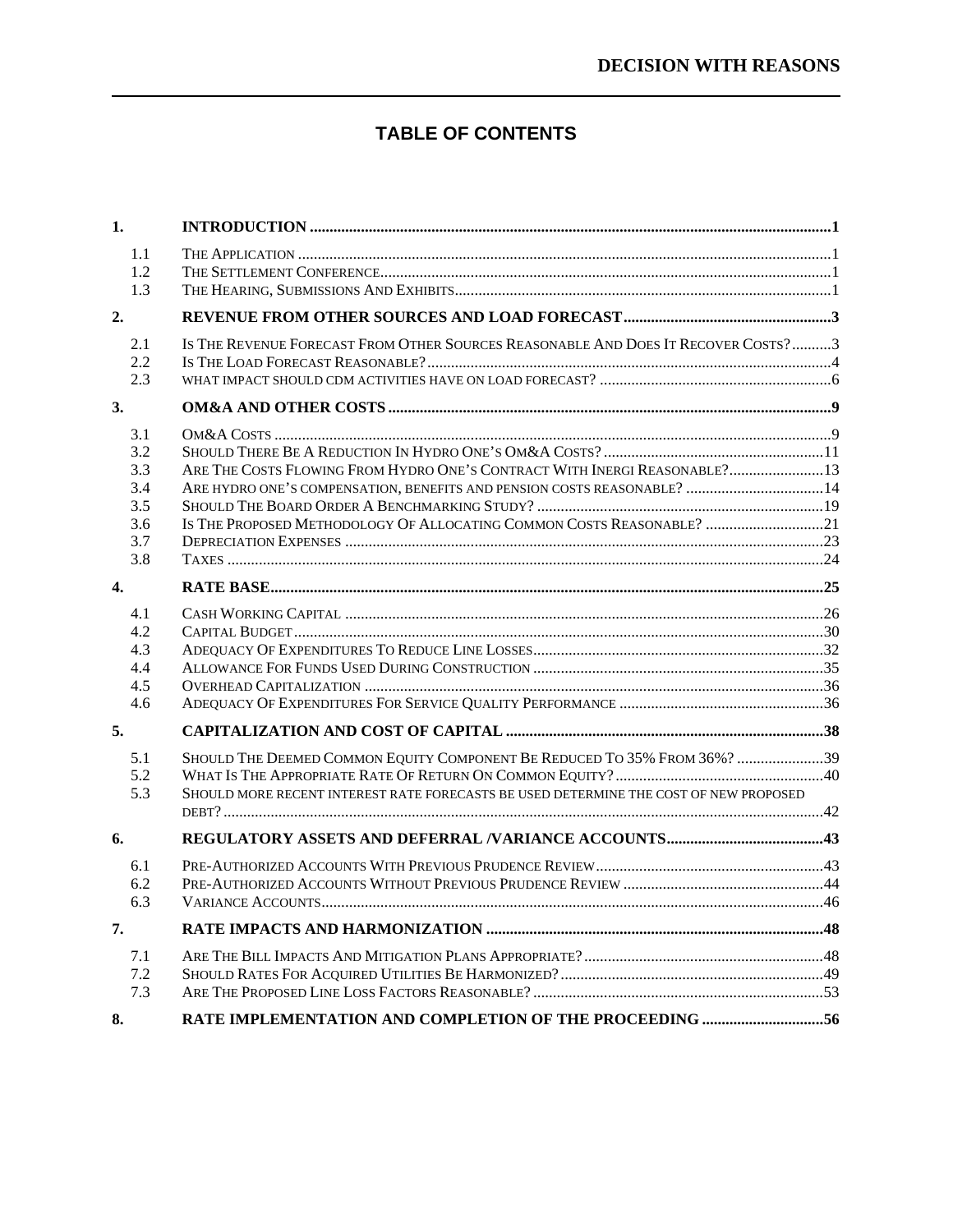# TABLE OF CONTENTS

| | | |
|---|---|---|
| **1.** | **INTRODUCTION** | **1** |
| 1.1 | The Application | 1 |
| 1.2 | The Settlement Conference | 1 |
| 1.3 | The Hearing, Submissions And Exhibits | 1 |
| **2.** | **REVENUE FROM OTHER SOURCES AND LOAD FORECAST** | **3** |
| 2.1 | Is The Revenue Forecast From Other Sources Reasonable And Does It Recover Costs? | 3 |
| 2.2 | Is The Load Forecast Reasonable? | 4 |
| 2.3 | what impact should cdm activities have on load forecast? | 6 |
| **3.** | **OM&A AND OTHER COSTS** | **9** |
| 3.1 | OM&A Costs | 9 |
| 3.2 | Should There Be A Reduction In Hydro One's OM&A Costs? | 11 |
| 3.3 | Are The Costs Flowing From Hydro One's Contract With Inergi Reasonable? | 13 |
| 3.4 | Are hydro one's compensation, benefits and pension costs reasonable? | 14 |
| 3.5 | Should The Board Order A Benchmarking Study? | 19 |
| 3.6 | Is The Proposed Methodology Of Allocating Common Costs Reasonable? | 21 |
| 3.7 | Depreciation Expenses | 23 |
| 3.8 | Taxes | 24 |
| **4.** | **RATE BASE** | **25** |
| 4.1 | Cash Working Capital | 26 |
| 4.2 | Capital Budget | 30 |
| 4.3 | Adequacy Of Expenditures To Reduce Line Losses | 32 |
| 4.4 | Allowance For Funds Used During Construction | 35 |
| 4.5 | Overhead Capitalization | 36 |
| 4.6 | Adequacy Of Expenditures For Service Quality Performance | 36 |
| **5.** | **CAPITALIZATION AND COST OF CAPITAL** | **38** |
| 5.1 | Should The Deemed Common Equity Component Be Reduced To 35% From 36%? | 39 |
| 5.2 | What Is The Appropriate Rate Of Return On Common Equity? | 40 |
| 5.3 | Should more recent interest rate forecasts be used determine the cost of new proposed debt? | 42 |
| **6.** | **REGULATORY ASSETS AND DEFERRAL /VARIANCE ACCOUNTS** | **43** |
| 6.1 | Pre-Authorized Accounts With Previous Prudence Review | 43 |
| 6.2 | Pre-Authorized Accounts Without Previous Prudence Review | 44 |
| 6.3 | Variance Accounts | 46 |
| **7.** | **RATE IMPACTS AND HARMONIZATION** | **48** |
| 7.1 | Are The Bill Impacts And Mitigation Plans Appropriate? | 48 |
| 7.2 | Should Rates For Acquired Utilities Be Harmonized? | 49 |
| 7.3 | Are The Proposed Line Loss Factors Reasonable? | 53 |
| **8.** | **RATE IMPLEMENTATION AND COMPLETION OF THE PROCEEDING** | **56** |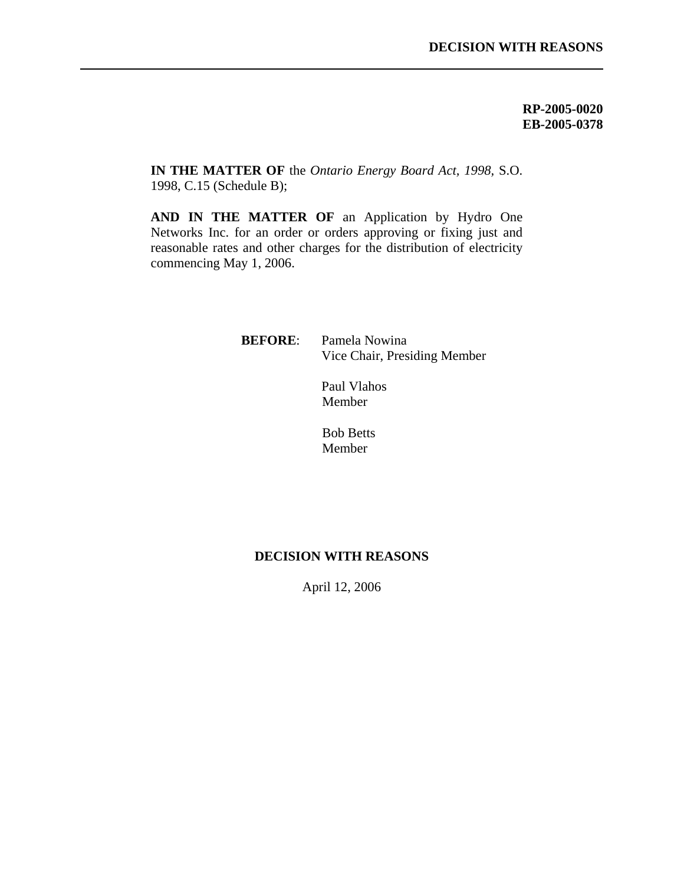RP-2005-0020
EB-2005-0378

**IN THE MATTER OF** the *Ontario Energy Board Act, 1998*, S.O. 1998, C.15 (Schedule B);

**AND IN THE MATTER OF** an Application by Hydro One Networks Inc. for an order or orders approving or fixing just and reasonable rates and other charges for the distribution of electricity commencing May 1, 2006.

**BEFORE**: Pamela Nowina
Vice Chair, Presiding Member

Paul Vlahos
Member

Bob Betts
Member

# DECISION WITH REASONS

April 12, 2006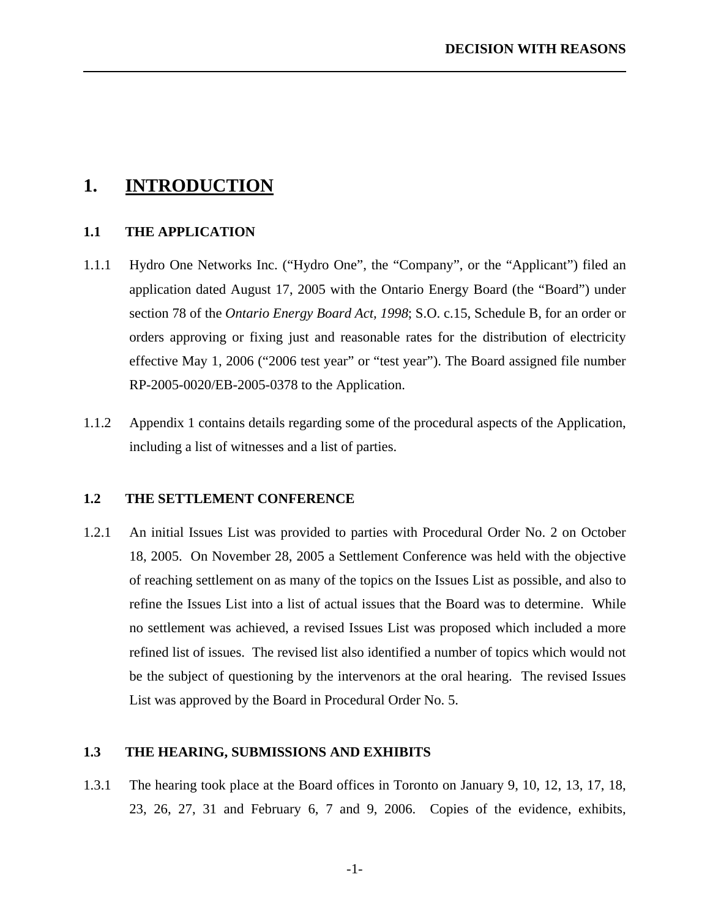# 1. INTRODUCTION

## 1.1 THE APPLICATION

1.1.1 Hydro One Networks Inc. ("Hydro One", the "Company", or the "Applicant") filed an application dated August 17, 2005 with the Ontario Energy Board (the "Board") under section 78 of the *Ontario Energy Board Act, 1998*; S.O. c.15, Schedule B, for an order or orders approving or fixing just and reasonable rates for the distribution of electricity effective May 1, 2006 ("2006 test year" or "test year"). The Board assigned file number RP-2005-0020/EB-2005-0378 to the Application.

1.1.2 Appendix 1 contains details regarding some of the procedural aspects of the Application, including a list of witnesses and a list of parties.

## 1.2 THE SETTLEMENT CONFERENCE

1.2.1 An initial Issues List was provided to parties with Procedural Order No. 2 on October 18, 2005. On November 28, 2005 a Settlement Conference was held with the objective of reaching settlement on as many of the topics on the Issues List as possible, and also to refine the Issues List into a list of actual issues that the Board was to determine. While no settlement was achieved, a revised Issues List was proposed which included a more refined list of issues. The revised list also identified a number of topics which would not be the subject of questioning by the intervenors at the oral hearing. The revised Issues List was approved by the Board in Procedural Order No. 5.

## 1.3 THE HEARING, SUBMISSIONS AND EXHIBITS

1.3.1 The hearing took place at the Board offices in Toronto on January 9, 10, 12, 13, 17, 18, 23, 26, 27, 31 and February 6, 7 and 9, 2006. Copies of the evidence, exhibits,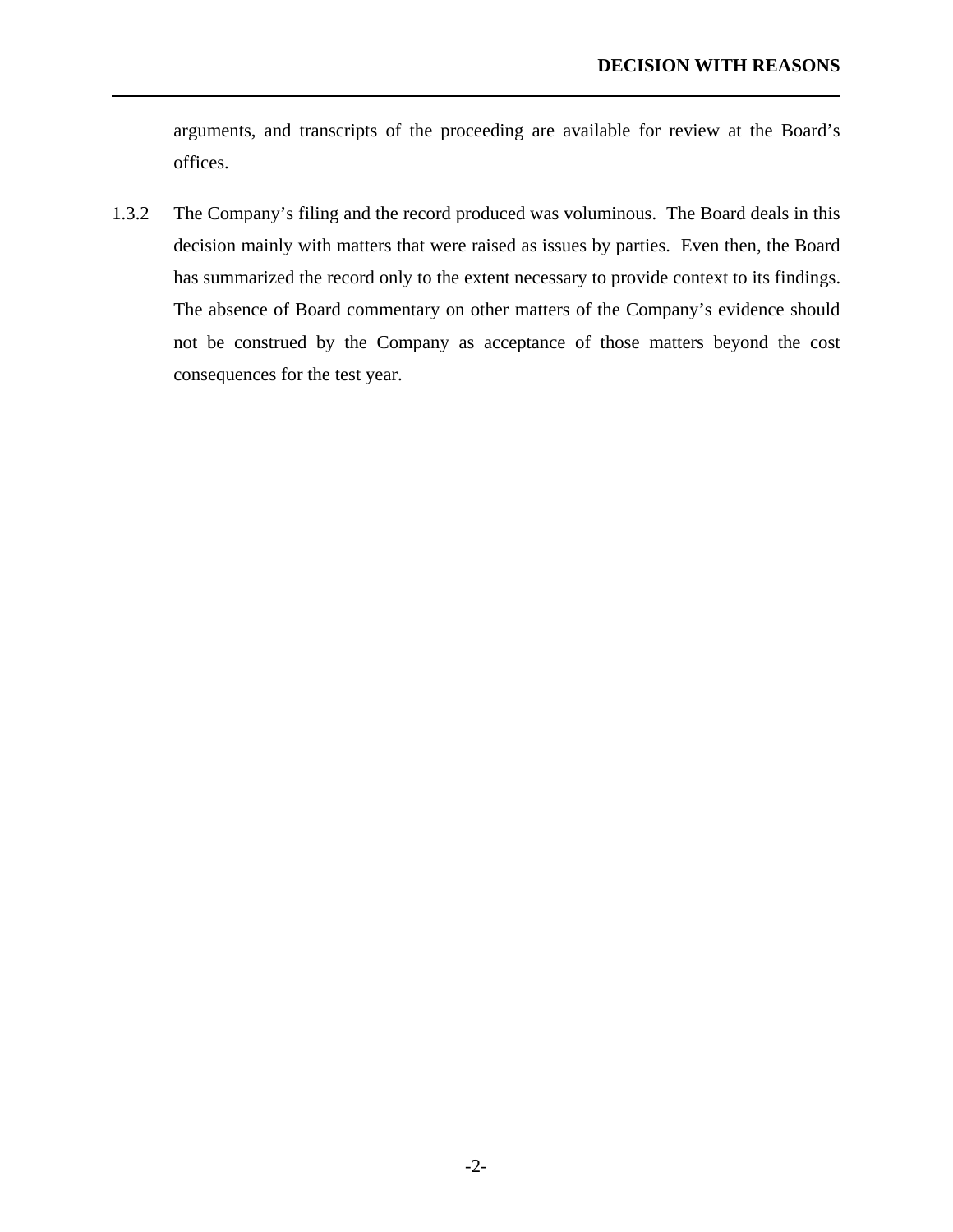arguments, and transcripts of the proceeding are available for review at the Board's offices.

1.3.2 The Company's filing and the record produced was voluminous. The Board deals in this decision mainly with matters that were raised as issues by parties. Even then, the Board has summarized the record only to the extent necessary to provide context to its findings. The absence of Board commentary on other matters of the Company's evidence should not be construed by the Company as acceptance of those matters beyond the cost consequences for the test year.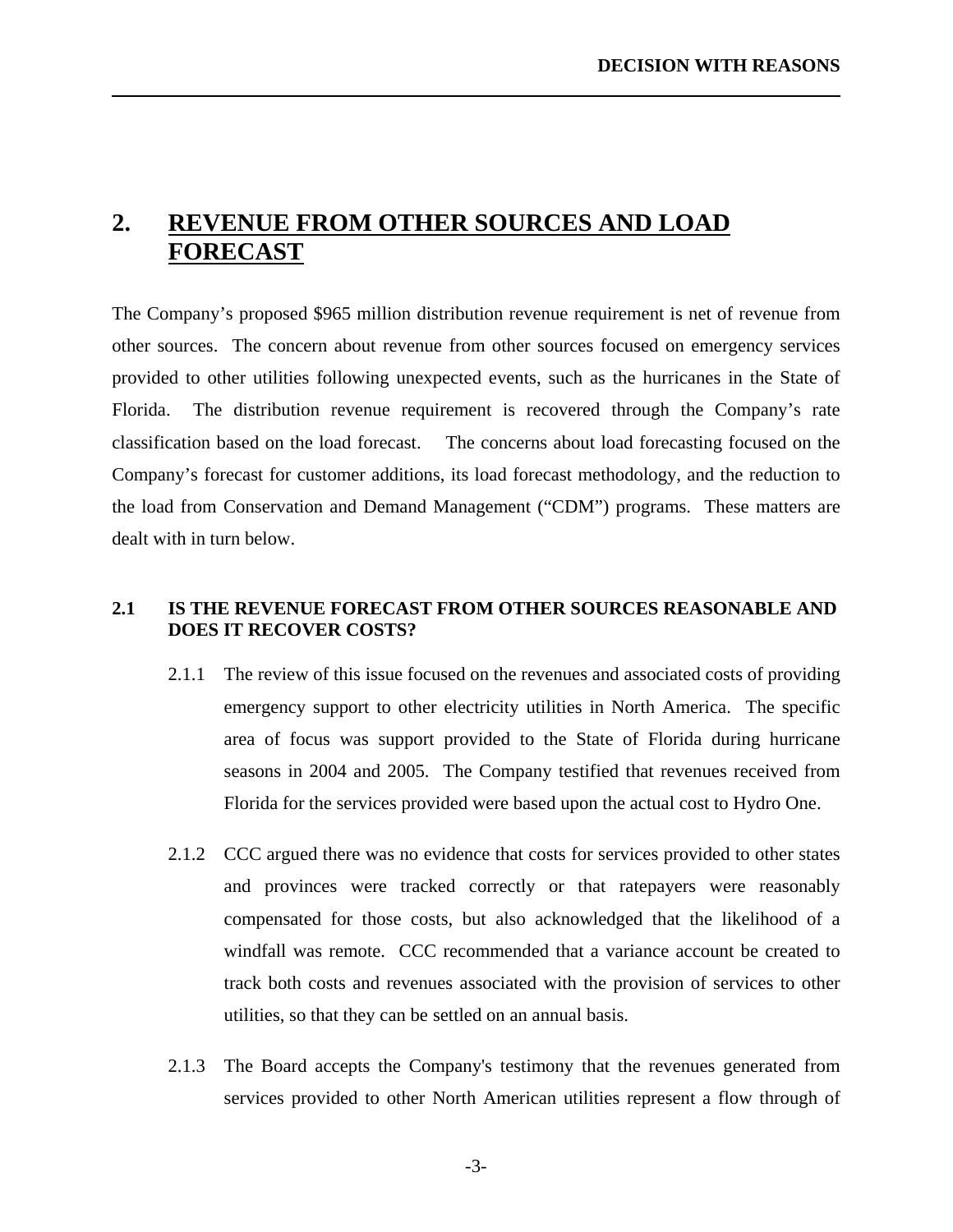## 2. REVENUE FROM OTHER SOURCES AND LOAD FORECAST

The Company's proposed $965 million distribution revenue requirement is net of revenue from other sources. The concern about revenue from other sources focused on emergency services provided to other utilities following unexpected events, such as the hurricanes in the State of Florida. The distribution revenue requirement is recovered through the Company's rate classification based on the load forecast. The concerns about load forecasting focused on the Company's forecast for customer additions, its load forecast methodology, and the reduction to the load from Conservation and Demand Management ("CDM") programs. These matters are dealt with in turn below.

### 2.1 IS THE REVENUE FORECAST FROM OTHER SOURCES REASONABLE AND DOES IT RECOVER COSTS?

2.1.1 The review of this issue focused on the revenues and associated costs of providing emergency support to other electricity utilities in North America. The specific area of focus was support provided to the State of Florida during hurricane seasons in 2004 and 2005. The Company testified that revenues received from Florida for the services provided were based upon the actual cost to Hydro One.

2.1.2 CCC argued there was no evidence that costs for services provided to other states and provinces were tracked correctly or that ratepayers were reasonably compensated for those costs, but also acknowledged that the likelihood of a windfall was remote. CCC recommended that a variance account be created to track both costs and revenues associated with the provision of services to other utilities, so that they can be settled on an annual basis.

2.1.3 The Board accepts the Company's testimony that the revenues generated from services provided to other North American utilities represent a flow through of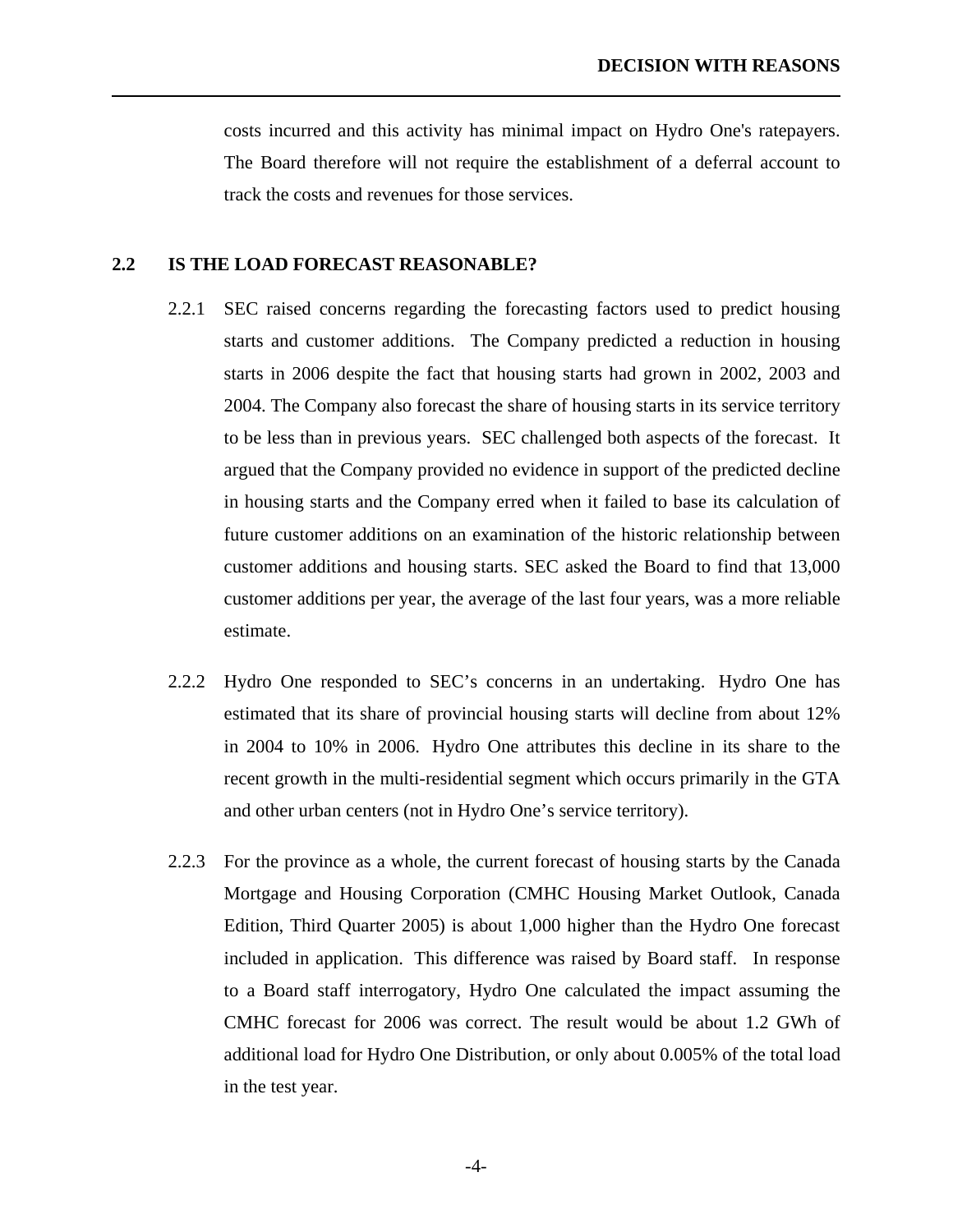costs incurred and this activity has minimal impact on Hydro One's ratepayers. The Board therefore will not require the establishment of a deferral account to track the costs and revenues for those services.

## 2.2 IS THE LOAD FORECAST REASONABLE?

2.2.1 SEC raised concerns regarding the forecasting factors used to predict housing starts and customer additions. The Company predicted a reduction in housing starts in 2006 despite the fact that housing starts had grown in 2002, 2003 and 2004. The Company also forecast the share of housing starts in its service territory to be less than in previous years. SEC challenged both aspects of the forecast. It argued that the Company provided no evidence in support of the predicted decline in housing starts and the Company erred when it failed to base its calculation of future customer additions on an examination of the historic relationship between customer additions and housing starts. SEC asked the Board to find that 13,000 customer additions per year, the average of the last four years, was a more reliable estimate.

2.2.2 Hydro One responded to SEC's concerns in an undertaking. Hydro One has estimated that its share of provincial housing starts will decline from about 12% in 2004 to 10% in 2006. Hydro One attributes this decline in its share to the recent growth in the multi-residential segment which occurs primarily in the GTA and other urban centers (not in Hydro One's service territory).

2.2.3 For the province as a whole, the current forecast of housing starts by the Canada Mortgage and Housing Corporation (CMHC Housing Market Outlook, Canada Edition, Third Quarter 2005) is about 1,000 higher than the Hydro One forecast included in application. This difference was raised by Board staff. In response to a Board staff interrogatory, Hydro One calculated the impact assuming the CMHC forecast for 2006 was correct. The result would be about 1.2 GWh of additional load for Hydro One Distribution, or only about 0.005% of the total load in the test year.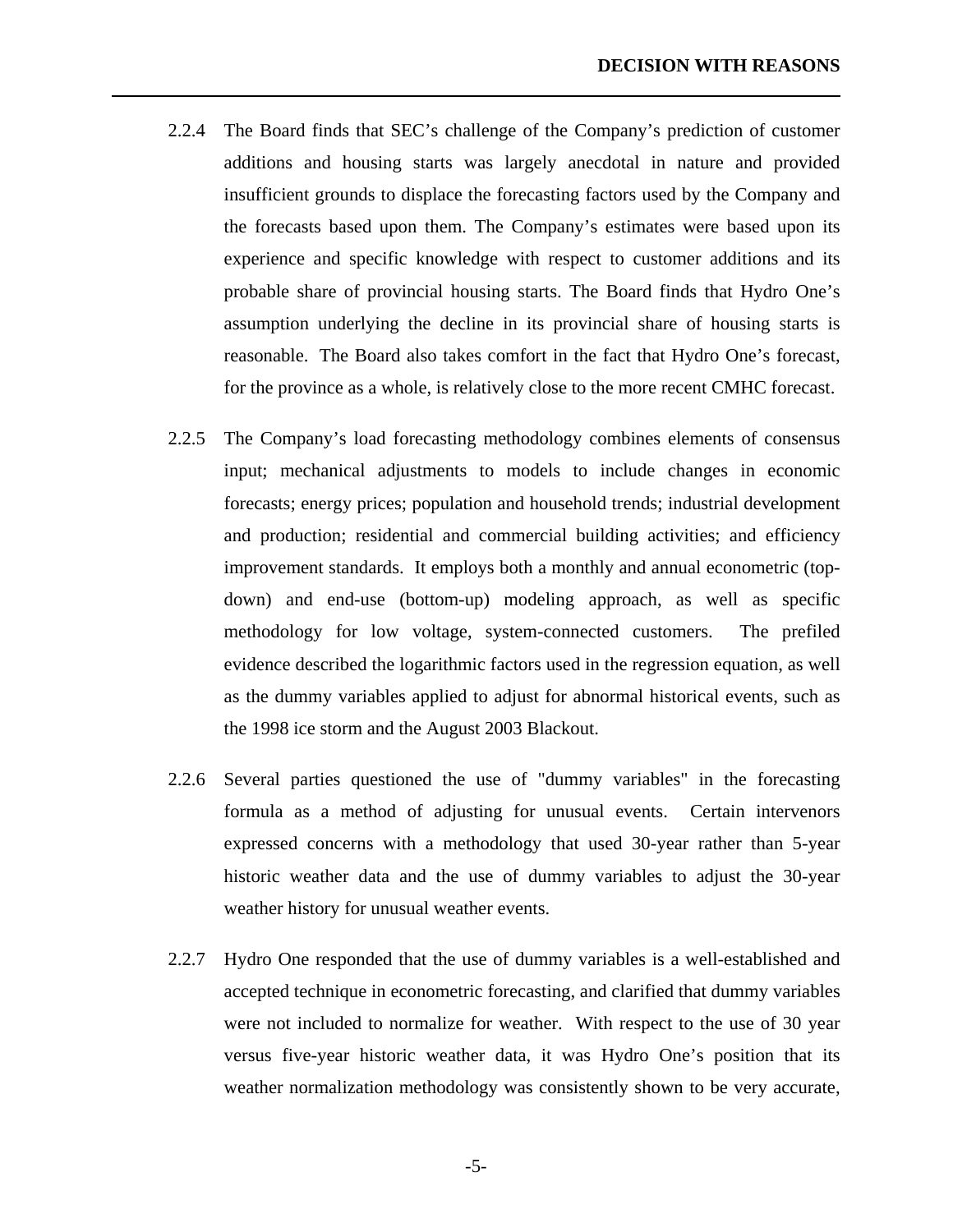2.2.4 The Board finds that SEC's challenge of the Company's prediction of customer additions and housing starts was largely anecdotal in nature and provided insufficient grounds to displace the forecasting factors used by the Company and the forecasts based upon them. The Company's estimates were based upon its experience and specific knowledge with respect to customer additions and its probable share of provincial housing starts. The Board finds that Hydro One's assumption underlying the decline in its provincial share of housing starts is reasonable. The Board also takes comfort in the fact that Hydro One's forecast, for the province as a whole, is relatively close to the more recent CMHC forecast.

2.2.5 The Company's load forecasting methodology combines elements of consensus input; mechanical adjustments to models to include changes in economic forecasts; energy prices; population and household trends; industrial development and production; residential and commercial building activities; and efficiency improvement standards. It employs both a monthly and annual econometric (top-down) and end-use (bottom-up) modeling approach, as well as specific methodology for low voltage, system-connected customers. The prefiled evidence described the logarithmic factors used in the regression equation, as well as the dummy variables applied to adjust for abnormal historical events, such as the 1998 ice storm and the August 2003 Blackout.

2.2.6 Several parties questioned the use of "dummy variables" in the forecasting formula as a method of adjusting for unusual events. Certain intervenors expressed concerns with a methodology that used 30-year rather than 5-year historic weather data and the use of dummy variables to adjust the 30-year weather history for unusual weather events.

2.2.7 Hydro One responded that the use of dummy variables is a well-established and accepted technique in econometric forecasting, and clarified that dummy variables were not included to normalize for weather. With respect to the use of 30 year versus five-year historic weather data, it was Hydro One's position that its weather normalization methodology was consistently shown to be very accurate,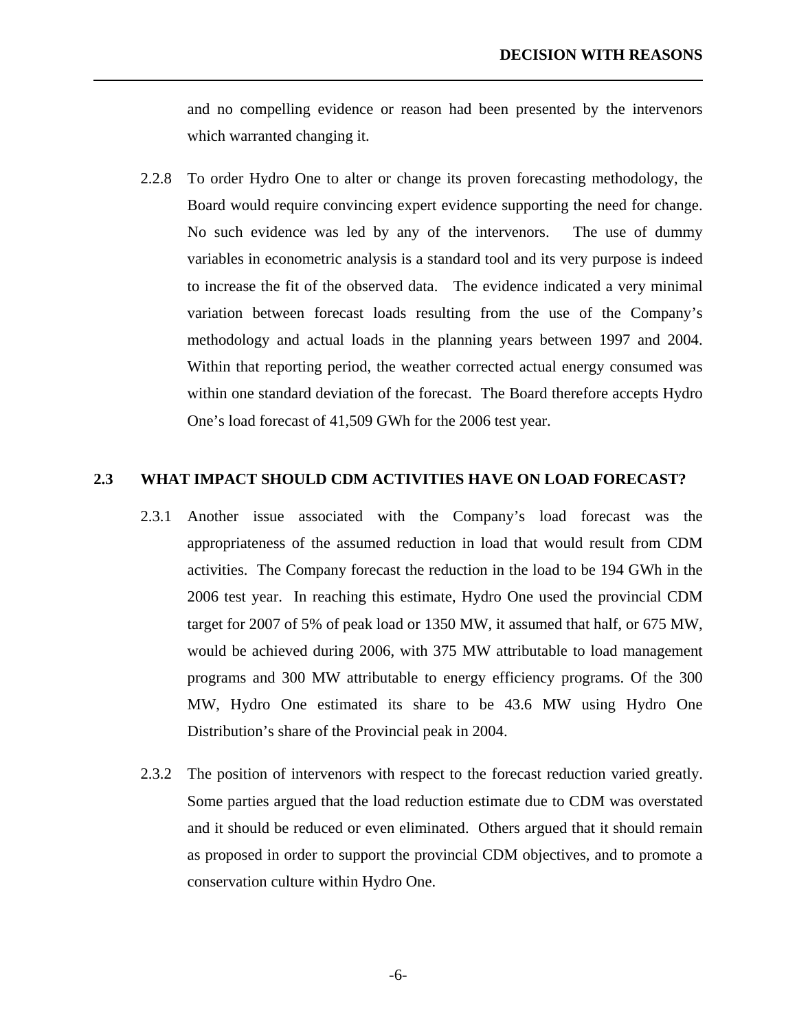and no compelling evidence or reason had been presented by the intervenors which warranted changing it.

2.2.8 To order Hydro One to alter or change its proven forecasting methodology, the Board would require convincing expert evidence supporting the need for change. No such evidence was led by any of the intervenors. The use of dummy variables in econometric analysis is a standard tool and its very purpose is indeed to increase the fit of the observed data. The evidence indicated a very minimal variation between forecast loads resulting from the use of the Company's methodology and actual loads in the planning years between 1997 and 2004. Within that reporting period, the weather corrected actual energy consumed was within one standard deviation of the forecast. The Board therefore accepts Hydro One's load forecast of 41,509 GWh for the 2006 test year.

## 2.3 WHAT IMPACT SHOULD CDM ACTIVITIES HAVE ON LOAD FORECAST?

2.3.1 Another issue associated with the Company's load forecast was the appropriateness of the assumed reduction in load that would result from CDM activities. The Company forecast the reduction in the load to be 194 GWh in the 2006 test year. In reaching this estimate, Hydro One used the provincial CDM target for 2007 of 5% of peak load or 1350 MW, it assumed that half, or 675 MW, would be achieved during 2006, with 375 MW attributable to load management programs and 300 MW attributable to energy efficiency programs. Of the 300 MW, Hydro One estimated its share to be 43.6 MW using Hydro One Distribution's share of the Provincial peak in 2004.

2.3.2 The position of intervenors with respect to the forecast reduction varied greatly. Some parties argued that the load reduction estimate due to CDM was overstated and it should be reduced or even eliminated. Others argued that it should remain as proposed in order to support the provincial CDM objectives, and to promote a conservation culture within Hydro One.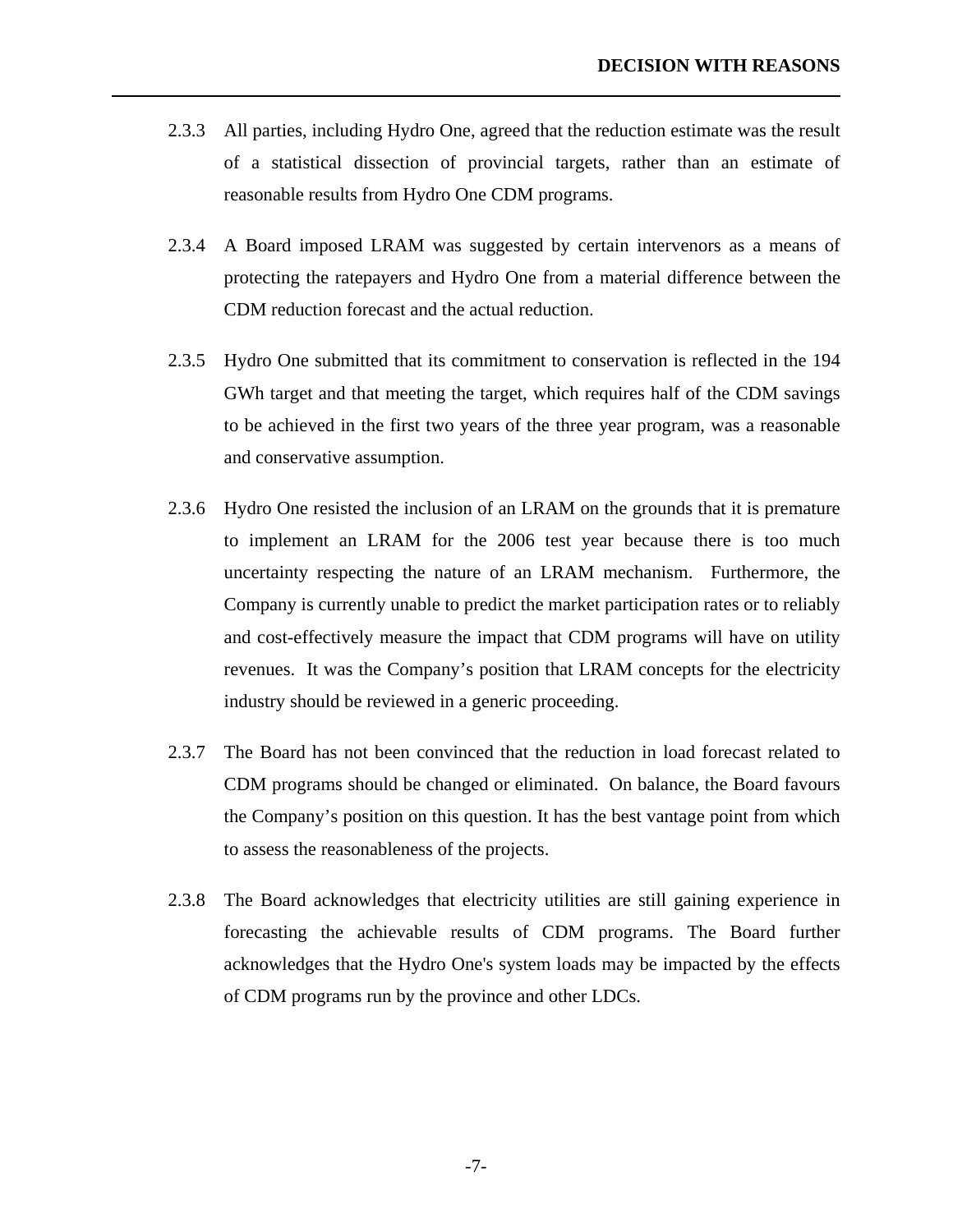2.3.3 All parties, including Hydro One, agreed that the reduction estimate was the result of a statistical dissection of provincial targets, rather than an estimate of reasonable results from Hydro One CDM programs.

2.3.4 A Board imposed LRAM was suggested by certain intervenors as a means of protecting the ratepayers and Hydro One from a material difference between the CDM reduction forecast and the actual reduction.

2.3.5 Hydro One submitted that its commitment to conservation is reflected in the 194 GWh target and that meeting the target, which requires half of the CDM savings to be achieved in the first two years of the three year program, was a reasonable and conservative assumption.

2.3.6 Hydro One resisted the inclusion of an LRAM on the grounds that it is premature to implement an LRAM for the 2006 test year because there is too much uncertainty respecting the nature of an LRAM mechanism. Furthermore, the Company is currently unable to predict the market participation rates or to reliably and cost-effectively measure the impact that CDM programs will have on utility revenues. It was the Company's position that LRAM concepts for the electricity industry should be reviewed in a generic proceeding.

2.3.7 The Board has not been convinced that the reduction in load forecast related to CDM programs should be changed or eliminated. On balance, the Board favours the Company's position on this question. It has the best vantage point from which to assess the reasonableness of the projects.

2.3.8 The Board acknowledges that electricity utilities are still gaining experience in forecasting the achievable results of CDM programs. The Board further acknowledges that the Hydro One's system loads may be impacted by the effects of CDM programs run by the province and other LDCs.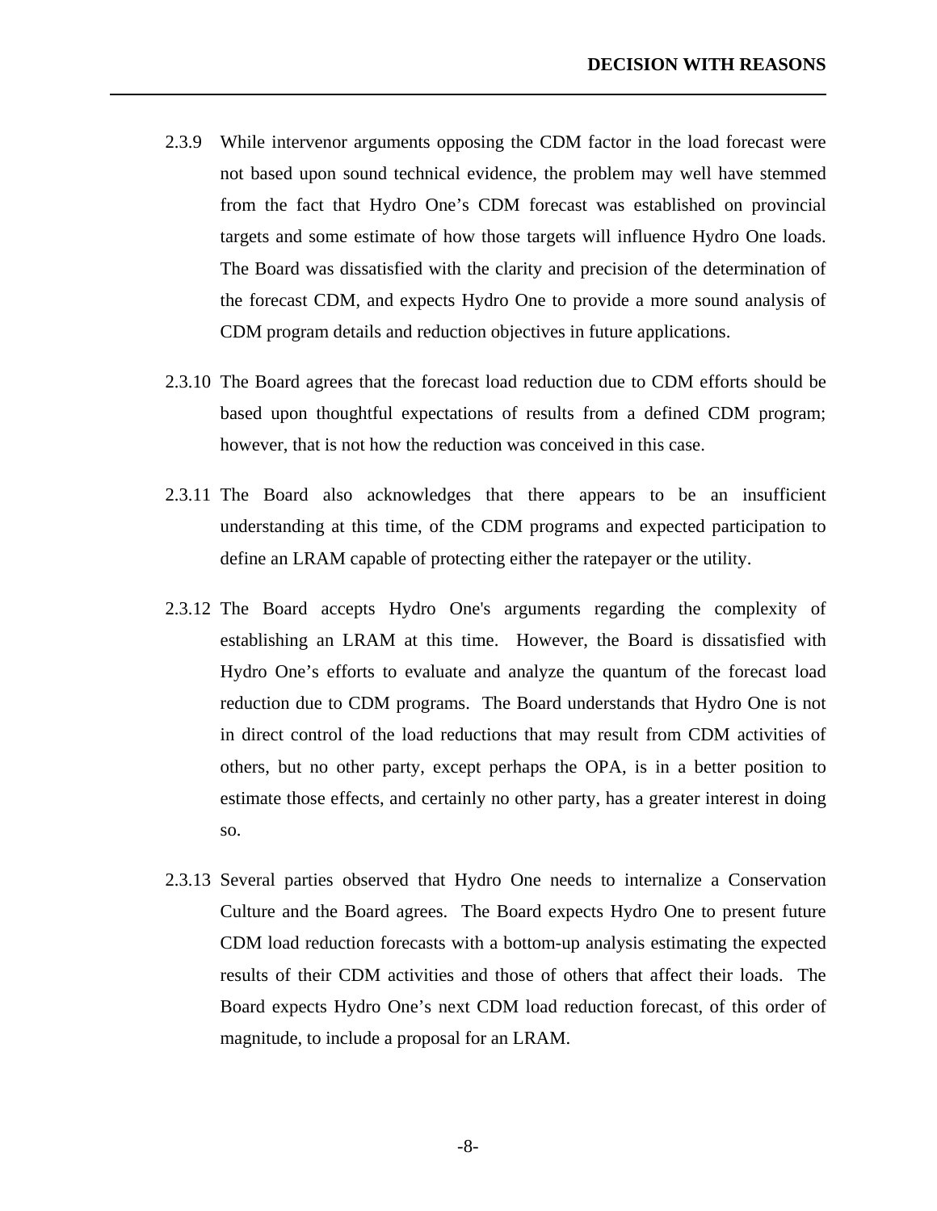2.3.9 While intervenor arguments opposing the CDM factor in the load forecast were not based upon sound technical evidence, the problem may well have stemmed from the fact that Hydro One's CDM forecast was established on provincial targets and some estimate of how those targets will influence Hydro One loads. The Board was dissatisfied with the clarity and precision of the determination of the forecast CDM, and expects Hydro One to provide a more sound analysis of CDM program details and reduction objectives in future applications.

2.3.10 The Board agrees that the forecast load reduction due to CDM efforts should be based upon thoughtful expectations of results from a defined CDM program; however, that is not how the reduction was conceived in this case.

2.3.11 The Board also acknowledges that there appears to be an insufficient understanding at this time, of the CDM programs and expected participation to define an LRAM capable of protecting either the ratepayer or the utility.

2.3.12 The Board accepts Hydro One's arguments regarding the complexity of establishing an LRAM at this time. However, the Board is dissatisfied with Hydro One's efforts to evaluate and analyze the quantum of the forecast load reduction due to CDM programs. The Board understands that Hydro One is not in direct control of the load reductions that may result from CDM activities of others, but no other party, except perhaps the OPA, is in a better position to estimate those effects, and certainly no other party, has a greater interest in doing so.

2.3.13 Several parties observed that Hydro One needs to internalize a Conservation Culture and the Board agrees. The Board expects Hydro One to present future CDM load reduction forecasts with a bottom-up analysis estimating the expected results of their CDM activities and those of others that affect their loads. The Board expects Hydro One's next CDM load reduction forecast, of this order of magnitude, to include a proposal for an LRAM.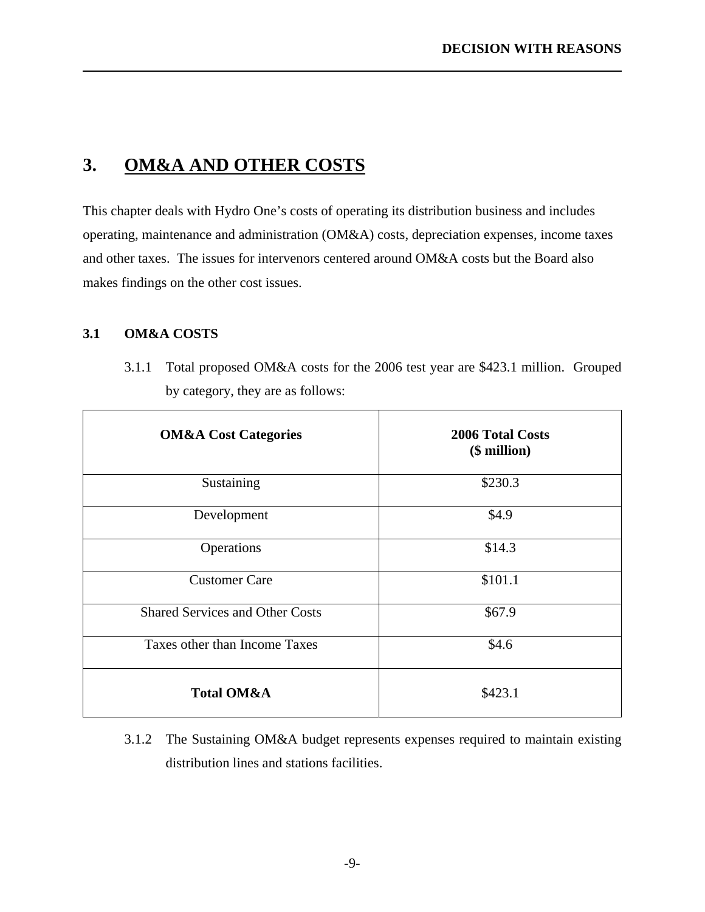# 3. OM&A AND OTHER COSTS

This chapter deals with Hydro One's costs of operating its distribution business and includes operating, maintenance and administration (OM&A) costs, depreciation expenses, income taxes and other taxes. The issues for intervenors centered around OM&A costs but the Board also makes findings on the other cost issues.

## 3.1 OM&A COSTS

3.1.1 Total proposed OM&A costs for the 2006 test year are $423.1 million. Grouped by category, they are as follows:

| OM&A Cost Categories | 2006 Total Costs ($ million) |
|---|---|
| Sustaining | $230.3 |
| Development | $4.9 |
| Operations | $14.3 |
| Customer Care | $101.1 |
| Shared Services and Other Costs | $67.9 |
| Taxes other than Income Taxes | $4.6 |
| **Total OM&A** | $423.1 |

3.1.2 The Sustaining OM&A budget represents expenses required to maintain existing distribution lines and stations facilities.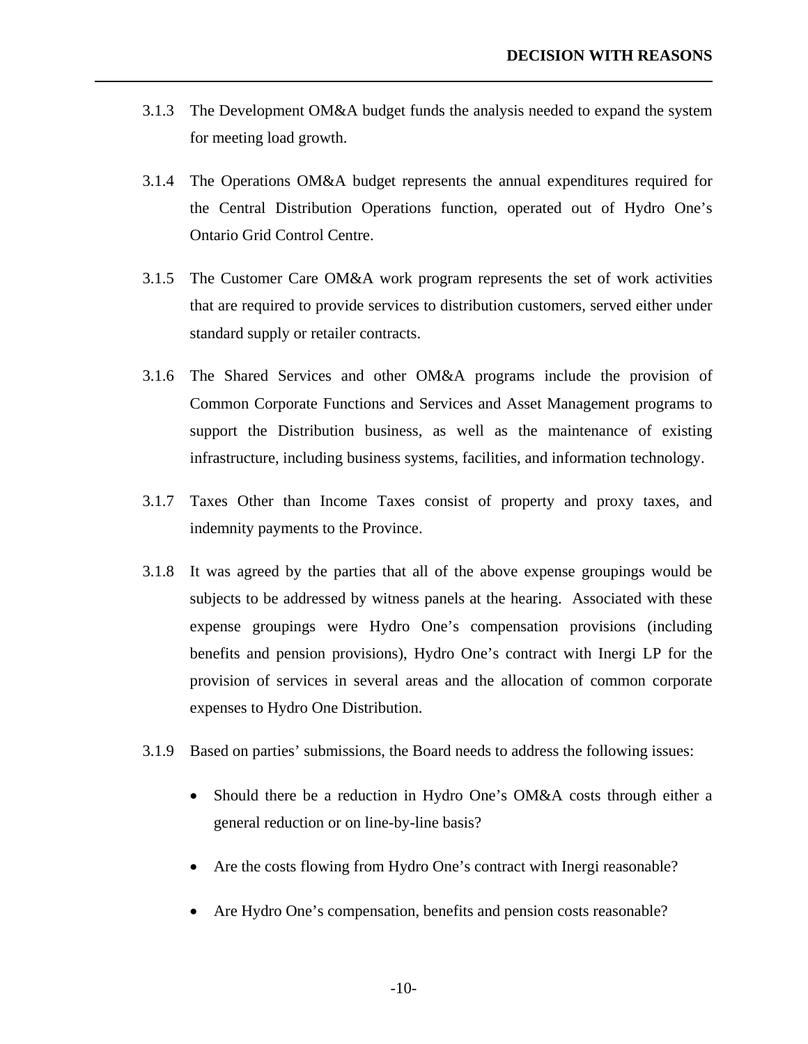3.1.3 The Development OM&A budget funds the analysis needed to expand the system for meeting load growth.

3.1.4 The Operations OM&A budget represents the annual expenditures required for the Central Distribution Operations function, operated out of Hydro One's Ontario Grid Control Centre.

3.1.5 The Customer Care OM&A work program represents the set of work activities that are required to provide services to distribution customers, served either under standard supply or retailer contracts.

3.1.6 The Shared Services and other OM&A programs include the provision of Common Corporate Functions and Services and Asset Management programs to support the Distribution business, as well as the maintenance of existing infrastructure, including business systems, facilities, and information technology.

3.1.7 Taxes Other than Income Taxes consist of property and proxy taxes, and indemnity payments to the Province.

3.1.8 It was agreed by the parties that all of the above expense groupings would be subjects to be addressed by witness panels at the hearing. Associated with these expense groupings were Hydro One's compensation provisions (including benefits and pension provisions), Hydro One's contract with Inergi LP for the provision of services in several areas and the allocation of common corporate expenses to Hydro One Distribution.

3.1.9 Based on parties' submissions, the Board needs to address the following issues:

- Should there be a reduction in Hydro One's OM&A costs through either a general reduction or on line-by-line basis?
- Are the costs flowing from Hydro One's contract with Inergi reasonable?
- Are Hydro One's compensation, benefits and pension costs reasonable?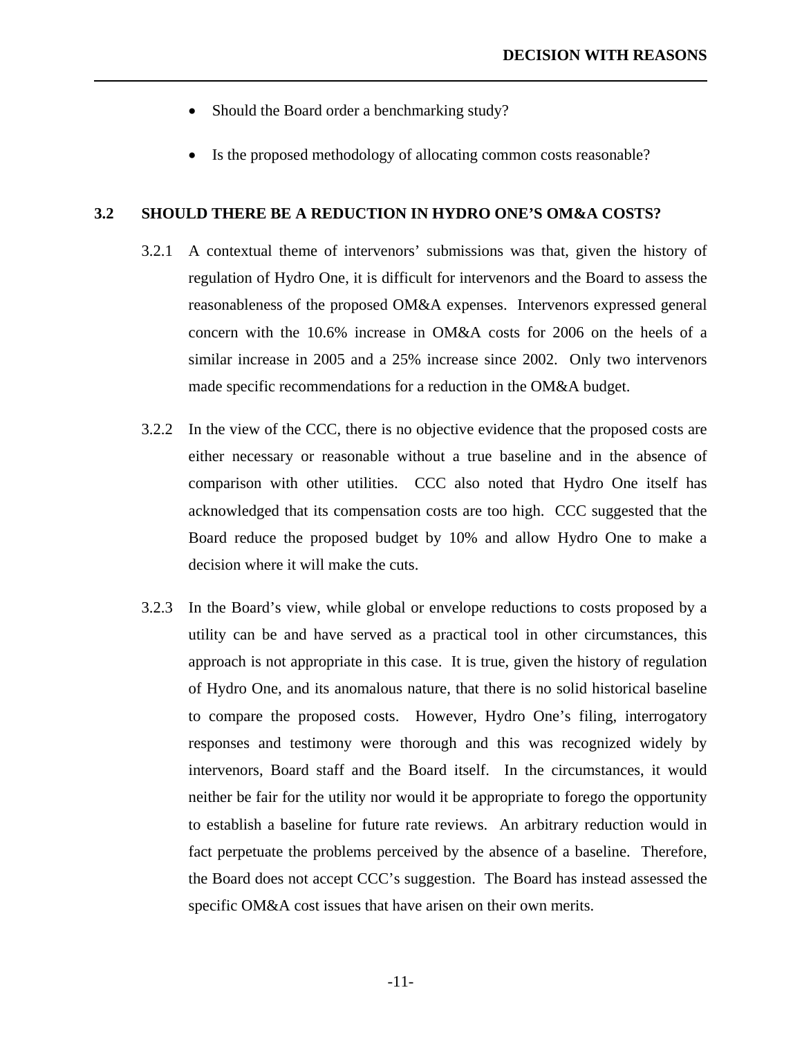- Should the Board order a benchmarking study?

- Is the proposed methodology of allocating common costs reasonable?

## 3.2 SHOULD THERE BE A REDUCTION IN HYDRO ONE'S OM&A COSTS?

3.2.1 A contextual theme of intervenors' submissions was that, given the history of regulation of Hydro One, it is difficult for intervenors and the Board to assess the reasonableness of the proposed OM&A expenses. Intervenors expressed general concern with the 10.6% increase in OM&A costs for 2006 on the heels of a similar increase in 2005 and a 25% increase since 2002. Only two intervenors made specific recommendations for a reduction in the OM&A budget.

3.2.2 In the view of the CCC, there is no objective evidence that the proposed costs are either necessary or reasonable without a true baseline and in the absence of comparison with other utilities. CCC also noted that Hydro One itself has acknowledged that its compensation costs are too high. CCC suggested that the Board reduce the proposed budget by 10% and allow Hydro One to make a decision where it will make the cuts.

3.2.3 In the Board's view, while global or envelope reductions to costs proposed by a utility can be and have served as a practical tool in other circumstances, this approach is not appropriate in this case. It is true, given the history of regulation of Hydro One, and its anomalous nature, that there is no solid historical baseline to compare the proposed costs. However, Hydro One's filing, interrogatory responses and testimony were thorough and this was recognized widely by intervenors, Board staff and the Board itself. In the circumstances, it would neither be fair for the utility nor would it be appropriate to forego the opportunity to establish a baseline for future rate reviews. An arbitrary reduction would in fact perpetuate the problems perceived by the absence of a baseline. Therefore, the Board does not accept CCC's suggestion. The Board has instead assessed the specific OM&A cost issues that have arisen on their own merits.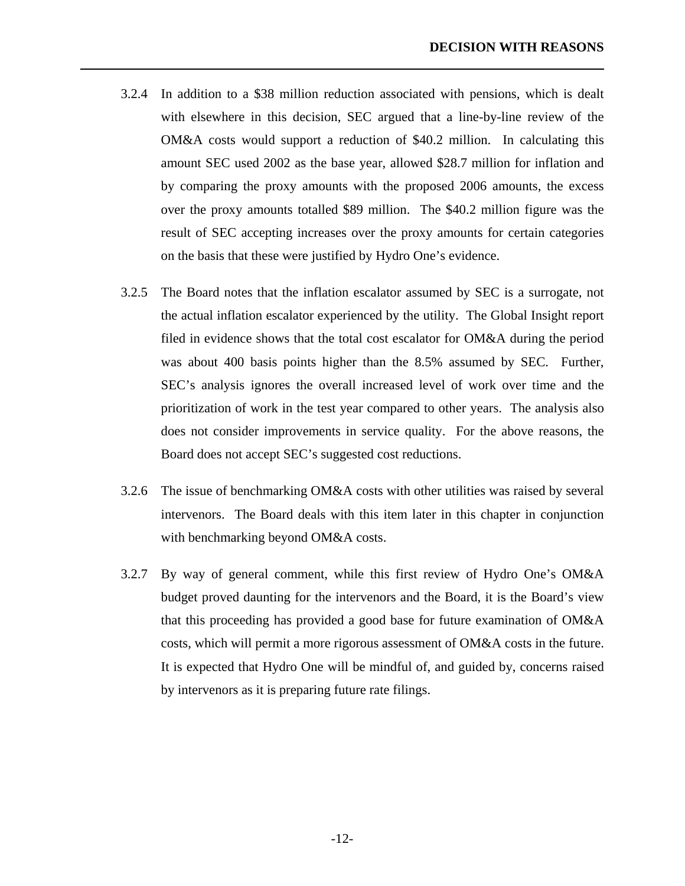3.2.4 In addition to a $38 million reduction associated with pensions, which is dealt with elsewhere in this decision, SEC argued that a line-by-line review of the OM&A costs would support a reduction of $40.2 million. In calculating this amount SEC used 2002 as the base year, allowed $28.7 million for inflation and by comparing the proxy amounts with the proposed 2006 amounts, the excess over the proxy amounts totalled $89 million. The $40.2 million figure was the result of SEC accepting increases over the proxy amounts for certain categories on the basis that these were justified by Hydro One's evidence.

3.2.5 The Board notes that the inflation escalator assumed by SEC is a surrogate, not the actual inflation escalator experienced by the utility. The Global Insight report filed in evidence shows that the total cost escalator for OM&A during the period was about 400 basis points higher than the 8.5% assumed by SEC. Further, SEC's analysis ignores the overall increased level of work over time and the prioritization of work in the test year compared to other years. The analysis also does not consider improvements in service quality. For the above reasons, the Board does not accept SEC's suggested cost reductions.

3.2.6 The issue of benchmarking OM&A costs with other utilities was raised by several intervenors. The Board deals with this item later in this chapter in conjunction with benchmarking beyond OM&A costs.

3.2.7 By way of general comment, while this first review of Hydro One's OM&A budget proved daunting for the intervenors and the Board, it is the Board's view that this proceeding has provided a good base for future examination of OM&A costs, which will permit a more rigorous assessment of OM&A costs in the future. It is expected that Hydro One will be mindful of, and guided by, concerns raised by intervenors as it is preparing future rate filings.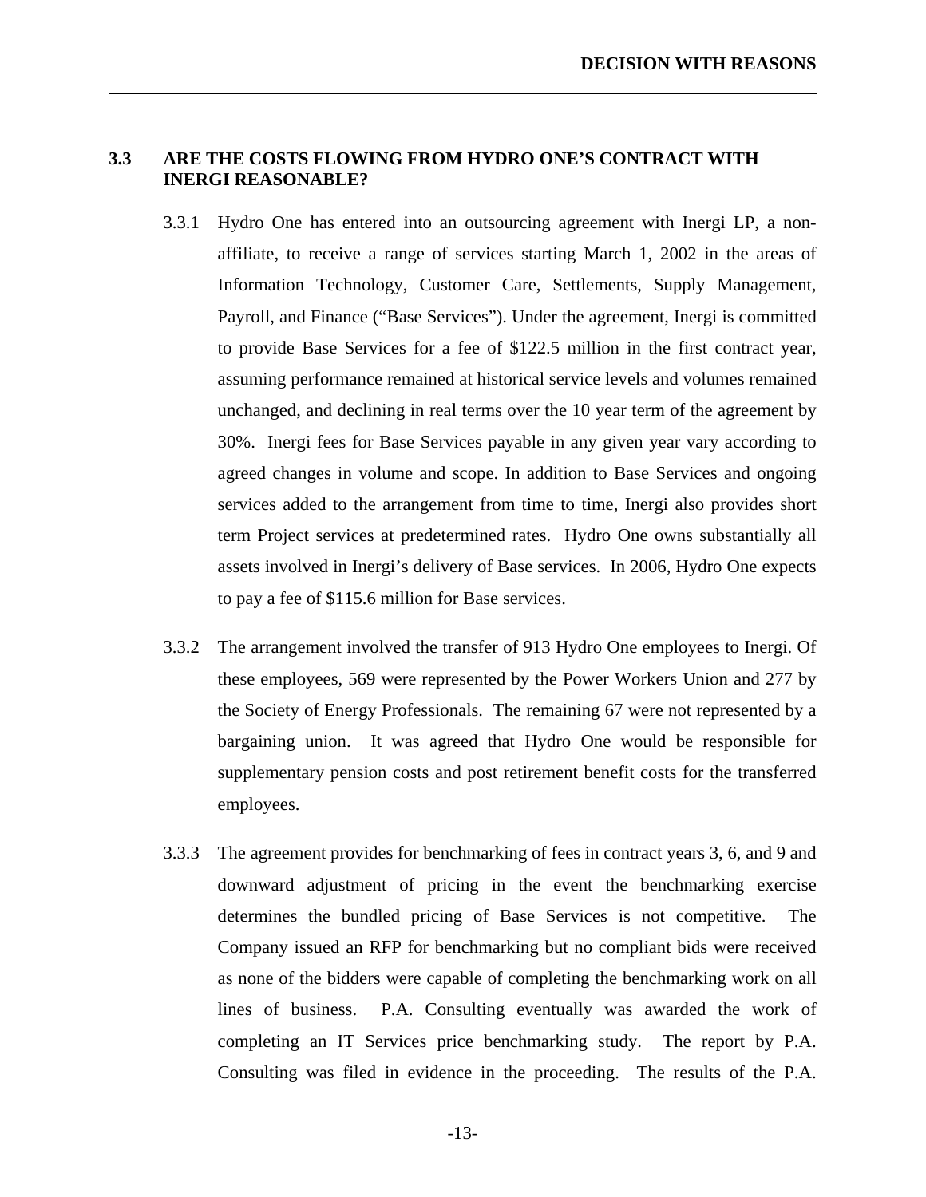## 3.3 ARE THE COSTS FLOWING FROM HYDRO ONE'S CONTRACT WITH INERGI REASONABLE?

3.3.1 Hydro One has entered into an outsourcing agreement with Inergi LP, a non-affiliate, to receive a range of services starting March 1, 2002 in the areas of Information Technology, Customer Care, Settlements, Supply Management, Payroll, and Finance ("Base Services"). Under the agreement, Inergi is committed to provide Base Services for a fee of $122.5 million in the first contract year, assuming performance remained at historical service levels and volumes remained unchanged, and declining in real terms over the 10 year term of the agreement by 30%. Inergi fees for Base Services payable in any given year vary according to agreed changes in volume and scope. In addition to Base Services and ongoing services added to the arrangement from time to time, Inergi also provides short term Project services at predetermined rates. Hydro One owns substantially all assets involved in Inergi's delivery of Base services. In 2006, Hydro One expects to pay a fee of $115.6 million for Base services.

3.3.2 The arrangement involved the transfer of 913 Hydro One employees to Inergi. Of these employees, 569 were represented by the Power Workers Union and 277 by the Society of Energy Professionals. The remaining 67 were not represented by a bargaining union. It was agreed that Hydro One would be responsible for supplementary pension costs and post retirement benefit costs for the transferred employees.

3.3.3 The agreement provides for benchmarking of fees in contract years 3, 6, and 9 and downward adjustment of pricing in the event the benchmarking exercise determines the bundled pricing of Base Services is not competitive. The Company issued an RFP for benchmarking but no compliant bids were received as none of the bidders were capable of completing the benchmarking work on all lines of business. P.A. Consulting eventually was awarded the work of completing an IT Services price benchmarking study. The report by P.A. Consulting was filed in evidence in the proceeding. The results of the P.A.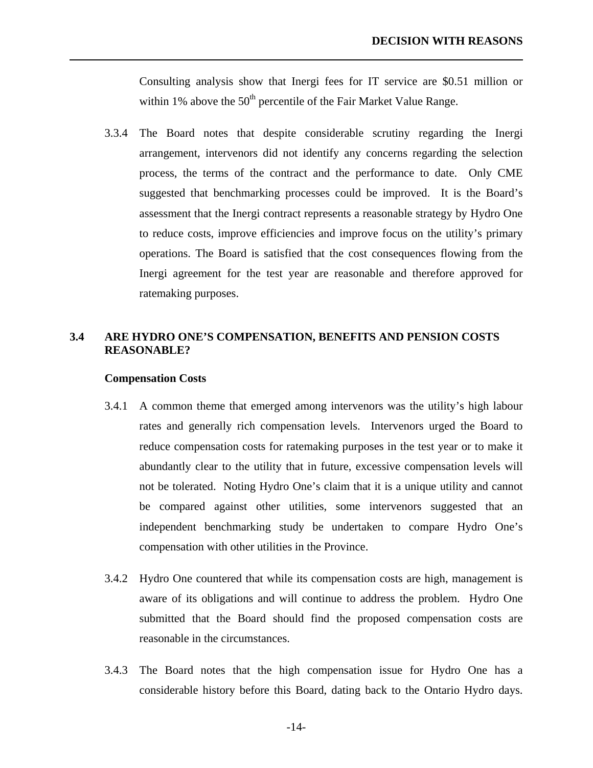Consulting analysis show that Inergi fees for IT service are \$0.51 million or within 1% above the 50th percentile of the Fair Market Value Range.

3.3.4 The Board notes that despite considerable scrutiny regarding the Inergi arrangement, intervenors did not identify any concerns regarding the selection process, the terms of the contract and the performance to date. Only CME suggested that benchmarking processes could be improved. It is the Board's assessment that the Inergi contract represents a reasonable strategy by Hydro One to reduce costs, improve efficiencies and improve focus on the utility's primary operations. The Board is satisfied that the cost consequences flowing from the Inergi agreement for the test year are reasonable and therefore approved for ratemaking purposes.

## 3.4 ARE HYDRO ONE'S COMPENSATION, BENEFITS AND PENSION COSTS REASONABLE?

**Compensation Costs**

3.4.1 A common theme that emerged among intervenors was the utility's high labour rates and generally rich compensation levels. Intervenors urged the Board to reduce compensation costs for ratemaking purposes in the test year or to make it abundantly clear to the utility that in future, excessive compensation levels will not be tolerated. Noting Hydro One's claim that it is a unique utility and cannot be compared against other utilities, some intervenors suggested that an independent benchmarking study be undertaken to compare Hydro One's compensation with other utilities in the Province.

3.4.2 Hydro One countered that while its compensation costs are high, management is aware of its obligations and will continue to address the problem. Hydro One submitted that the Board should find the proposed compensation costs are reasonable in the circumstances.

3.4.3 The Board notes that the high compensation issue for Hydro One has a considerable history before this Board, dating back to the Ontario Hydro days.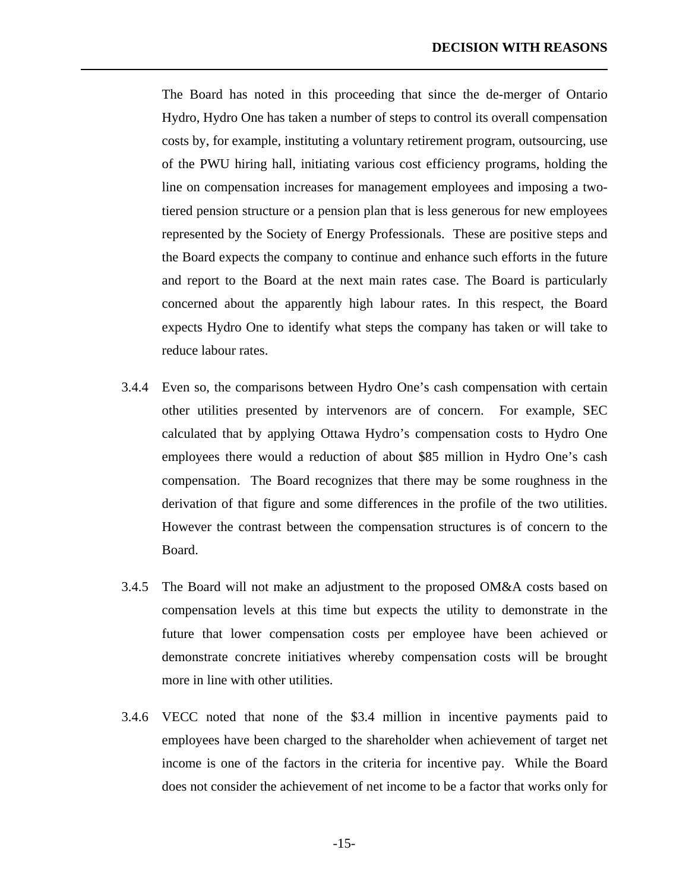The Board has noted in this proceeding that since the de-merger of Ontario Hydro, Hydro One has taken a number of steps to control its overall compensation costs by, for example, instituting a voluntary retirement program, outsourcing, use of the PWU hiring hall, initiating various cost efficiency programs, holding the line on compensation increases for management employees and imposing a two-tiered pension structure or a pension plan that is less generous for new employees represented by the Society of Energy Professionals. These are positive steps and the Board expects the company to continue and enhance such efforts in the future and report to the Board at the next main rates case. The Board is particularly concerned about the apparently high labour rates. In this respect, the Board expects Hydro One to identify what steps the company has taken or will take to reduce labour rates.

3.4.4 Even so, the comparisons between Hydro One's cash compensation with certain other utilities presented by intervenors are of concern. For example, SEC calculated that by applying Ottawa Hydro's compensation costs to Hydro One employees there would a reduction of about $85 million in Hydro One's cash compensation. The Board recognizes that there may be some roughness in the derivation of that figure and some differences in the profile of the two utilities. However the contrast between the compensation structures is of concern to the Board.

3.4.5 The Board will not make an adjustment to the proposed OM&A costs based on compensation levels at this time but expects the utility to demonstrate in the future that lower compensation costs per employee have been achieved or demonstrate concrete initiatives whereby compensation costs will be brought more in line with other utilities.

3.4.6 VECC noted that none of the $3.4 million in incentive payments paid to employees have been charged to the shareholder when achievement of target net income is one of the factors in the criteria for incentive pay. While the Board does not consider the achievement of net income to be a factor that works only for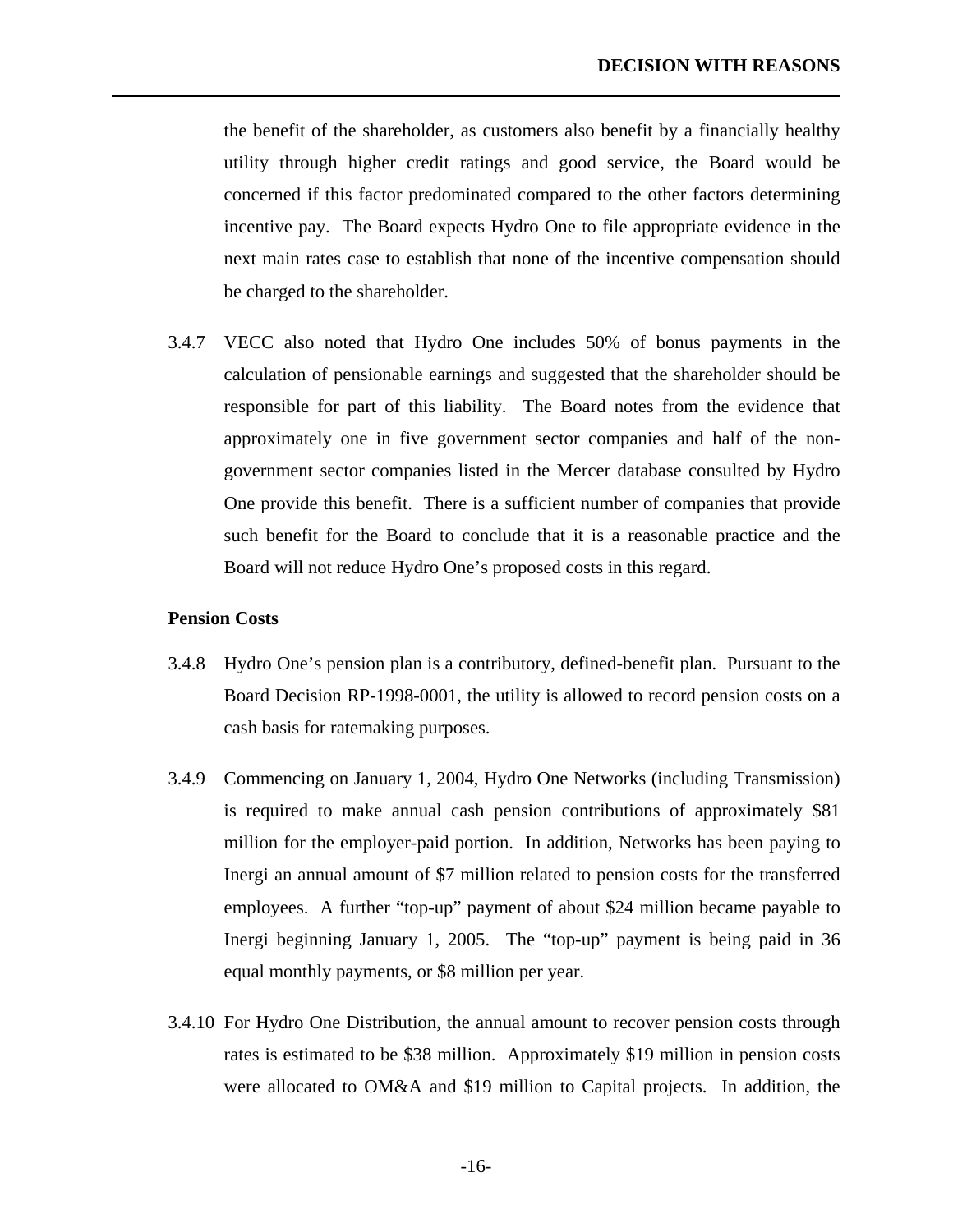the benefit of the shareholder, as customers also benefit by a financially healthy utility through higher credit ratings and good service, the Board would be concerned if this factor predominated compared to the other factors determining incentive pay. The Board expects Hydro One to file appropriate evidence in the next main rates case to establish that none of the incentive compensation should be charged to the shareholder.

3.4.7 VECC also noted that Hydro One includes 50% of bonus payments in the calculation of pensionable earnings and suggested that the shareholder should be responsible for part of this liability. The Board notes from the evidence that approximately one in five government sector companies and half of the non-government sector companies listed in the Mercer database consulted by Hydro One provide this benefit. There is a sufficient number of companies that provide such benefit for the Board to conclude that it is a reasonable practice and the Board will not reduce Hydro One's proposed costs in this regard.

**Pension Costs**

3.4.8 Hydro One's pension plan is a contributory, defined-benefit plan. Pursuant to the Board Decision RP-1998-0001, the utility is allowed to record pension costs on a cash basis for ratemaking purposes.

3.4.9 Commencing on January 1, 2004, Hydro One Networks (including Transmission) is required to make annual cash pension contributions of approximately $81 million for the employer-paid portion. In addition, Networks has been paying to Inergi an annual amount of $7 million related to pension costs for the transferred employees. A further "top-up" payment of about $24 million became payable to Inergi beginning January 1, 2005. The "top-up" payment is being paid in 36 equal monthly payments, or $8 million per year.

3.4.10 For Hydro One Distribution, the annual amount to recover pension costs through rates is estimated to be $38 million. Approximately $19 million in pension costs were allocated to OM&A and $19 million to Capital projects. In addition, the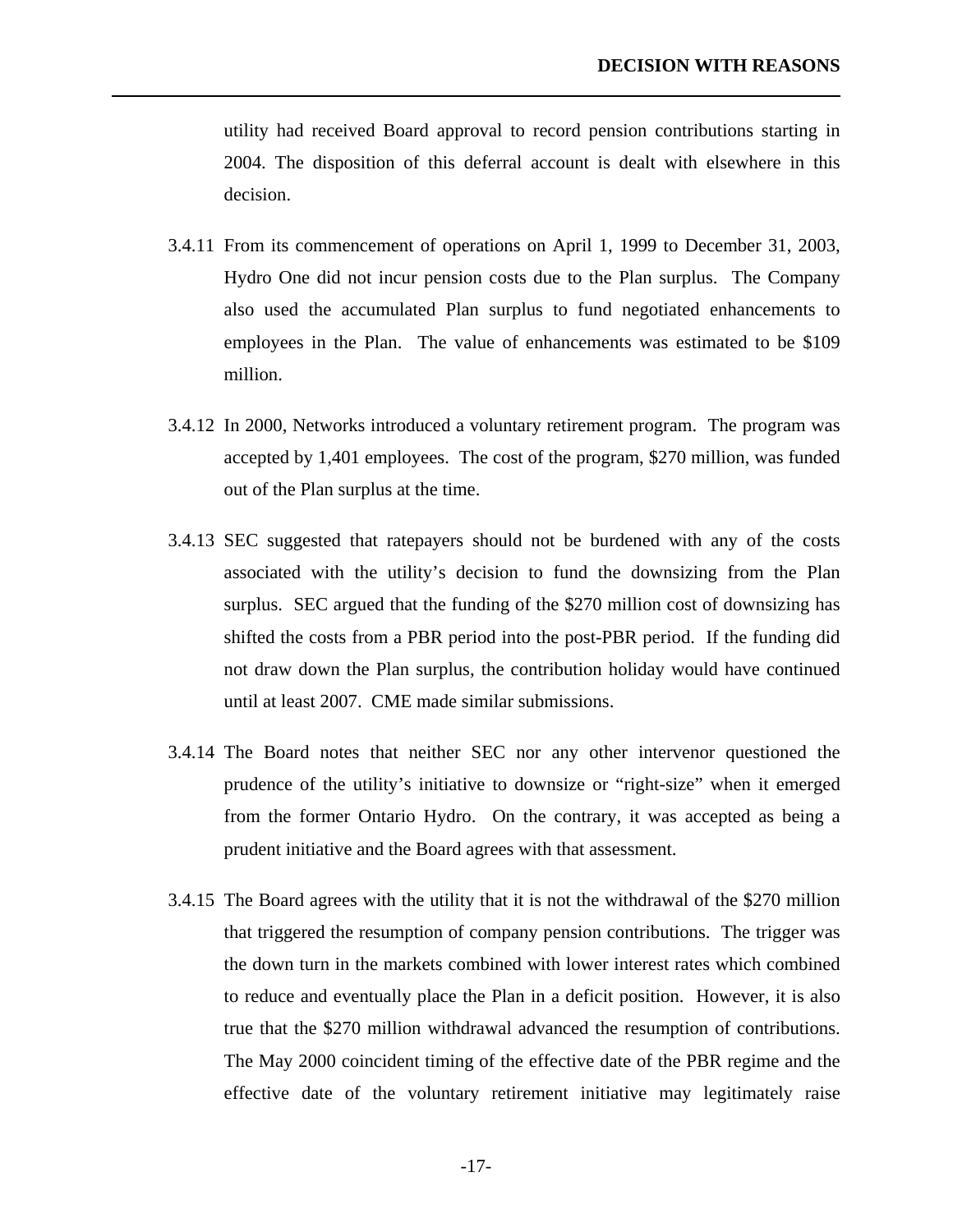utility had received Board approval to record pension contributions starting in 2004. The disposition of this deferral account is dealt with elsewhere in this decision.

3.4.11 From its commencement of operations on April 1, 1999 to December 31, 2003, Hydro One did not incur pension costs due to the Plan surplus. The Company also used the accumulated Plan surplus to fund negotiated enhancements to employees in the Plan. The value of enhancements was estimated to be $109 million.

3.4.12 In 2000, Networks introduced a voluntary retirement program. The program was accepted by 1,401 employees. The cost of the program, $270 million, was funded out of the Plan surplus at the time.

3.4.13 SEC suggested that ratepayers should not be burdened with any of the costs associated with the utility's decision to fund the downsizing from the Plan surplus. SEC argued that the funding of the $270 million cost of downsizing has shifted the costs from a PBR period into the post-PBR period. If the funding did not draw down the Plan surplus, the contribution holiday would have continued until at least 2007. CME made similar submissions.

3.4.14 The Board notes that neither SEC nor any other intervenor questioned the prudence of the utility's initiative to downsize or "right-size" when it emerged from the former Ontario Hydro. On the contrary, it was accepted as being a prudent initiative and the Board agrees with that assessment.

3.4.15 The Board agrees with the utility that it is not the withdrawal of the $270 million that triggered the resumption of company pension contributions. The trigger was the down turn in the markets combined with lower interest rates which combined to reduce and eventually place the Plan in a deficit position. However, it is also true that the $270 million withdrawal advanced the resumption of contributions. The May 2000 coincident timing of the effective date of the PBR regime and the effective date of the voluntary retirement initiative may legitimately raise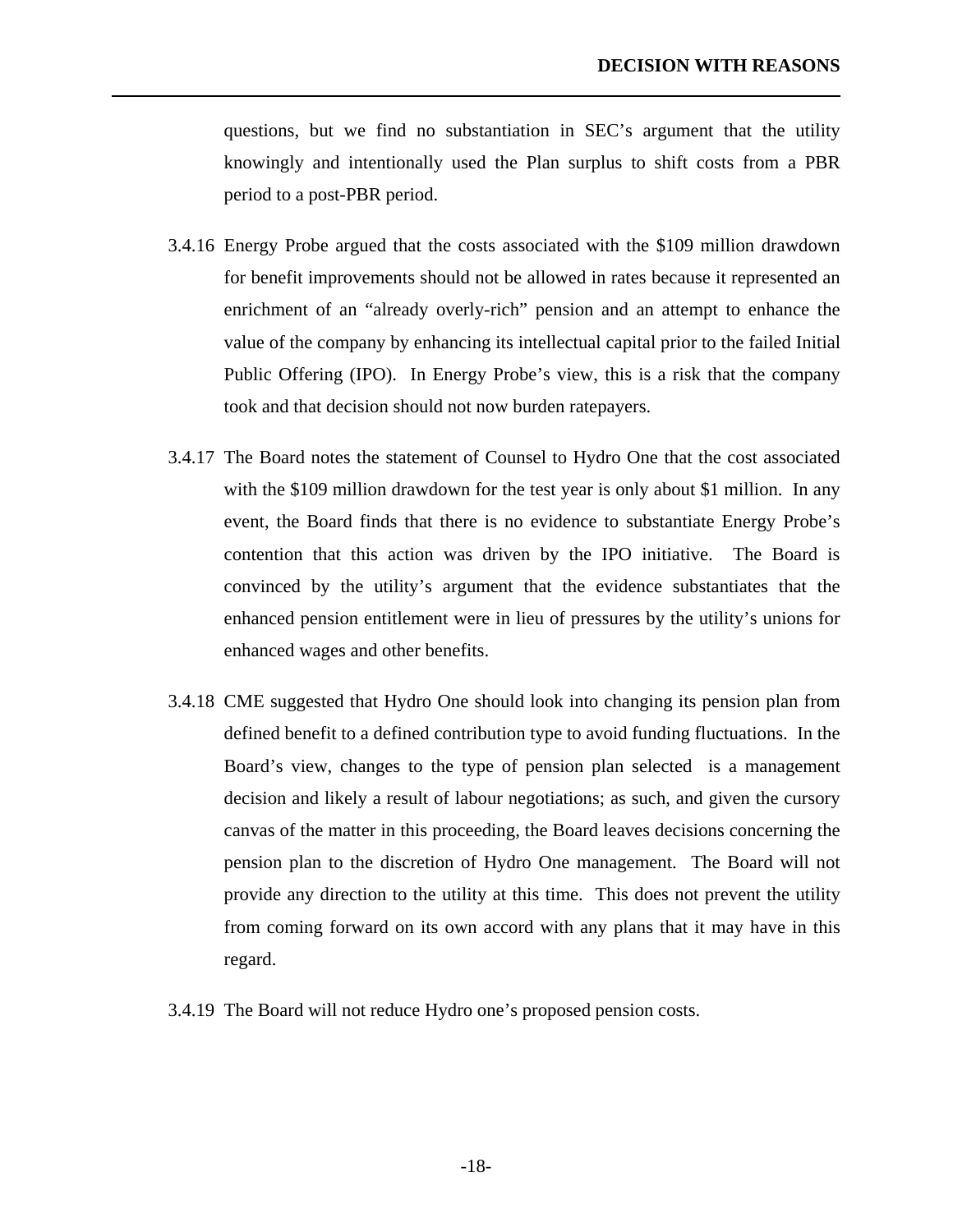questions, but we find no substantiation in SEC's argument that the utility knowingly and intentionally used the Plan surplus to shift costs from a PBR period to a post-PBR period.

3.4.16 Energy Probe argued that the costs associated with the $109 million drawdown for benefit improvements should not be allowed in rates because it represented an enrichment of an "already overly-rich" pension and an attempt to enhance the value of the company by enhancing its intellectual capital prior to the failed Initial Public Offering (IPO). In Energy Probe's view, this is a risk that the company took and that decision should not now burden ratepayers.

3.4.17 The Board notes the statement of Counsel to Hydro One that the cost associated with the $109 million drawdown for the test year is only about $1 million. In any event, the Board finds that there is no evidence to substantiate Energy Probe's contention that this action was driven by the IPO initiative. The Board is convinced by the utility's argument that the evidence substantiates that the enhanced pension entitlement were in lieu of pressures by the utility's unions for enhanced wages and other benefits.

3.4.18 CME suggested that Hydro One should look into changing its pension plan from defined benefit to a defined contribution type to avoid funding fluctuations. In the Board's view, changes to the type of pension plan selected is a management decision and likely a result of labour negotiations; as such, and given the cursory canvas of the matter in this proceeding, the Board leaves decisions concerning the pension plan to the discretion of Hydro One management. The Board will not provide any direction to the utility at this time. This does not prevent the utility from coming forward on its own accord with any plans that it may have in this regard.

3.4.19 The Board will not reduce Hydro one's proposed pension costs.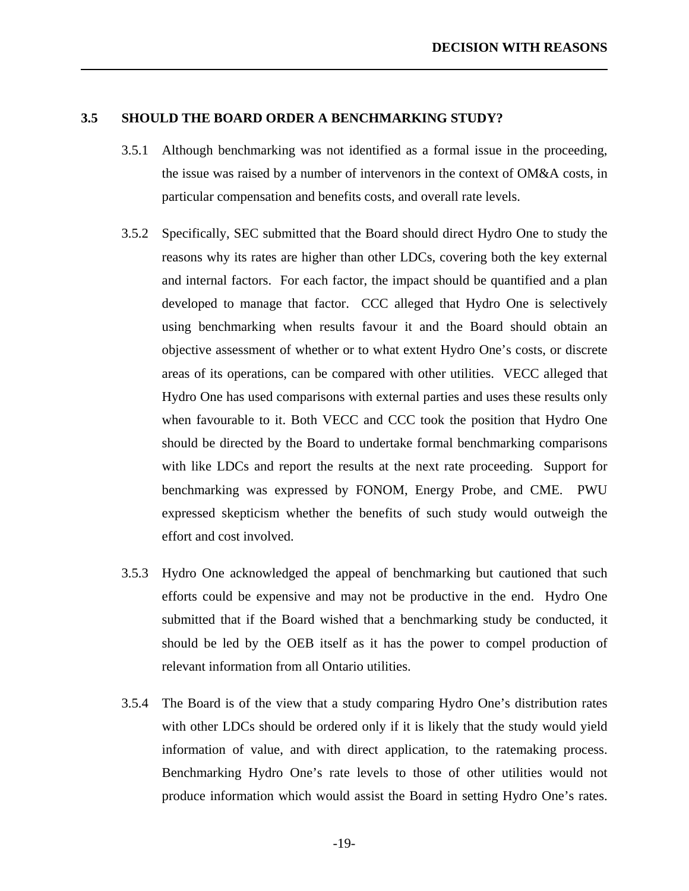## 3.5 SHOULD THE BOARD ORDER A BENCHMARKING STUDY?

3.5.1 Although benchmarking was not identified as a formal issue in the proceeding, the issue was raised by a number of intervenors in the context of OM&A costs, in particular compensation and benefits costs, and overall rate levels.

3.5.2 Specifically, SEC submitted that the Board should direct Hydro One to study the reasons why its rates are higher than other LDCs, covering both the key external and internal factors. For each factor, the impact should be quantified and a plan developed to manage that factor. CCC alleged that Hydro One is selectively using benchmarking when results favour it and the Board should obtain an objective assessment of whether or to what extent Hydro One's costs, or discrete areas of its operations, can be compared with other utilities. VECC alleged that Hydro One has used comparisons with external parties and uses these results only when favourable to it. Both VECC and CCC took the position that Hydro One should be directed by the Board to undertake formal benchmarking comparisons with like LDCs and report the results at the next rate proceeding. Support for benchmarking was expressed by FONOM, Energy Probe, and CME. PWU expressed skepticism whether the benefits of such study would outweigh the effort and cost involved.

3.5.3 Hydro One acknowledged the appeal of benchmarking but cautioned that such efforts could be expensive and may not be productive in the end. Hydro One submitted that if the Board wished that a benchmarking study be conducted, it should be led by the OEB itself as it has the power to compel production of relevant information from all Ontario utilities.

3.5.4 The Board is of the view that a study comparing Hydro One's distribution rates with other LDCs should be ordered only if it is likely that the study would yield information of value, and with direct application, to the ratemaking process. Benchmarking Hydro One's rate levels to those of other utilities would not produce information which would assist the Board in setting Hydro One's rates.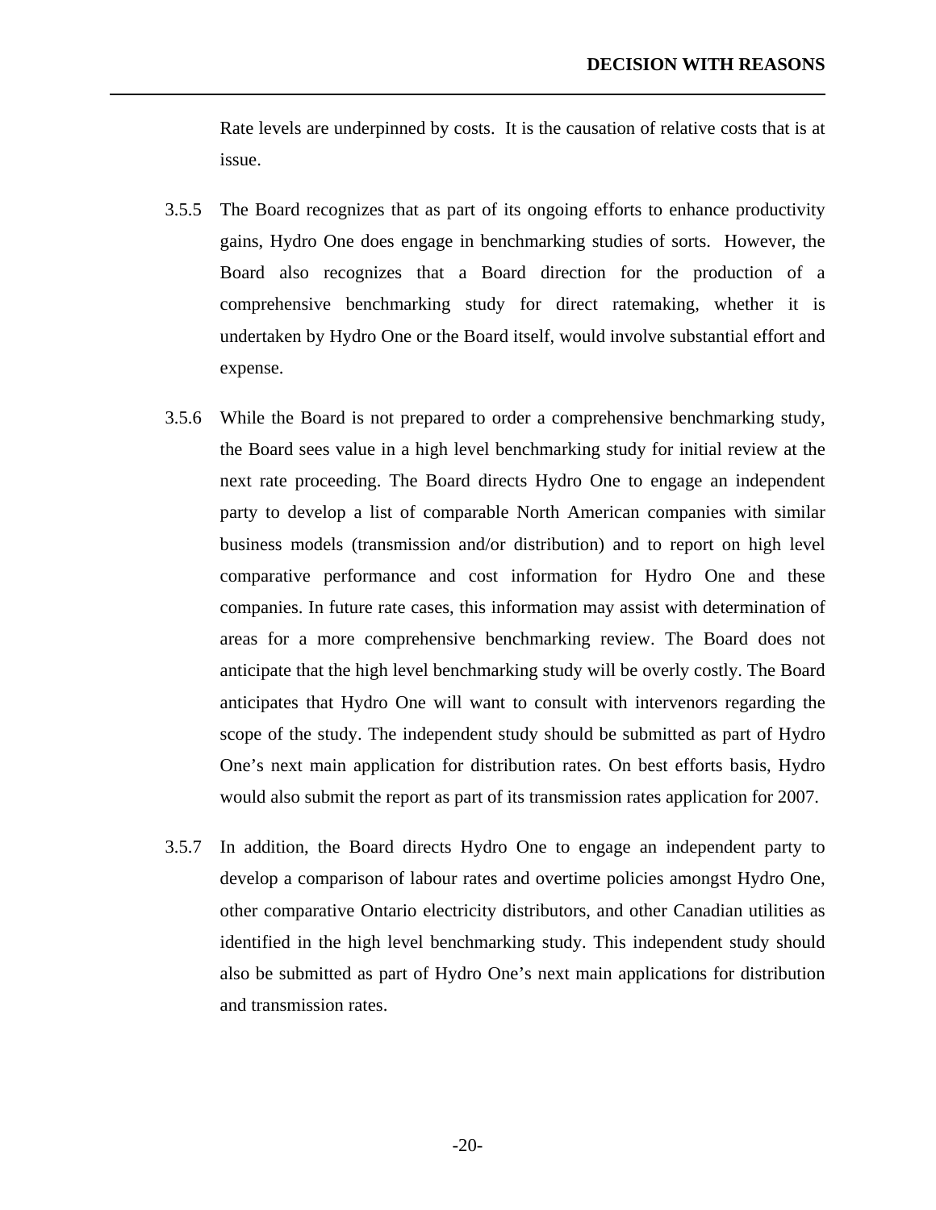Rate levels are underpinned by costs. It is the causation of relative costs that is at issue.

3.5.5 The Board recognizes that as part of its ongoing efforts to enhance productivity gains, Hydro One does engage in benchmarking studies of sorts. However, the Board also recognizes that a Board direction for the production of a comprehensive benchmarking study for direct ratemaking, whether it is undertaken by Hydro One or the Board itself, would involve substantial effort and expense.

3.5.6 While the Board is not prepared to order a comprehensive benchmarking study, the Board sees value in a high level benchmarking study for initial review at the next rate proceeding. The Board directs Hydro One to engage an independent party to develop a list of comparable North American companies with similar business models (transmission and/or distribution) and to report on high level comparative performance and cost information for Hydro One and these companies. In future rate cases, this information may assist with determination of areas for a more comprehensive benchmarking review. The Board does not anticipate that the high level benchmarking study will be overly costly. The Board anticipates that Hydro One will want to consult with intervenors regarding the scope of the study. The independent study should be submitted as part of Hydro One's next main application for distribution rates. On best efforts basis, Hydro would also submit the report as part of its transmission rates application for 2007.

3.5.7 In addition, the Board directs Hydro One to engage an independent party to develop a comparison of labour rates and overtime policies amongst Hydro One, other comparative Ontario electricity distributors, and other Canadian utilities as identified in the high level benchmarking study. This independent study should also be submitted as part of Hydro One's next main applications for distribution and transmission rates.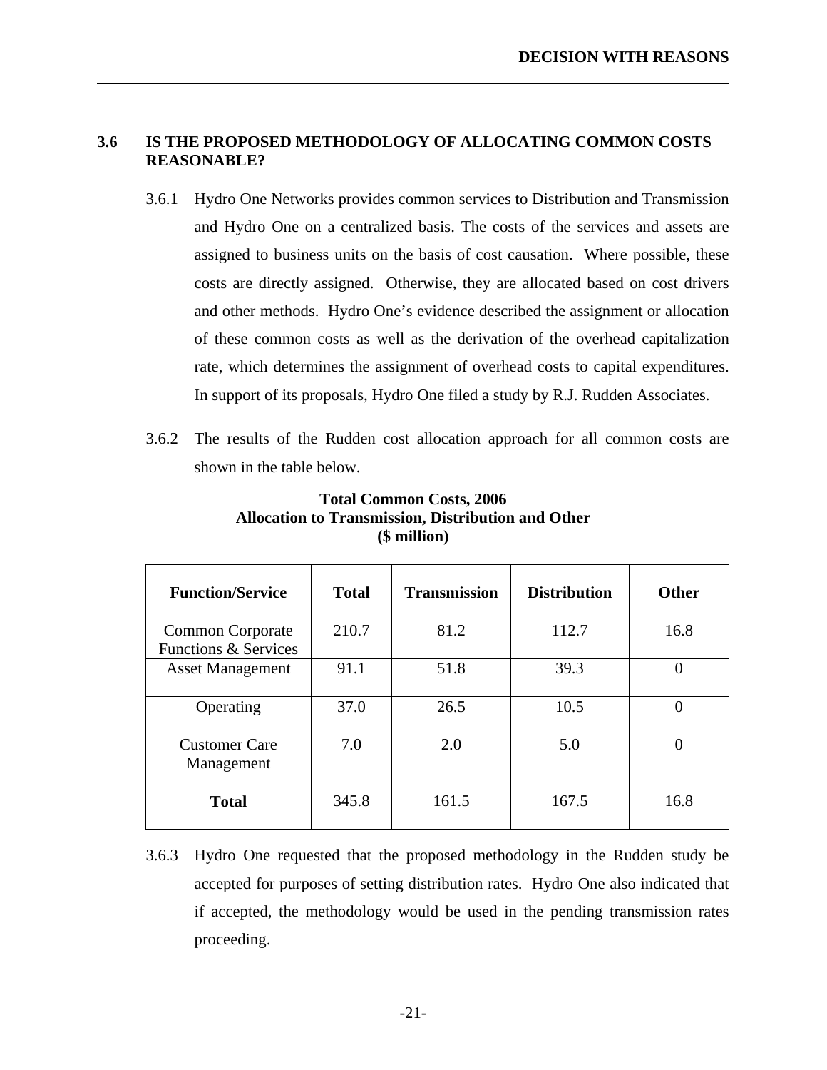## 3.6 IS THE PROPOSED METHODOLOGY OF ALLOCATING COMMON COSTS REASONABLE?

3.6.1 Hydro One Networks provides common services to Distribution and Transmission and Hydro One on a centralized basis. The costs of the services and assets are assigned to business units on the basis of cost causation. Where possible, these costs are directly assigned. Otherwise, they are allocated based on cost drivers and other methods. Hydro One's evidence described the assignment or allocation of these common costs as well as the derivation of the overhead capitalization rate, which determines the assignment of overhead costs to capital expenditures. In support of its proposals, Hydro One filed a study by R.J. Rudden Associates.

3.6.2 The results of the Rudden cost allocation approach for all common costs are shown in the table below.

**Total Common Costs, 2006**
**Allocation to Transmission, Distribution and Other**
**($ million)**

| Function/Service | Total | Transmission | Distribution | Other |
|---|---|---|---|---|
| Common Corporate Functions & Services | 210.7 | 81.2 | 112.7 | 16.8 |
| Asset Management | 91.1 | 51.8 | 39.3 | 0 |
| Operating | 37.0 | 26.5 | 10.5 | 0 |
| Customer Care Management | 7.0 | 2.0 | 5.0 | 0 |
| **Total** | 345.8 | 161.5 | 167.5 | 16.8 |

3.6.3 Hydro One requested that the proposed methodology in the Rudden study be accepted for purposes of setting distribution rates. Hydro One also indicated that if accepted, the methodology would be used in the pending transmission rates proceeding.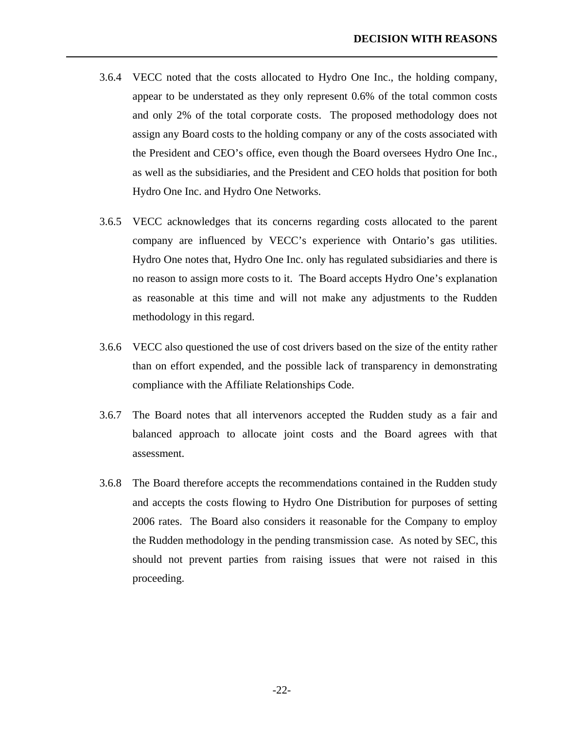3.6.4 VECC noted that the costs allocated to Hydro One Inc., the holding company, appear to be understated as they only represent 0.6% of the total common costs and only 2% of the total corporate costs. The proposed methodology does not assign any Board costs to the holding company or any of the costs associated with the President and CEO's office, even though the Board oversees Hydro One Inc., as well as the subsidiaries, and the President and CEO holds that position for both Hydro One Inc. and Hydro One Networks.

3.6.5 VECC acknowledges that its concerns regarding costs allocated to the parent company are influenced by VECC's experience with Ontario's gas utilities. Hydro One notes that, Hydro One Inc. only has regulated subsidiaries and there is no reason to assign more costs to it. The Board accepts Hydro One's explanation as reasonable at this time and will not make any adjustments to the Rudden methodology in this regard.

3.6.6 VECC also questioned the use of cost drivers based on the size of the entity rather than on effort expended, and the possible lack of transparency in demonstrating compliance with the Affiliate Relationships Code.

3.6.7 The Board notes that all intervenors accepted the Rudden study as a fair and balanced approach to allocate joint costs and the Board agrees with that assessment.

3.6.8 The Board therefore accepts the recommendations contained in the Rudden study and accepts the costs flowing to Hydro One Distribution for purposes of setting 2006 rates. The Board also considers it reasonable for the Company to employ the Rudden methodology in the pending transmission case. As noted by SEC, this should not prevent parties from raising issues that were not raised in this proceeding.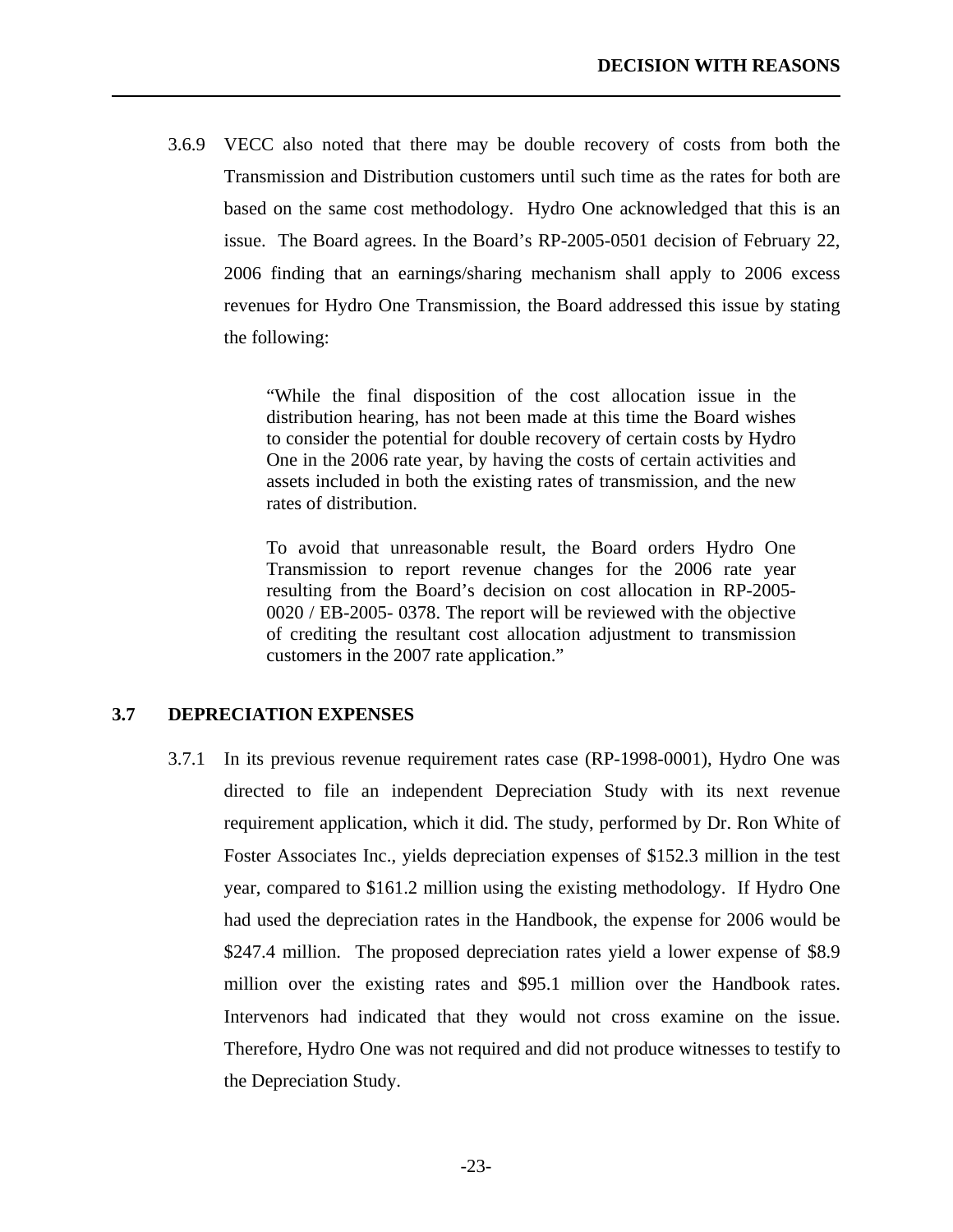3.6.9 VECC also noted that there may be double recovery of costs from both the Transmission and Distribution customers until such time as the rates for both are based on the same cost methodology. Hydro One acknowledged that this is an issue. The Board agrees. In the Board's RP-2005-0501 decision of February 22, 2006 finding that an earnings/sharing mechanism shall apply to 2006 excess revenues for Hydro One Transmission, the Board addressed this issue by stating the following:

> "While the final disposition of the cost allocation issue in the distribution hearing, has not been made at this time the Board wishes to consider the potential for double recovery of certain costs by Hydro One in the 2006 rate year, by having the costs of certain activities and assets included in both the existing rates of transmission, and the new rates of distribution.
>
> To avoid that unreasonable result, the Board orders Hydro One Transmission to report revenue changes for the 2006 rate year resulting from the Board's decision on cost allocation in RP-2005-0020 / EB-2005- 0378. The report will be reviewed with the objective of crediting the resultant cost allocation adjustment to transmission customers in the 2007 rate application."

## 3.7 DEPRECIATION EXPENSES

3.7.1 In its previous revenue requirement rates case (RP-1998-0001), Hydro One was directed to file an independent Depreciation Study with its next revenue requirement application, which it did. The study, performed by Dr. Ron White of Foster Associates Inc., yields depreciation expenses of $152.3 million in the test year, compared to $161.2 million using the existing methodology. If Hydro One had used the depreciation rates in the Handbook, the expense for 2006 would be $247.4 million. The proposed depreciation rates yield a lower expense of $8.9 million over the existing rates and $95.1 million over the Handbook rates. Intervenors had indicated that they would not cross examine on the issue. Therefore, Hydro One was not required and did not produce witnesses to testify to the Depreciation Study.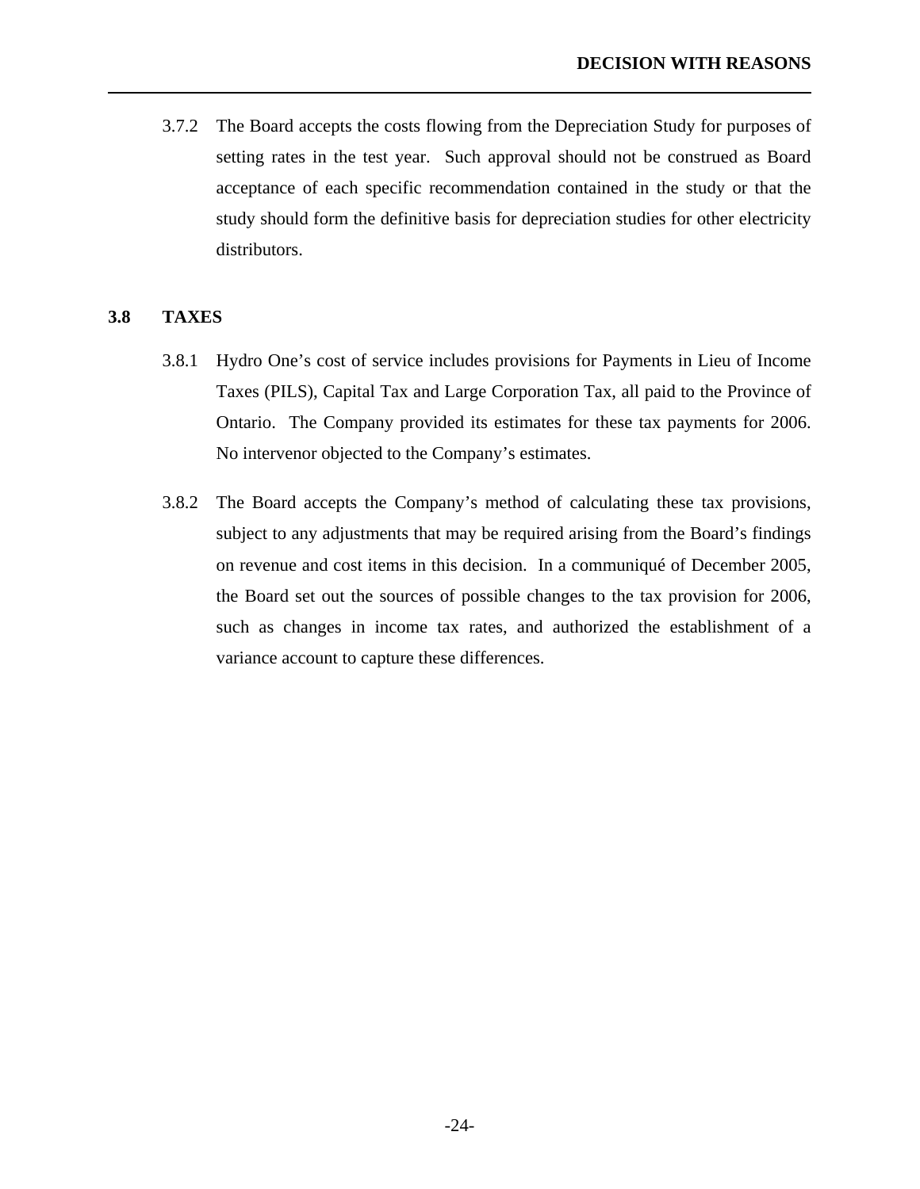3.7.2 The Board accepts the costs flowing from the Depreciation Study for purposes of setting rates in the test year. Such approval should not be construed as Board acceptance of each specific recommendation contained in the study or that the study should form the definitive basis for depreciation studies for other electricity distributors.

## 3.8 TAXES

3.8.1 Hydro One's cost of service includes provisions for Payments in Lieu of Income Taxes (PILS), Capital Tax and Large Corporation Tax, all paid to the Province of Ontario. The Company provided its estimates for these tax payments for 2006. No intervenor objected to the Company's estimates.

3.8.2 The Board accepts the Company's method of calculating these tax provisions, subject to any adjustments that may be required arising from the Board's findings on revenue and cost items in this decision. In a communiqué of December 2005, the Board set out the sources of possible changes to the tax provision for 2006, such as changes in income tax rates, and authorized the establishment of a variance account to capture these differences.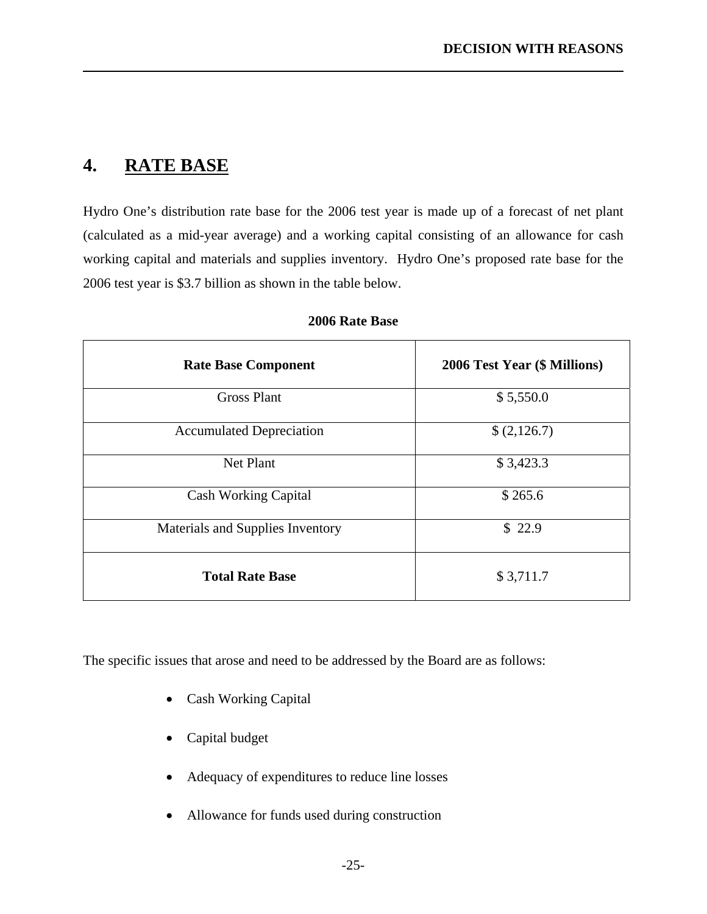## 4. RATE BASE

Hydro One's distribution rate base for the 2006 test year is made up of a forecast of net plant (calculated as a mid-year average) and a working capital consisting of an allowance for cash working capital and materials and supplies inventory. Hydro One's proposed rate base for the 2006 test year is $3.7 billion as shown in the table below.

**2006 Rate Base**

| Rate Base Component | 2006 Test Year ($ Millions) |
| --- | --- |
| Gross Plant | $ 5,550.0 |
| Accumulated Depreciation | $ (2,126.7) |
| Net Plant | $ 3,423.3 |
| Cash Working Capital | $ 265.6 |
| Materials and Supplies Inventory | $ 22.9 |
| **Total Rate Base** | $ 3,711.7 |

The specific issues that arose and need to be addressed by the Board are as follows:

- Cash Working Capital
- Capital budget
- Adequacy of expenditures to reduce line losses
- Allowance for funds used during construction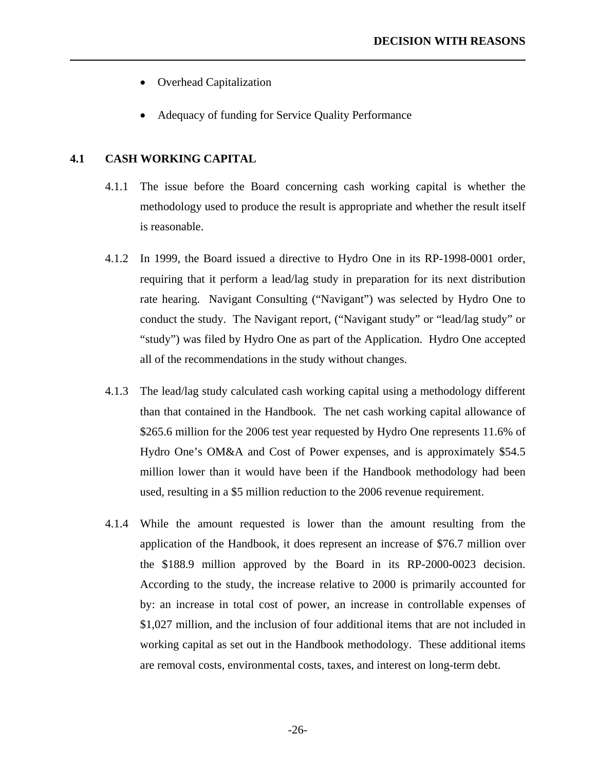- Overhead Capitalization
- Adequacy of funding for Service Quality Performance

## 4.1 CASH WORKING CAPITAL

4.1.1 The issue before the Board concerning cash working capital is whether the methodology used to produce the result is appropriate and whether the result itself is reasonable.

4.1.2 In 1999, the Board issued a directive to Hydro One in its RP-1998-0001 order, requiring that it perform a lead/lag study in preparation for its next distribution rate hearing. Navigant Consulting ("Navigant") was selected by Hydro One to conduct the study. The Navigant report, ("Navigant study" or "lead/lag study" or "study") was filed by Hydro One as part of the Application. Hydro One accepted all of the recommendations in the study without changes.

4.1.3 The lead/lag study calculated cash working capital using a methodology different than that contained in the Handbook. The net cash working capital allowance of $265.6 million for the 2006 test year requested by Hydro One represents 11.6% of Hydro One's OM&A and Cost of Power expenses, and is approximately $54.5 million lower than it would have been if the Handbook methodology had been used, resulting in a $5 million reduction to the 2006 revenue requirement.

4.1.4 While the amount requested is lower than the amount resulting from the application of the Handbook, it does represent an increase of $76.7 million over the $188.9 million approved by the Board in its RP-2000-0023 decision. According to the study, the increase relative to 2000 is primarily accounted for by: an increase in total cost of power, an increase in controllable expenses of $1,027 million, and the inclusion of four additional items that are not included in working capital as set out in the Handbook methodology. These additional items are removal costs, environmental costs, taxes, and interest on long-term debt.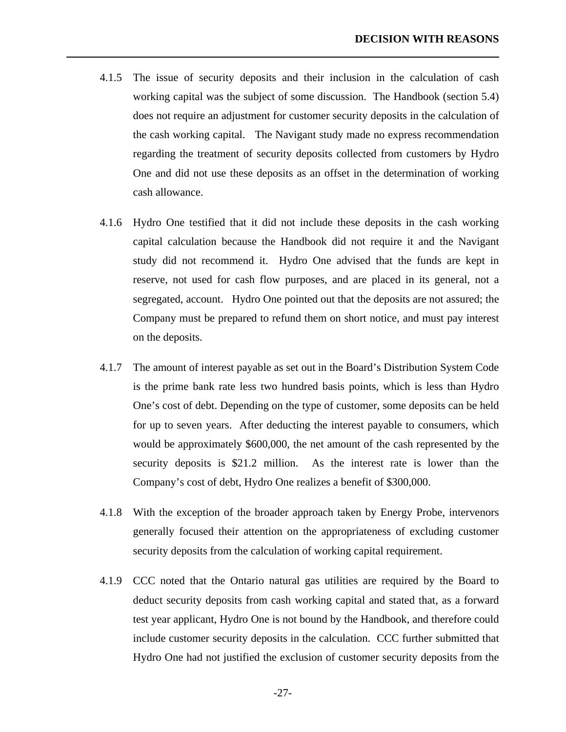4.1.5 The issue of security deposits and their inclusion in the calculation of cash working capital was the subject of some discussion. The Handbook (section 5.4) does not require an adjustment for customer security deposits in the calculation of the cash working capital. The Navigant study made no express recommendation regarding the treatment of security deposits collected from customers by Hydro One and did not use these deposits as an offset in the determination of working cash allowance.

4.1.6 Hydro One testified that it did not include these deposits in the cash working capital calculation because the Handbook did not require it and the Navigant study did not recommend it. Hydro One advised that the funds are kept in reserve, not used for cash flow purposes, and are placed in its general, not a segregated, account. Hydro One pointed out that the deposits are not assured; the Company must be prepared to refund them on short notice, and must pay interest on the deposits.

4.1.7 The amount of interest payable as set out in the Board's Distribution System Code is the prime bank rate less two hundred basis points, which is less than Hydro One's cost of debt. Depending on the type of customer, some deposits can be held for up to seven years. After deducting the interest payable to consumers, which would be approximately $600,000, the net amount of the cash represented by the security deposits is $21.2 million. As the interest rate is lower than the Company's cost of debt, Hydro One realizes a benefit of $300,000.

4.1.8 With the exception of the broader approach taken by Energy Probe, intervenors generally focused their attention on the appropriateness of excluding customer security deposits from the calculation of working capital requirement.

4.1.9 CCC noted that the Ontario natural gas utilities are required by the Board to deduct security deposits from cash working capital and stated that, as a forward test year applicant, Hydro One is not bound by the Handbook, and therefore could include customer security deposits in the calculation. CCC further submitted that Hydro One had not justified the exclusion of customer security deposits from the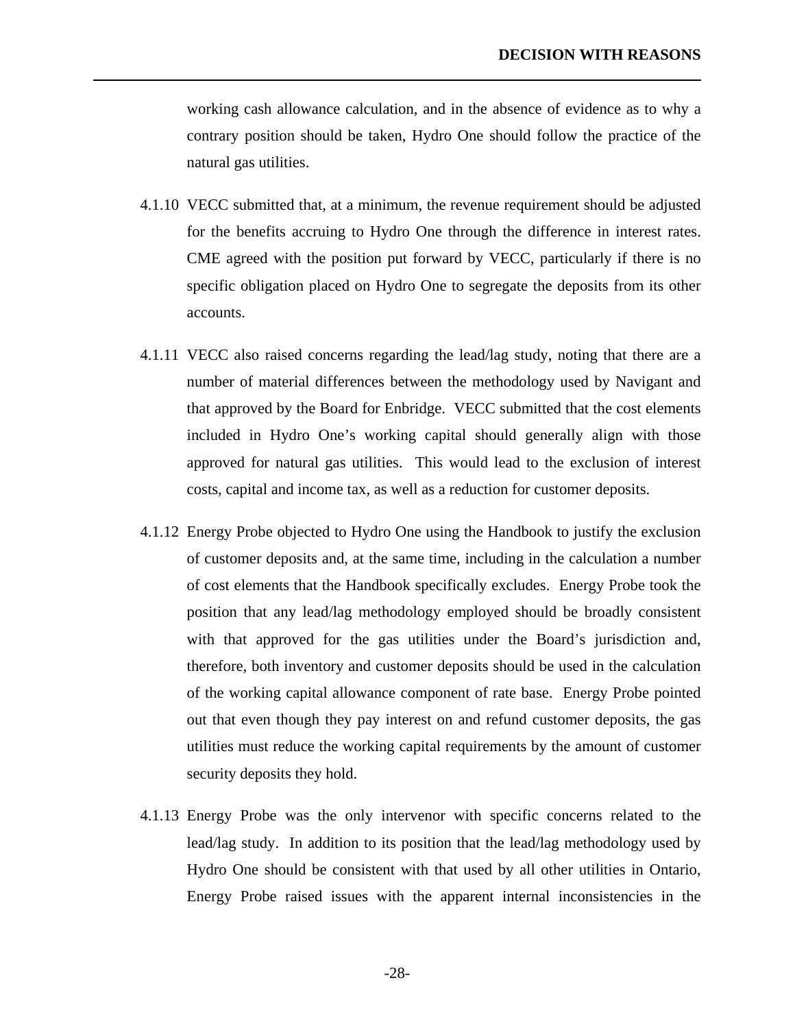working cash allowance calculation, and in the absence of evidence as to why a contrary position should be taken, Hydro One should follow the practice of the natural gas utilities.

4.1.10 VECC submitted that, at a minimum, the revenue requirement should be adjusted for the benefits accruing to Hydro One through the difference in interest rates. CME agreed with the position put forward by VECC, particularly if there is no specific obligation placed on Hydro One to segregate the deposits from its other accounts.

4.1.11 VECC also raised concerns regarding the lead/lag study, noting that there are a number of material differences between the methodology used by Navigant and that approved by the Board for Enbridge. VECC submitted that the cost elements included in Hydro One's working capital should generally align with those approved for natural gas utilities. This would lead to the exclusion of interest costs, capital and income tax, as well as a reduction for customer deposits.

4.1.12 Energy Probe objected to Hydro One using the Handbook to justify the exclusion of customer deposits and, at the same time, including in the calculation a number of cost elements that the Handbook specifically excludes. Energy Probe took the position that any lead/lag methodology employed should be broadly consistent with that approved for the gas utilities under the Board's jurisdiction and, therefore, both inventory and customer deposits should be used in the calculation of the working capital allowance component of rate base. Energy Probe pointed out that even though they pay interest on and refund customer deposits, the gas utilities must reduce the working capital requirements by the amount of customer security deposits they hold.

4.1.13 Energy Probe was the only intervenor with specific concerns related to the lead/lag study. In addition to its position that the lead/lag methodology used by Hydro One should be consistent with that used by all other utilities in Ontario, Energy Probe raised issues with the apparent internal inconsistencies in the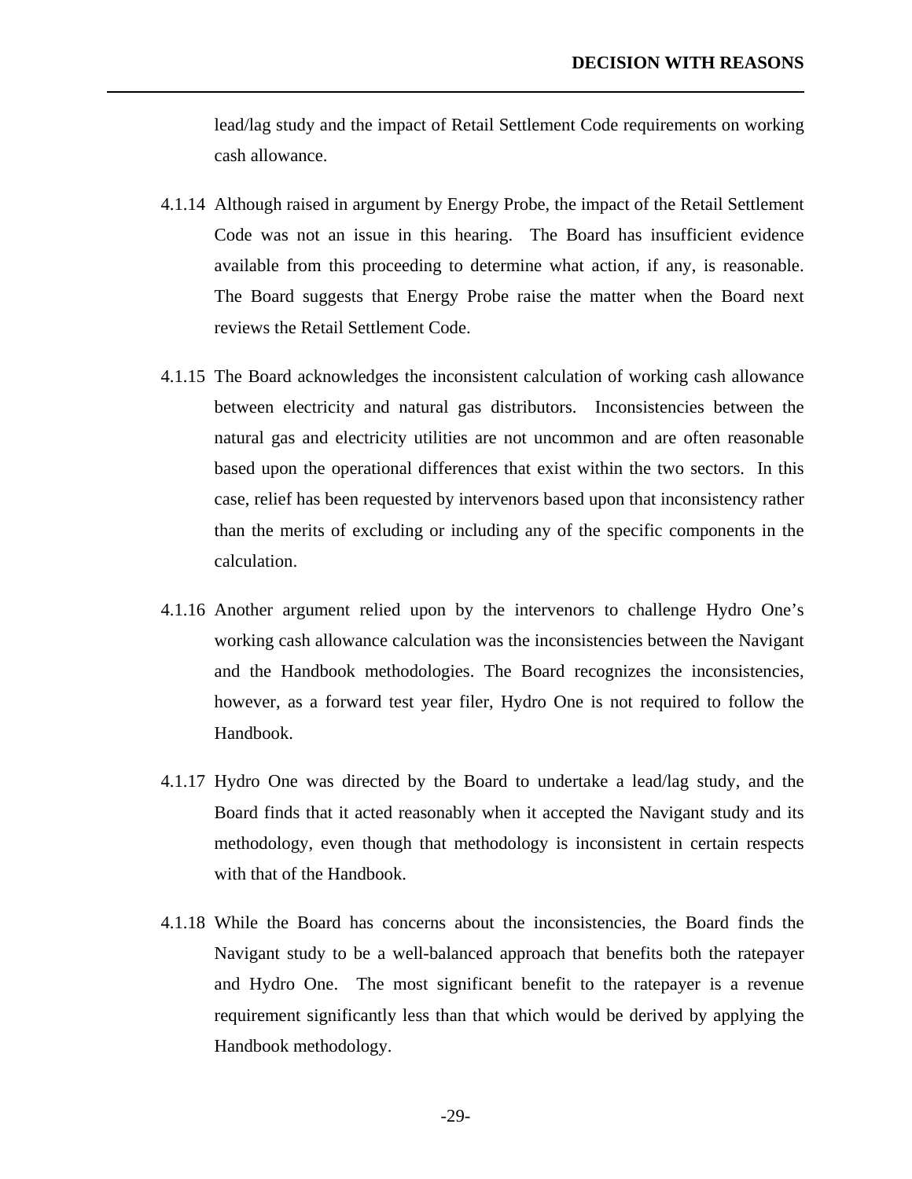lead/lag study and the impact of Retail Settlement Code requirements on working cash allowance.

4.1.14 Although raised in argument by Energy Probe, the impact of the Retail Settlement Code was not an issue in this hearing. The Board has insufficient evidence available from this proceeding to determine what action, if any, is reasonable. The Board suggests that Energy Probe raise the matter when the Board next reviews the Retail Settlement Code.

4.1.15 The Board acknowledges the inconsistent calculation of working cash allowance between electricity and natural gas distributors. Inconsistencies between the natural gas and electricity utilities are not uncommon and are often reasonable based upon the operational differences that exist within the two sectors. In this case, relief has been requested by intervenors based upon that inconsistency rather than the merits of excluding or including any of the specific components in the calculation.

4.1.16 Another argument relied upon by the intervenors to challenge Hydro One's working cash allowance calculation was the inconsistencies between the Navigant and the Handbook methodologies. The Board recognizes the inconsistencies, however, as a forward test year filer, Hydro One is not required to follow the Handbook.

4.1.17 Hydro One was directed by the Board to undertake a lead/lag study, and the Board finds that it acted reasonably when it accepted the Navigant study and its methodology, even though that methodology is inconsistent in certain respects with that of the Handbook.

4.1.18 While the Board has concerns about the inconsistencies, the Board finds the Navigant study to be a well-balanced approach that benefits both the ratepayer and Hydro One. The most significant benefit to the ratepayer is a revenue requirement significantly less than that which would be derived by applying the Handbook methodology.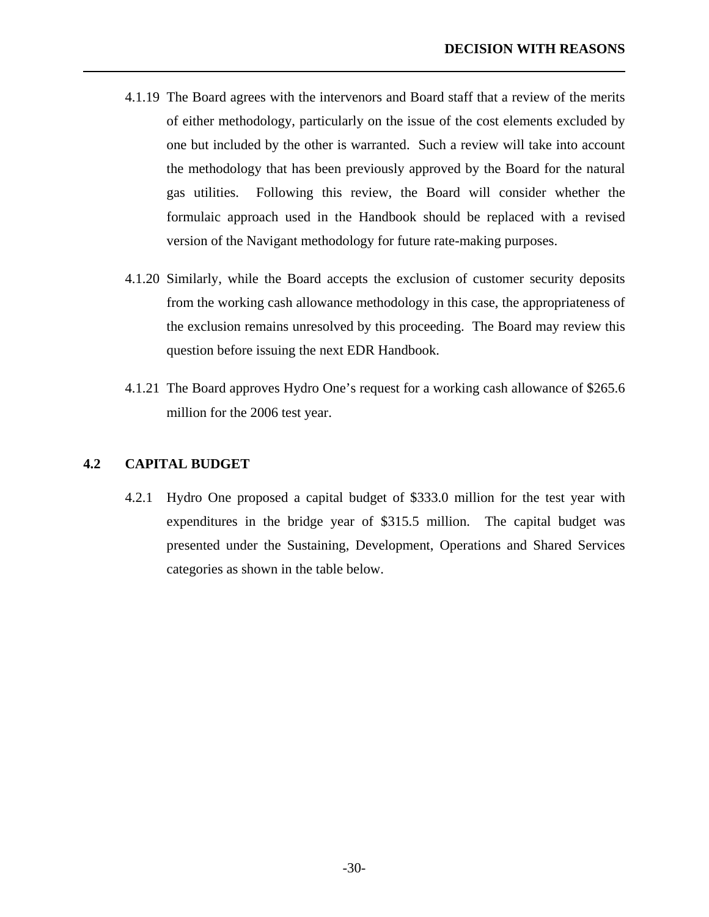4.1.19 The Board agrees with the intervenors and Board staff that a review of the merits of either methodology, particularly on the issue of the cost elements excluded by one but included by the other is warranted. Such a review will take into account the methodology that has been previously approved by the Board for the natural gas utilities. Following this review, the Board will consider whether the formulaic approach used in the Handbook should be replaced with a revised version of the Navigant methodology for future rate-making purposes.

4.1.20 Similarly, while the Board accepts the exclusion of customer security deposits from the working cash allowance methodology in this case, the appropriateness of the exclusion remains unresolved by this proceeding. The Board may review this question before issuing the next EDR Handbook.

4.1.21 The Board approves Hydro One's request for a working cash allowance of $265.6 million for the 2006 test year.

## 4.2 CAPITAL BUDGET

4.2.1 Hydro One proposed a capital budget of $333.0 million for the test year with expenditures in the bridge year of $315.5 million. The capital budget was presented under the Sustaining, Development, Operations and Shared Services categories as shown in the table below.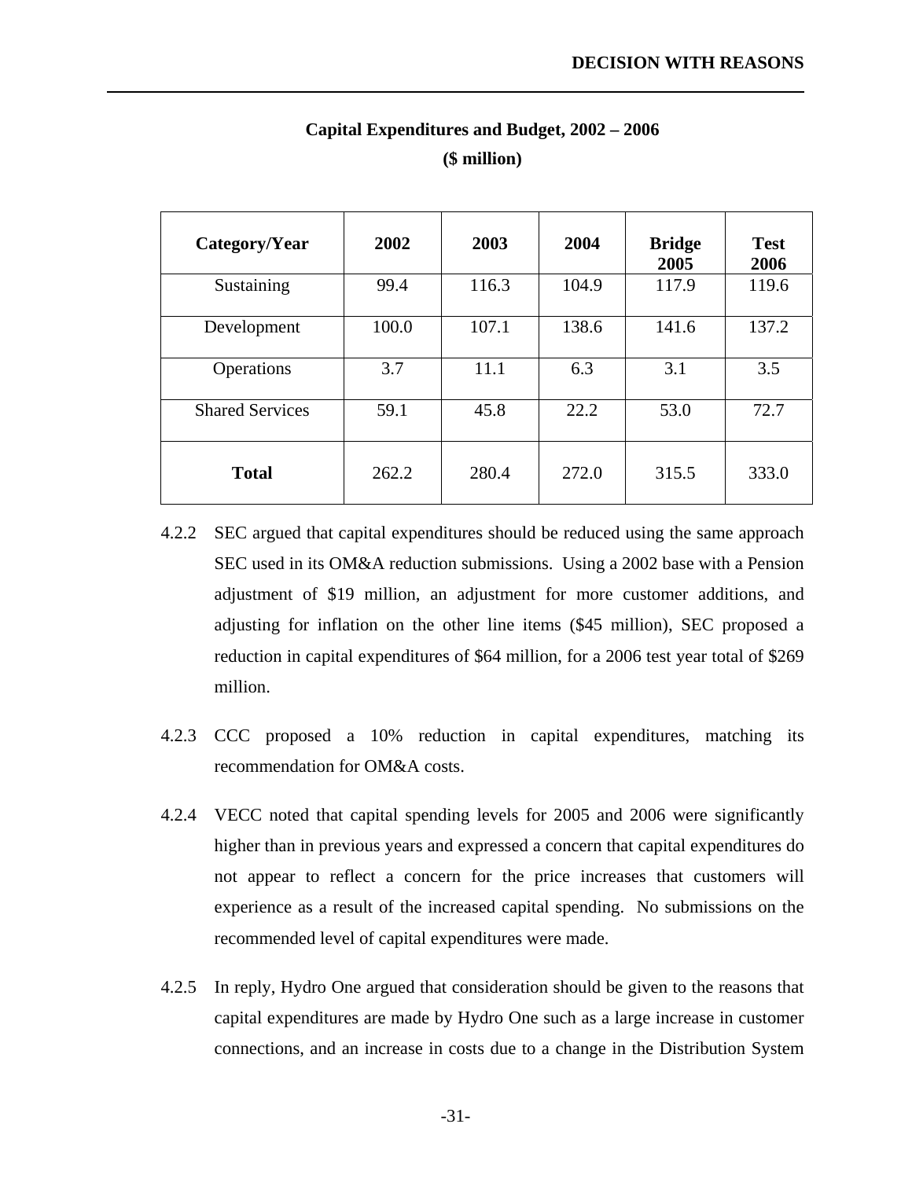**Capital Expenditures and Budget, 2002 – 2006**

**($ million)**

| Category/Year | 2002 | 2003 | 2004 | Bridge 2005 | Test 2006 |
|---|---|---|---|---|---|
| Sustaining | 99.4 | 116.3 | 104.9 | 117.9 | 119.6 |
| Development | 100.0 | 107.1 | 138.6 | 141.6 | 137.2 |
| Operations | 3.7 | 11.1 | 6.3 | 3.1 | 3.5 |
| Shared Services | 59.1 | 45.8 | 22.2 | 53.0 | 72.7 |
| **Total** | 262.2 | 280.4 | 272.0 | 315.5 | 333.0 |

4.2.2 SEC argued that capital expenditures should be reduced using the same approach SEC used in its OM&A reduction submissions. Using a 2002 base with a Pension adjustment of $19 million, an adjustment for more customer additions, and adjusting for inflation on the other line items ($45 million), SEC proposed a reduction in capital expenditures of $64 million, for a 2006 test year total of $269 million.

4.2.3 CCC proposed a 10% reduction in capital expenditures, matching its recommendation for OM&A costs.

4.2.4 VECC noted that capital spending levels for 2005 and 2006 were significantly higher than in previous years and expressed a concern that capital expenditures do not appear to reflect a concern for the price increases that customers will experience as a result of the increased capital spending. No submissions on the recommended level of capital expenditures were made.

4.2.5 In reply, Hydro One argued that consideration should be given to the reasons that capital expenditures are made by Hydro One such as a large increase in customer connections, and an increase in costs due to a change in the Distribution System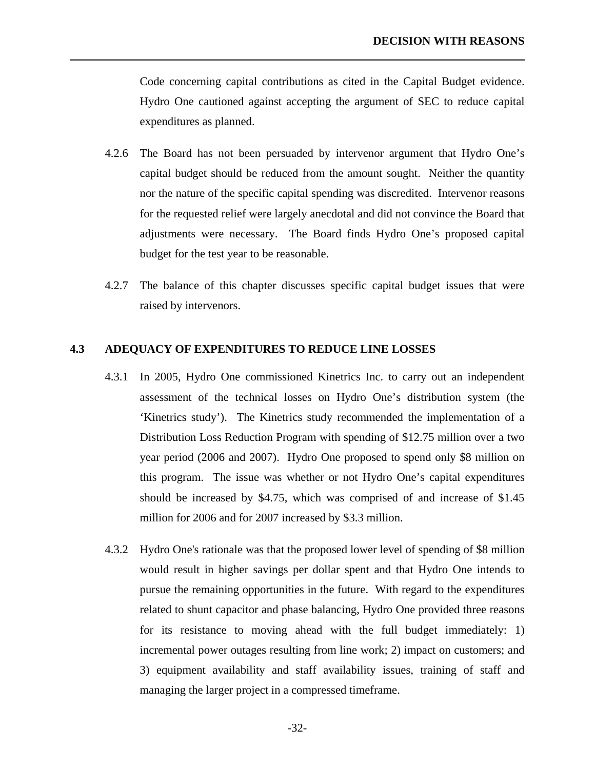Code concerning capital contributions as cited in the Capital Budget evidence. Hydro One cautioned against accepting the argument of SEC to reduce capital expenditures as planned.

4.2.6 The Board has not been persuaded by intervenor argument that Hydro One's capital budget should be reduced from the amount sought. Neither the quantity nor the nature of the specific capital spending was discredited. Intervenor reasons for the requested relief were largely anecdotal and did not convince the Board that adjustments were necessary. The Board finds Hydro One's proposed capital budget for the test year to be reasonable.

4.2.7 The balance of this chapter discusses specific capital budget issues that were raised by intervenors.

## 4.3 ADEQUACY OF EXPENDITURES TO REDUCE LINE LOSSES

4.3.1 In 2005, Hydro One commissioned Kinetrics Inc. to carry out an independent assessment of the technical losses on Hydro One's distribution system (the 'Kinetrics study'). The Kinetrics study recommended the implementation of a Distribution Loss Reduction Program with spending of $12.75 million over a two year period (2006 and 2007). Hydro One proposed to spend only $8 million on this program. The issue was whether or not Hydro One's capital expenditures should be increased by $4.75, which was comprised of and increase of $1.45 million for 2006 and for 2007 increased by $3.3 million.

4.3.2 Hydro One's rationale was that the proposed lower level of spending of $8 million would result in higher savings per dollar spent and that Hydro One intends to pursue the remaining opportunities in the future. With regard to the expenditures related to shunt capacitor and phase balancing, Hydro One provided three reasons for its resistance to moving ahead with the full budget immediately: 1) incremental power outages resulting from line work; 2) impact on customers; and 3) equipment availability and staff availability issues, training of staff and managing the larger project in a compressed timeframe.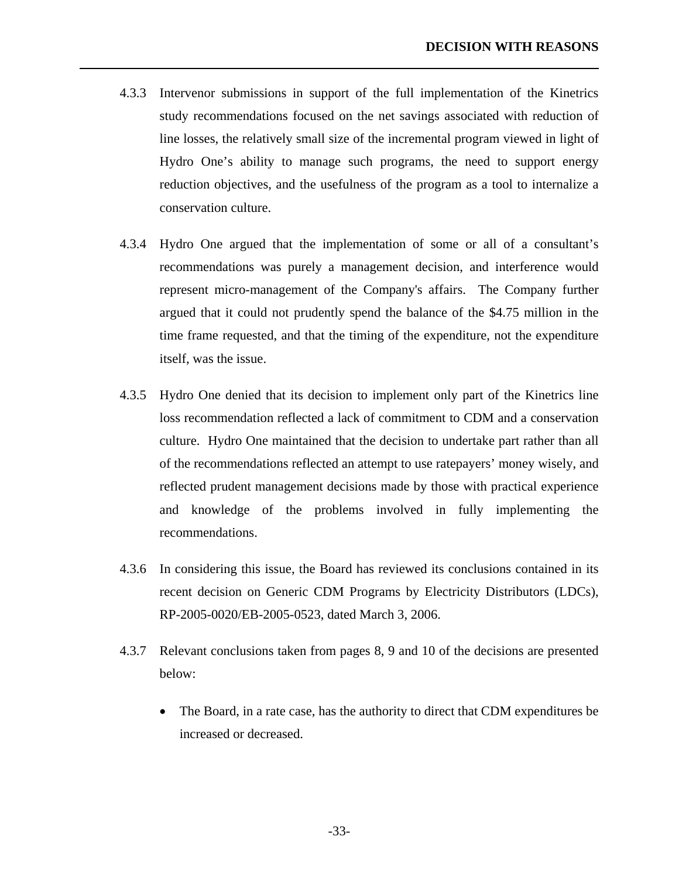4.3.3 Intervenor submissions in support of the full implementation of the Kinetrics study recommendations focused on the net savings associated with reduction of line losses, the relatively small size of the incremental program viewed in light of Hydro One's ability to manage such programs, the need to support energy reduction objectives, and the usefulness of the program as a tool to internalize a conservation culture.

4.3.4 Hydro One argued that the implementation of some or all of a consultant's recommendations was purely a management decision, and interference would represent micro-management of the Company's affairs. The Company further argued that it could not prudently spend the balance of the $4.75 million in the time frame requested, and that the timing of the expenditure, not the expenditure itself, was the issue.

4.3.5 Hydro One denied that its decision to implement only part of the Kinetrics line loss recommendation reflected a lack of commitment to CDM and a conservation culture. Hydro One maintained that the decision to undertake part rather than all of the recommendations reflected an attempt to use ratepayers' money wisely, and reflected prudent management decisions made by those with practical experience and knowledge of the problems involved in fully implementing the recommendations.

4.3.6 In considering this issue, the Board has reviewed its conclusions contained in its recent decision on Generic CDM Programs by Electricity Distributors (LDCs), RP-2005-0020/EB-2005-0523, dated March 3, 2006.

4.3.7 Relevant conclusions taken from pages 8, 9 and 10 of the decisions are presented below:

- The Board, in a rate case, has the authority to direct that CDM expenditures be increased or decreased.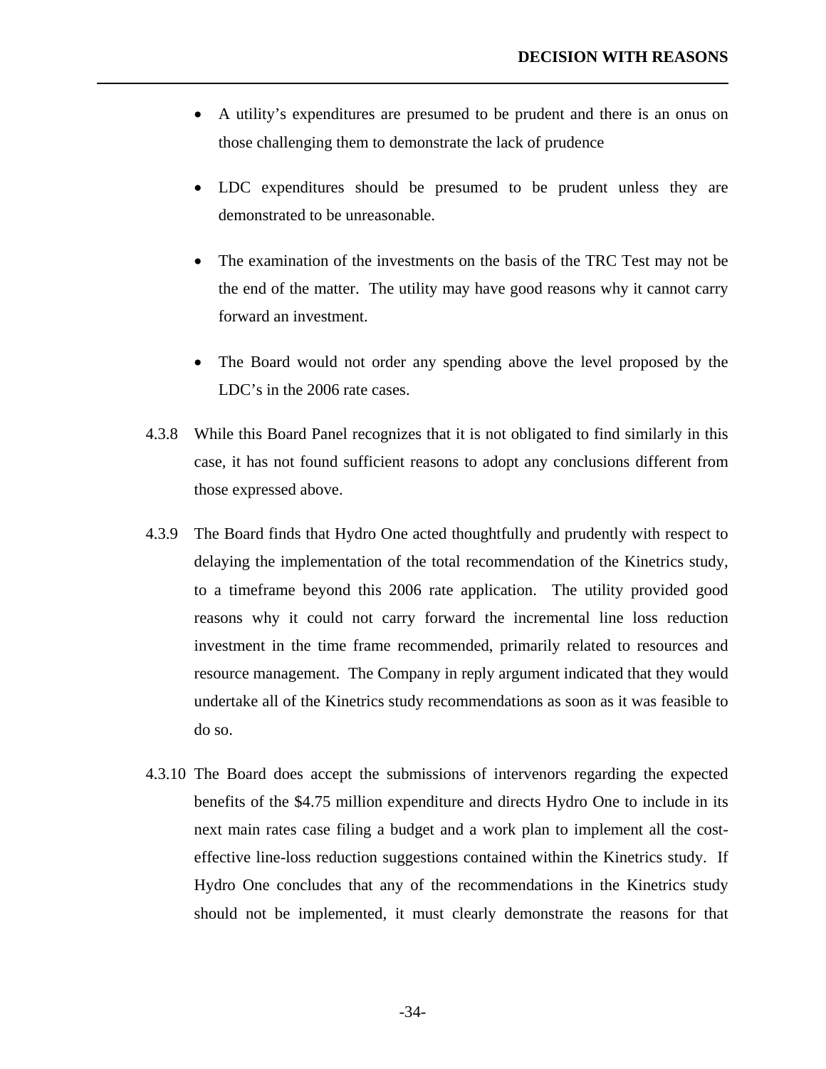- A utility's expenditures are presumed to be prudent and there is an onus on those challenging them to demonstrate the lack of prudence

- LDC expenditures should be presumed to be prudent unless they are demonstrated to be unreasonable.

- The examination of the investments on the basis of the TRC Test may not be the end of the matter. The utility may have good reasons why it cannot carry forward an investment.

- The Board would not order any spending above the level proposed by the LDC's in the 2006 rate cases.

4.3.8 While this Board Panel recognizes that it is not obligated to find similarly in this case, it has not found sufficient reasons to adopt any conclusions different from those expressed above.

4.3.9 The Board finds that Hydro One acted thoughtfully and prudently with respect to delaying the implementation of the total recommendation of the Kinetrics study, to a timeframe beyond this 2006 rate application. The utility provided good reasons why it could not carry forward the incremental line loss reduction investment in the time frame recommended, primarily related to resources and resource management. The Company in reply argument indicated that they would undertake all of the Kinetrics study recommendations as soon as it was feasible to do so.

4.3.10 The Board does accept the submissions of intervenors regarding the expected benefits of the $4.75 million expenditure and directs Hydro One to include in its next main rates case filing a budget and a work plan to implement all the cost-effective line-loss reduction suggestions contained within the Kinetrics study. If Hydro One concludes that any of the recommendations in the Kinetrics study should not be implemented, it must clearly demonstrate the reasons for that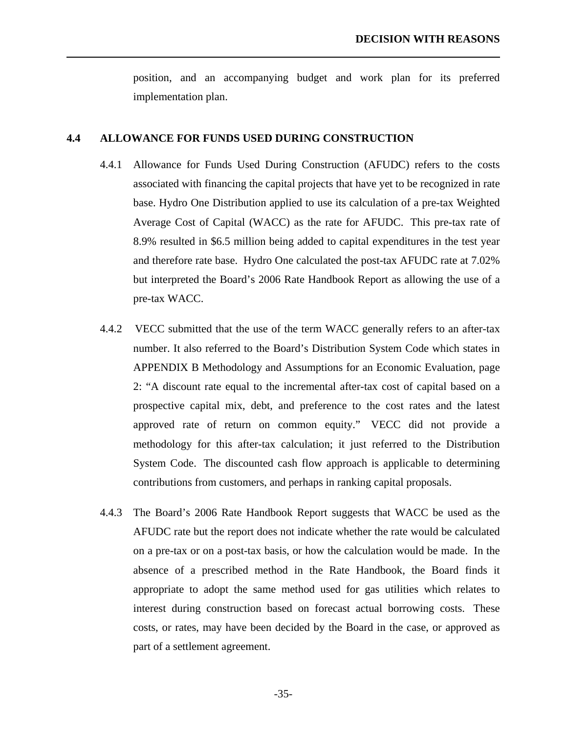position, and an accompanying budget and work plan for its preferred implementation plan.

### 4.4 ALLOWANCE FOR FUNDS USED DURING CONSTRUCTION

4.4.1 Allowance for Funds Used During Construction (AFUDC) refers to the costs associated with financing the capital projects that have yet to be recognized in rate base. Hydro One Distribution applied to use its calculation of a pre-tax Weighted Average Cost of Capital (WACC) as the rate for AFUDC. This pre-tax rate of 8.9% resulted in $6.5 million being added to capital expenditures in the test year and therefore rate base. Hydro One calculated the post-tax AFUDC rate at 7.02% but interpreted the Board's 2006 Rate Handbook Report as allowing the use of a pre-tax WACC.

4.4.2 VECC submitted that the use of the term WACC generally refers to an after-tax number. It also referred to the Board's Distribution System Code which states in APPENDIX B Methodology and Assumptions for an Economic Evaluation, page 2: "A discount rate equal to the incremental after-tax cost of capital based on a prospective capital mix, debt, and preference to the cost rates and the latest approved rate of return on common equity." VECC did not provide a methodology for this after-tax calculation; it just referred to the Distribution System Code. The discounted cash flow approach is applicable to determining contributions from customers, and perhaps in ranking capital proposals.

4.4.3 The Board's 2006 Rate Handbook Report suggests that WACC be used as the AFUDC rate but the report does not indicate whether the rate would be calculated on a pre-tax or on a post-tax basis, or how the calculation would be made. In the absence of a prescribed method in the Rate Handbook, the Board finds it appropriate to adopt the same method used for gas utilities which relates to interest during construction based on forecast actual borrowing costs. These costs, or rates, may have been decided by the Board in the case, or approved as part of a settlement agreement.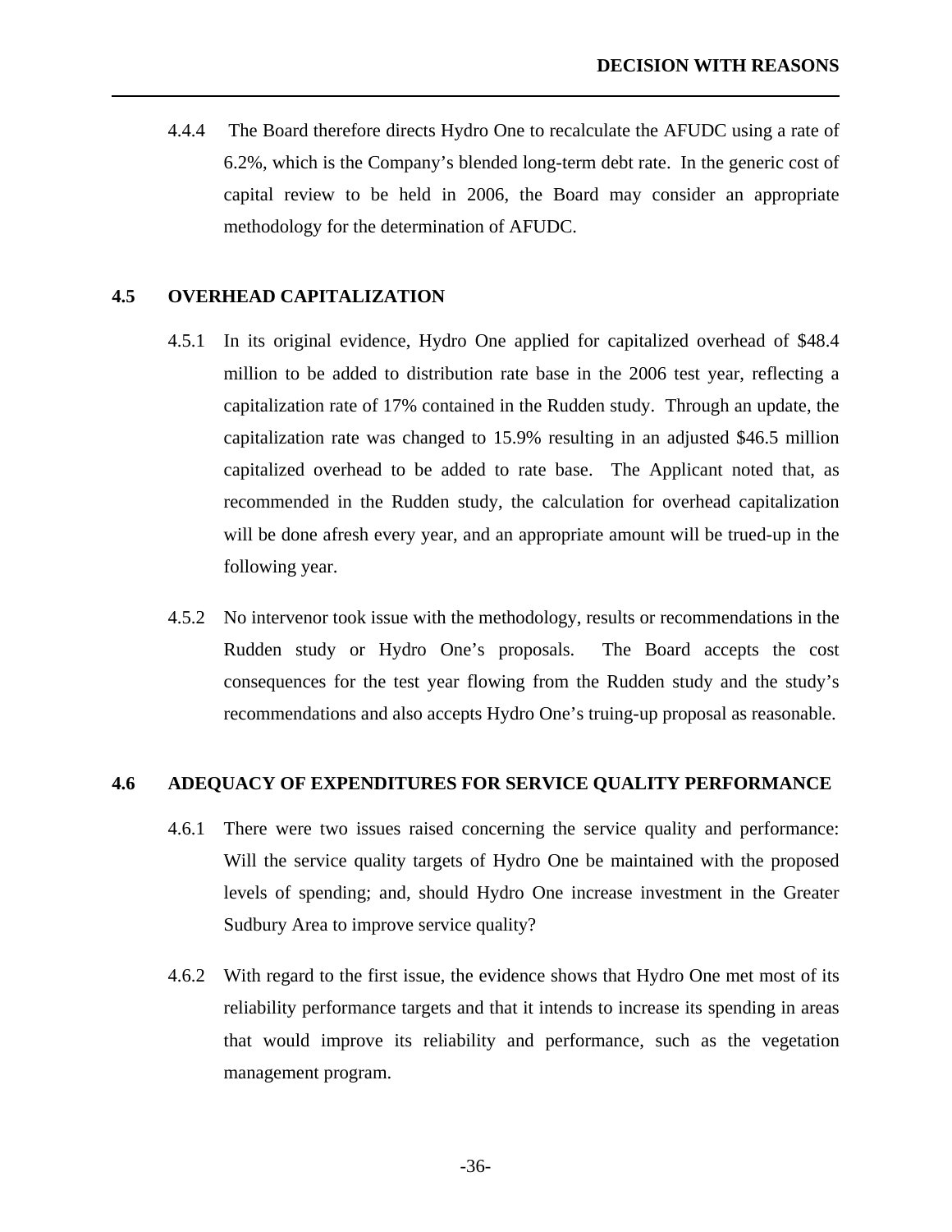4.4.4 The Board therefore directs Hydro One to recalculate the AFUDC using a rate of 6.2%, which is the Company's blended long-term debt rate. In the generic cost of capital review to be held in 2006, the Board may consider an appropriate methodology for the determination of AFUDC.

## 4.5 OVERHEAD CAPITALIZATION

4.5.1 In its original evidence, Hydro One applied for capitalized overhead of $48.4 million to be added to distribution rate base in the 2006 test year, reflecting a capitalization rate of 17% contained in the Rudden study. Through an update, the capitalization rate was changed to 15.9% resulting in an adjusted $46.5 million capitalized overhead to be added to rate base. The Applicant noted that, as recommended in the Rudden study, the calculation for overhead capitalization will be done afresh every year, and an appropriate amount will be trued-up in the following year.

4.5.2 No intervenor took issue with the methodology, results or recommendations in the Rudden study or Hydro One's proposals. The Board accepts the cost consequences for the test year flowing from the Rudden study and the study's recommendations and also accepts Hydro One's truing-up proposal as reasonable.

## 4.6 ADEQUACY OF EXPENDITURES FOR SERVICE QUALITY PERFORMANCE

4.6.1 There were two issues raised concerning the service quality and performance: Will the service quality targets of Hydro One be maintained with the proposed levels of spending; and, should Hydro One increase investment in the Greater Sudbury Area to improve service quality?

4.6.2 With regard to the first issue, the evidence shows that Hydro One met most of its reliability performance targets and that it intends to increase its spending in areas that would improve its reliability and performance, such as the vegetation management program.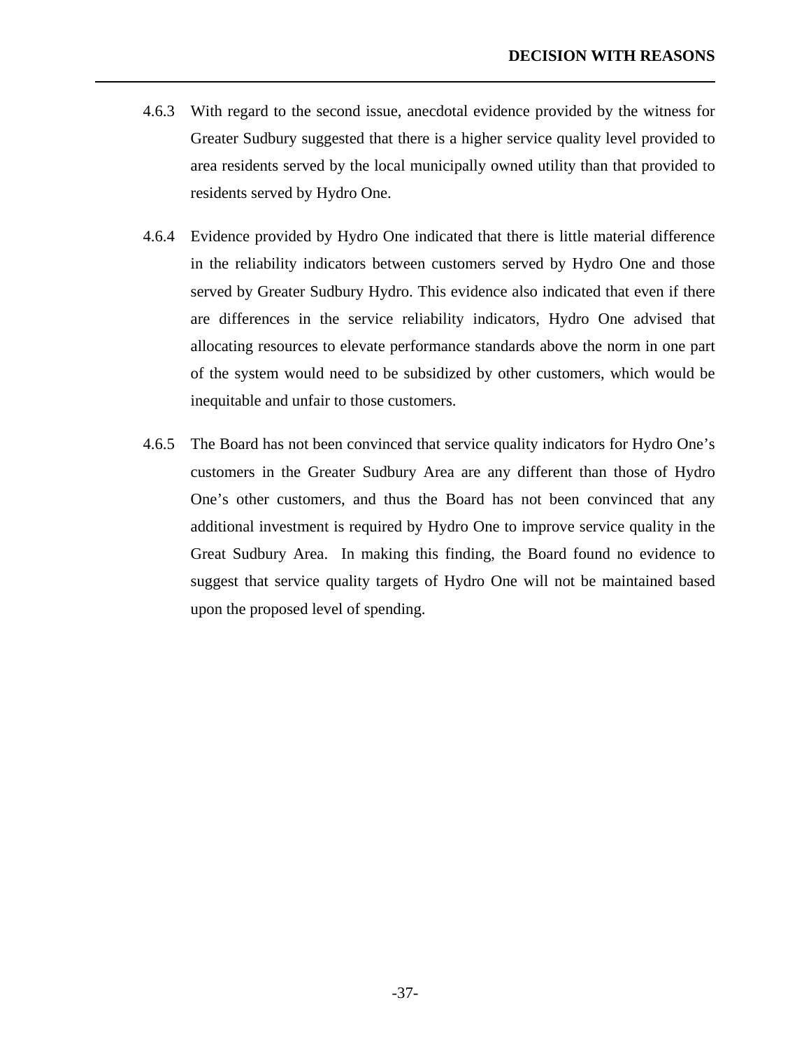4.6.3 With regard to the second issue, anecdotal evidence provided by the witness for Greater Sudbury suggested that there is a higher service quality level provided to area residents served by the local municipally owned utility than that provided to residents served by Hydro One.

4.6.4 Evidence provided by Hydro One indicated that there is little material difference in the reliability indicators between customers served by Hydro One and those served by Greater Sudbury Hydro. This evidence also indicated that even if there are differences in the service reliability indicators, Hydro One advised that allocating resources to elevate performance standards above the norm in one part of the system would need to be subsidized by other customers, which would be inequitable and unfair to those customers.

4.6.5 The Board has not been convinced that service quality indicators for Hydro One's customers in the Greater Sudbury Area are any different than those of Hydro One's other customers, and thus the Board has not been convinced that any additional investment is required by Hydro One to improve service quality in the Great Sudbury Area. In making this finding, the Board found no evidence to suggest that service quality targets of Hydro One will not be maintained based upon the proposed level of spending.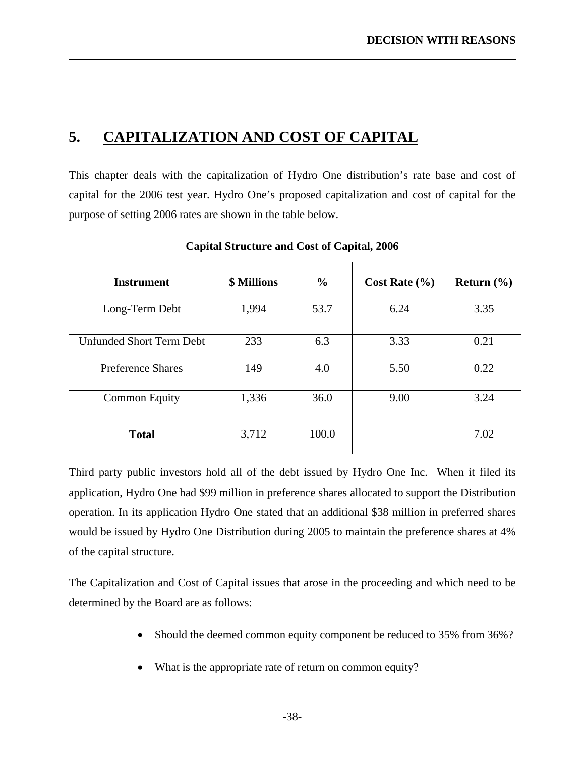# 5. CAPITALIZATION AND COST OF CAPITAL

This chapter deals with the capitalization of Hydro One distribution's rate base and cost of capital for the 2006 test year. Hydro One's proposed capitalization and cost of capital for the purpose of setting 2006 rates are shown in the table below.

**Capital Structure and Cost of Capital, 2006**

| Instrument | $ Millions | % | Cost Rate (%) | Return (%) |
|---|---|---|---|---|
| Long-Term Debt | 1,994 | 53.7 | 6.24 | 3.35 |
| Unfunded Short Term Debt | 233 | 6.3 | 3.33 | 0.21 |
| Preference Shares | 149 | 4.0 | 5.50 | 0.22 |
| Common Equity | 1,336 | 36.0 | 9.00 | 3.24 |
| **Total** | 3,712 | 100.0 | | 7.02 |

Third party public investors hold all of the debt issued by Hydro One Inc. When it filed its application, Hydro One had $99 million in preference shares allocated to support the Distribution operation. In its application Hydro One stated that an additional $38 million in preferred shares would be issued by Hydro One Distribution during 2005 to maintain the preference shares at 4% of the capital structure.

The Capitalization and Cost of Capital issues that arose in the proceeding and which need to be determined by the Board are as follows:

- Should the deemed common equity component be reduced to 35% from 36%?
- What is the appropriate rate of return on common equity?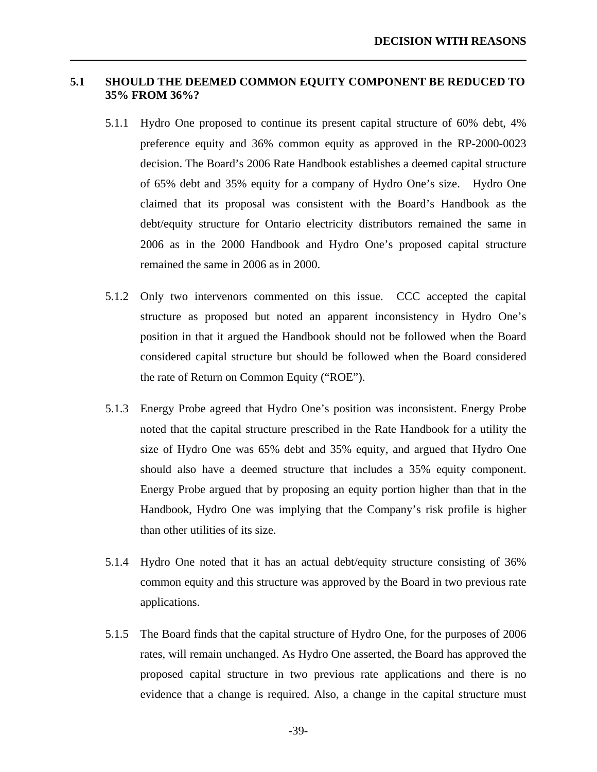## 5.1 SHOULD THE DEEMED COMMON EQUITY COMPONENT BE REDUCED TO 35% FROM 36%?

5.1.1 Hydro One proposed to continue its present capital structure of 60% debt, 4% preference equity and 36% common equity as approved in the RP-2000-0023 decision. The Board's 2006 Rate Handbook establishes a deemed capital structure of 65% debt and 35% equity for a company of Hydro One's size. Hydro One claimed that its proposal was consistent with the Board's Handbook as the debt/equity structure for Ontario electricity distributors remained the same in 2006 as in the 2000 Handbook and Hydro One's proposed capital structure remained the same in 2006 as in 2000.

5.1.2 Only two intervenors commented on this issue. CCC accepted the capital structure as proposed but noted an apparent inconsistency in Hydro One's position in that it argued the Handbook should not be followed when the Board considered capital structure but should be followed when the Board considered the rate of Return on Common Equity ("ROE").

5.1.3 Energy Probe agreed that Hydro One's position was inconsistent. Energy Probe noted that the capital structure prescribed in the Rate Handbook for a utility the size of Hydro One was 65% debt and 35% equity, and argued that Hydro One should also have a deemed structure that includes a 35% equity component. Energy Probe argued that by proposing an equity portion higher than that in the Handbook, Hydro One was implying that the Company's risk profile is higher than other utilities of its size.

5.1.4 Hydro One noted that it has an actual debt/equity structure consisting of 36% common equity and this structure was approved by the Board in two previous rate applications.

5.1.5 The Board finds that the capital structure of Hydro One, for the purposes of 2006 rates, will remain unchanged. As Hydro One asserted, the Board has approved the proposed capital structure in two previous rate applications and there is no evidence that a change is required. Also, a change in the capital structure must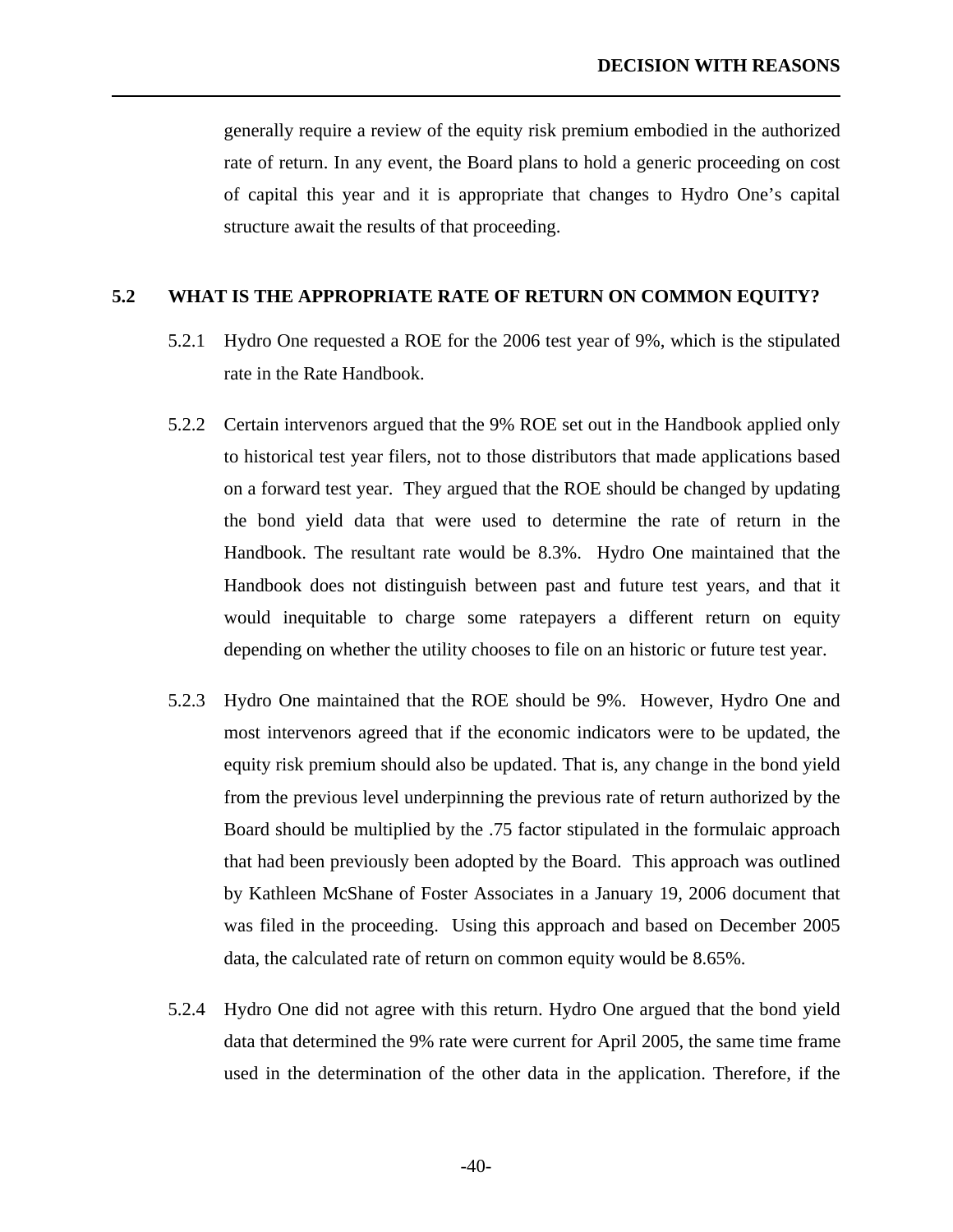generally require a review of the equity risk premium embodied in the authorized rate of return. In any event, the Board plans to hold a generic proceeding on cost of capital this year and it is appropriate that changes to Hydro One's capital structure await the results of that proceeding.

## 5.2 WHAT IS THE APPROPRIATE RATE OF RETURN ON COMMON EQUITY?

5.2.1 Hydro One requested a ROE for the 2006 test year of 9%, which is the stipulated rate in the Rate Handbook.

5.2.2 Certain intervenors argued that the 9% ROE set out in the Handbook applied only to historical test year filers, not to those distributors that made applications based on a forward test year. They argued that the ROE should be changed by updating the bond yield data that were used to determine the rate of return in the Handbook. The resultant rate would be 8.3%. Hydro One maintained that the Handbook does not distinguish between past and future test years, and that it would inequitable to charge some ratepayers a different return on equity depending on whether the utility chooses to file on an historic or future test year.

5.2.3 Hydro One maintained that the ROE should be 9%. However, Hydro One and most intervenors agreed that if the economic indicators were to be updated, the equity risk premium should also be updated. That is, any change in the bond yield from the previous level underpinning the previous rate of return authorized by the Board should be multiplied by the .75 factor stipulated in the formulaic approach that had been previously been adopted by the Board. This approach was outlined by Kathleen McShane of Foster Associates in a January 19, 2006 document that was filed in the proceeding. Using this approach and based on December 2005 data, the calculated rate of return on common equity would be 8.65%.

5.2.4 Hydro One did not agree with this return. Hydro One argued that the bond yield data that determined the 9% rate were current for April 2005, the same time frame used in the determination of the other data in the application. Therefore, if the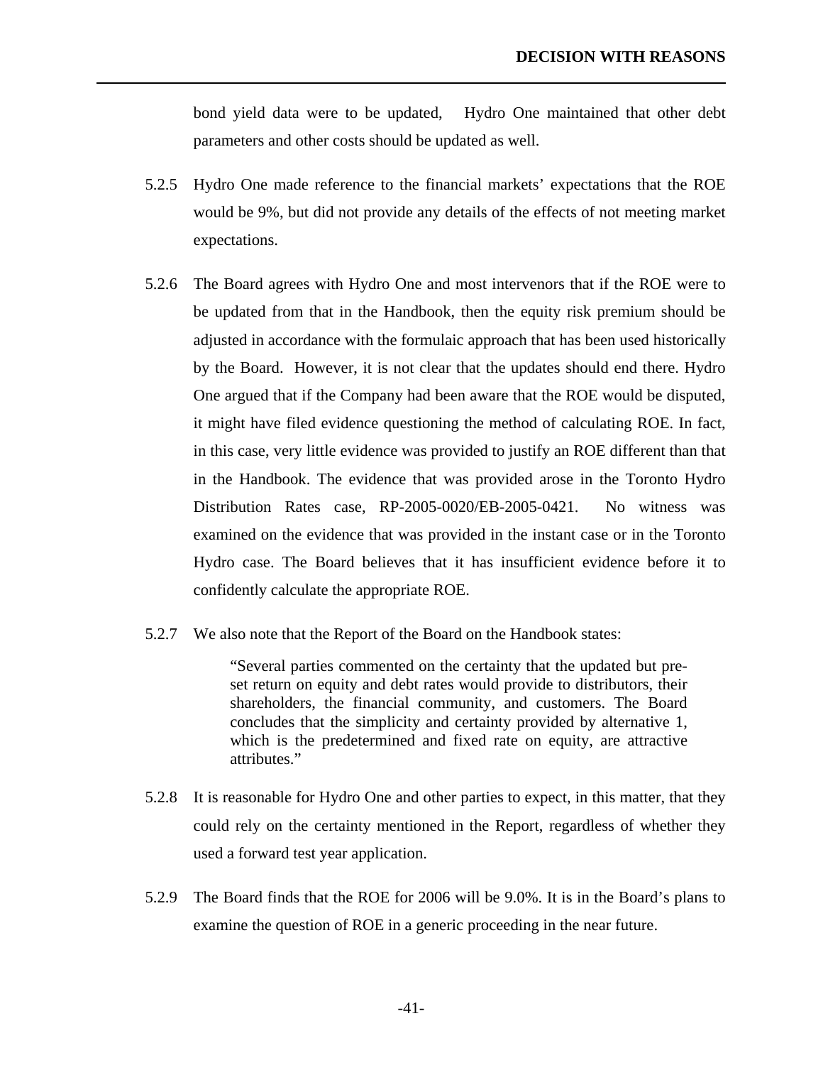bond yield data were to be updated, Hydro One maintained that other debt parameters and other costs should be updated as well.

5.2.5 Hydro One made reference to the financial markets' expectations that the ROE would be 9%, but did not provide any details of the effects of not meeting market expectations.

5.2.6 The Board agrees with Hydro One and most intervenors that if the ROE were to be updated from that in the Handbook, then the equity risk premium should be adjusted in accordance with the formulaic approach that has been used historically by the Board. However, it is not clear that the updates should end there. Hydro One argued that if the Company had been aware that the ROE would be disputed, it might have filed evidence questioning the method of calculating ROE. In fact, in this case, very little evidence was provided to justify an ROE different than that in the Handbook. The evidence that was provided arose in the Toronto Hydro Distribution Rates case, RP-2005-0020/EB-2005-0421. No witness was examined on the evidence that was provided in the instant case or in the Toronto Hydro case. The Board believes that it has insufficient evidence before it to confidently calculate the appropriate ROE.

5.2.7 We also note that the Report of the Board on the Handbook states:

> "Several parties commented on the certainty that the updated but pre-set return on equity and debt rates would provide to distributors, their shareholders, the financial community, and customers. The Board concludes that the simplicity and certainty provided by alternative 1, which is the predetermined and fixed rate on equity, are attractive attributes."

5.2.8 It is reasonable for Hydro One and other parties to expect, in this matter, that they could rely on the certainty mentioned in the Report, regardless of whether they used a forward test year application.

5.2.9 The Board finds that the ROE for 2006 will be 9.0%. It is in the Board's plans to examine the question of ROE in a generic proceeding in the near future.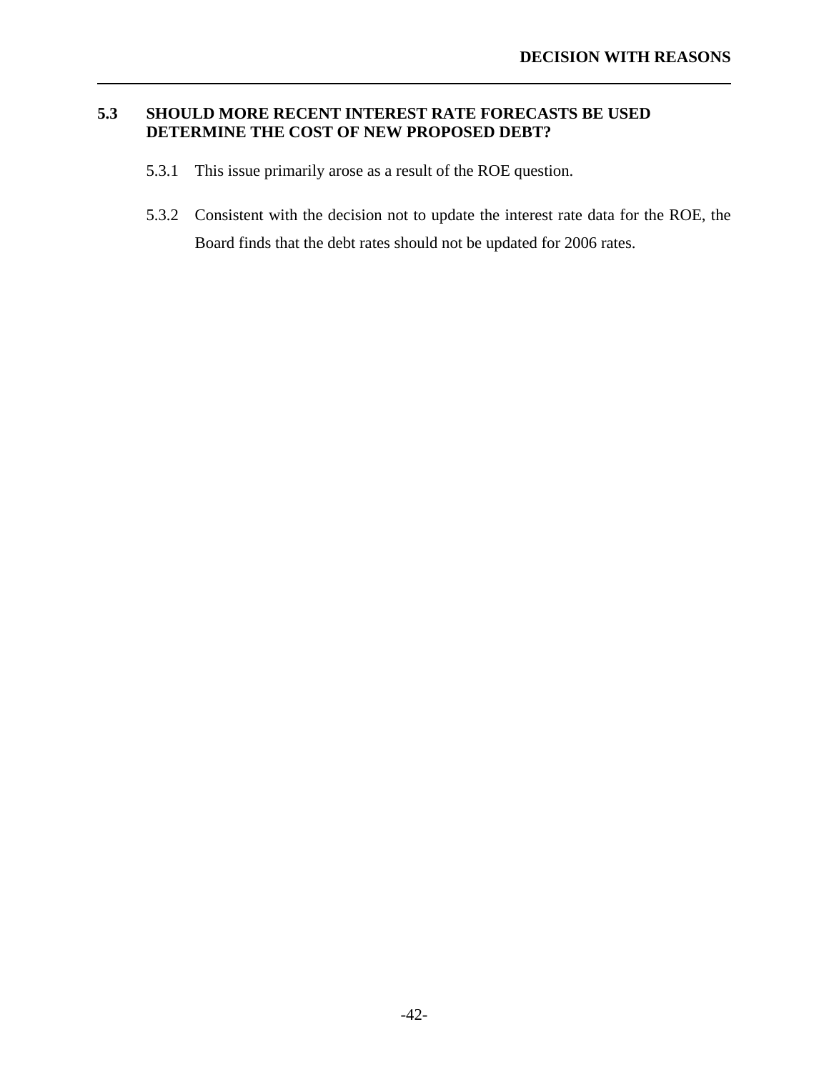## 5.3 SHOULD MORE RECENT INTEREST RATE FORECASTS BE USED DETERMINE THE COST OF NEW PROPOSED DEBT?

5.3.1 This issue primarily arose as a result of the ROE question.

5.3.2 Consistent with the decision not to update the interest rate data for the ROE, the Board finds that the debt rates should not be updated for 2006 rates.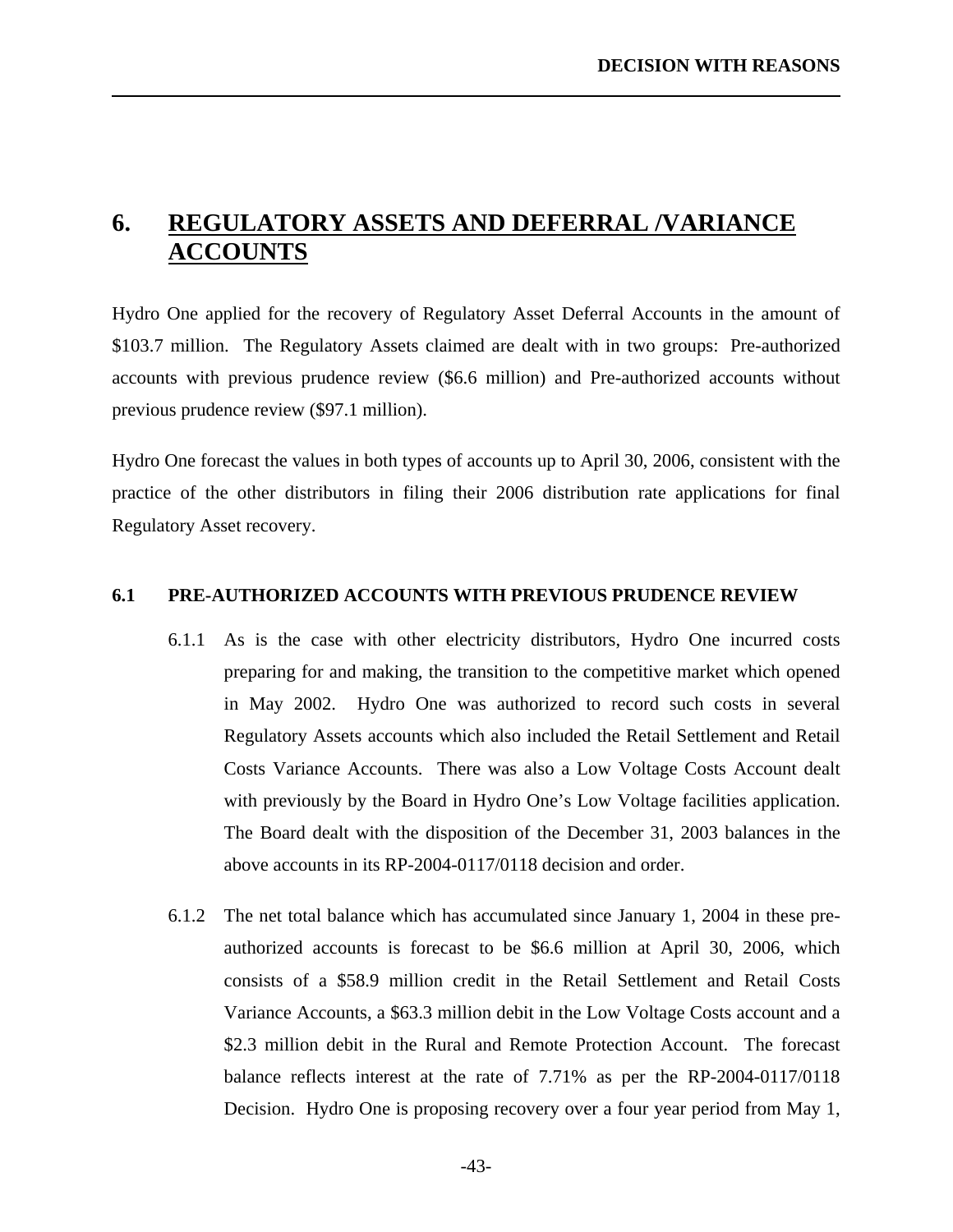# 6. REGULATORY ASSETS AND DEFERRAL /VARIANCE ACCOUNTS

Hydro One applied for the recovery of Regulatory Asset Deferral Accounts in the amount of $103.7 million. The Regulatory Assets claimed are dealt with in two groups: Pre-authorized accounts with previous prudence review ($6.6 million) and Pre-authorized accounts without previous prudence review ($97.1 million).

Hydro One forecast the values in both types of accounts up to April 30, 2006, consistent with the practice of the other distributors in filing their 2006 distribution rate applications for final Regulatory Asset recovery.

## 6.1 PRE-AUTHORIZED ACCOUNTS WITH PREVIOUS PRUDENCE REVIEW

6.1.1 As is the case with other electricity distributors, Hydro One incurred costs preparing for and making, the transition to the competitive market which opened in May 2002. Hydro One was authorized to record such costs in several Regulatory Assets accounts which also included the Retail Settlement and Retail Costs Variance Accounts. There was also a Low Voltage Costs Account dealt with previously by the Board in Hydro One's Low Voltage facilities application. The Board dealt with the disposition of the December 31, 2003 balances in the above accounts in its RP-2004-0117/0118 decision and order.

6.1.2 The net total balance which has accumulated since January 1, 2004 in these pre-authorized accounts is forecast to be $6.6 million at April 30, 2006, which consists of a $58.9 million credit in the Retail Settlement and Retail Costs Variance Accounts, a $63.3 million debit in the Low Voltage Costs account and a $2.3 million debit in the Rural and Remote Protection Account. The forecast balance reflects interest at the rate of 7.71% as per the RP-2004-0117/0118 Decision. Hydro One is proposing recovery over a four year period from May 1,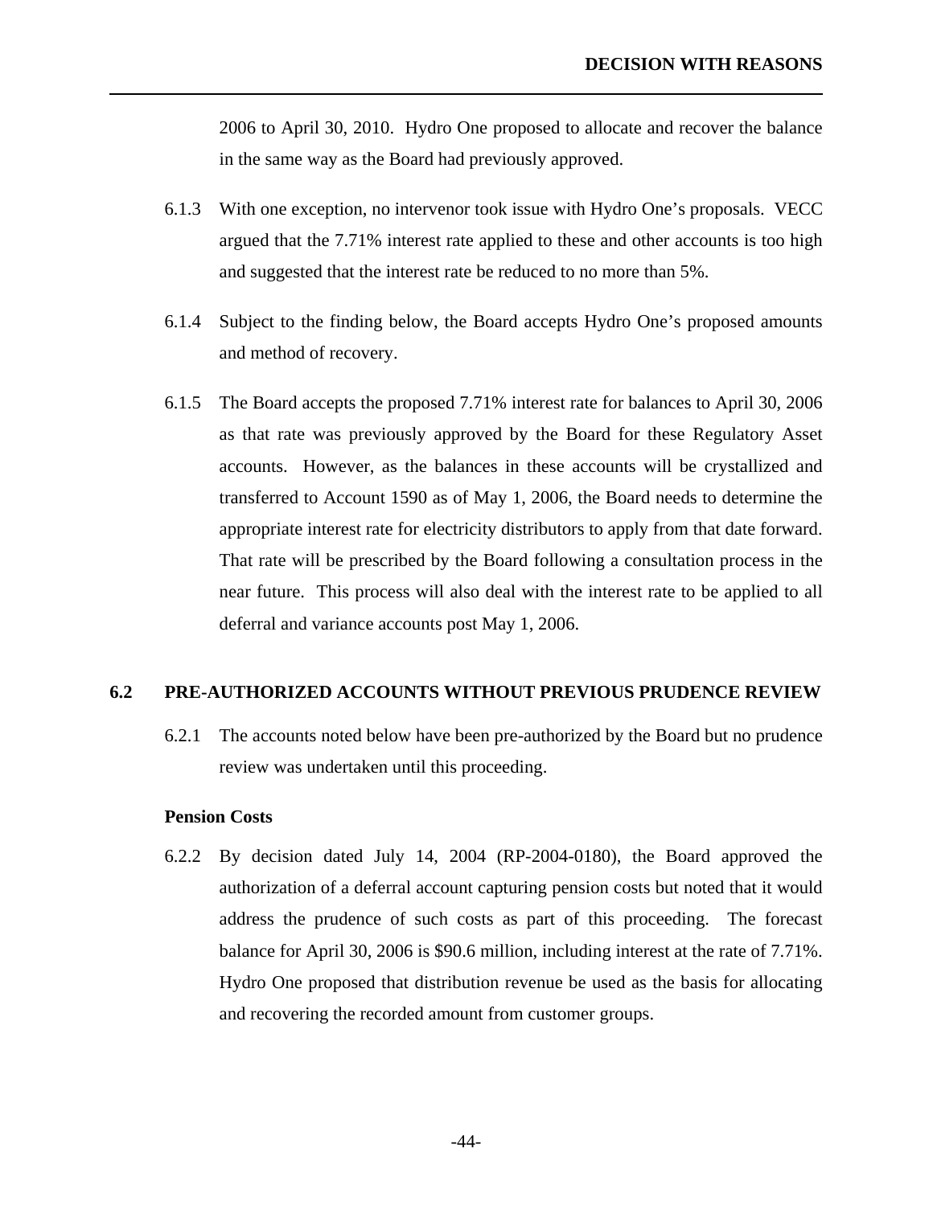2006 to April 30, 2010. Hydro One proposed to allocate and recover the balance in the same way as the Board had previously approved.

6.1.3 With one exception, no intervenor took issue with Hydro One's proposals. VECC argued that the 7.71% interest rate applied to these and other accounts is too high and suggested that the interest rate be reduced to no more than 5%.

6.1.4 Subject to the finding below, the Board accepts Hydro One's proposed amounts and method of recovery.

6.1.5 The Board accepts the proposed 7.71% interest rate for balances to April 30, 2006 as that rate was previously approved by the Board for these Regulatory Asset accounts. However, as the balances in these accounts will be crystallized and transferred to Account 1590 as of May 1, 2006, the Board needs to determine the appropriate interest rate for electricity distributors to apply from that date forward. That rate will be prescribed by the Board following a consultation process in the near future. This process will also deal with the interest rate to be applied to all deferral and variance accounts post May 1, 2006.

## 6.2 PRE-AUTHORIZED ACCOUNTS WITHOUT PREVIOUS PRUDENCE REVIEW

6.2.1 The accounts noted below have been pre-authorized by the Board but no prudence review was undertaken until this proceeding.

**Pension Costs**

6.2.2 By decision dated July 14, 2004 (RP-2004-0180), the Board approved the authorization of a deferral account capturing pension costs but noted that it would address the prudence of such costs as part of this proceeding. The forecast balance for April 30, 2006 is $90.6 million, including interest at the rate of 7.71%. Hydro One proposed that distribution revenue be used as the basis for allocating and recovering the recorded amount from customer groups.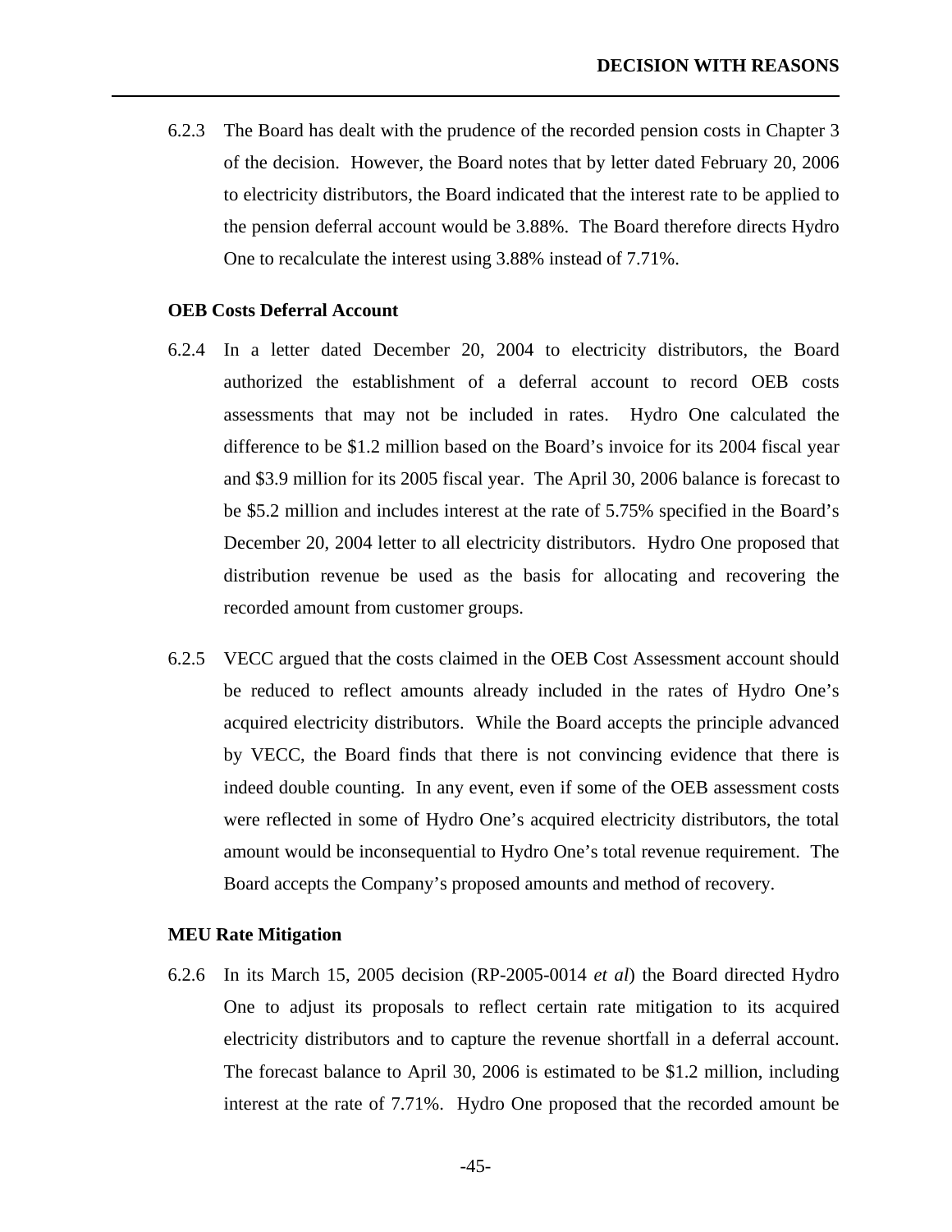6.2.3 The Board has dealt with the prudence of the recorded pension costs in Chapter 3 of the decision. However, the Board notes that by letter dated February 20, 2006 to electricity distributors, the Board indicated that the interest rate to be applied to the pension deferral account would be 3.88%. The Board therefore directs Hydro One to recalculate the interest using 3.88% instead of 7.71%.

**OEB Costs Deferral Account**

6.2.4 In a letter dated December 20, 2004 to electricity distributors, the Board authorized the establishment of a deferral account to record OEB costs assessments that may not be included in rates. Hydro One calculated the difference to be $1.2 million based on the Board's invoice for its 2004 fiscal year and $3.9 million for its 2005 fiscal year. The April 30, 2006 balance is forecast to be $5.2 million and includes interest at the rate of 5.75% specified in the Board's December 20, 2004 letter to all electricity distributors. Hydro One proposed that distribution revenue be used as the basis for allocating and recovering the recorded amount from customer groups.

6.2.5 VECC argued that the costs claimed in the OEB Cost Assessment account should be reduced to reflect amounts already included in the rates of Hydro One's acquired electricity distributors. While the Board accepts the principle advanced by VECC, the Board finds that there is not convincing evidence that there is indeed double counting. In any event, even if some of the OEB assessment costs were reflected in some of Hydro One's acquired electricity distributors, the total amount would be inconsequential to Hydro One's total revenue requirement. The Board accepts the Company's proposed amounts and method of recovery.

**MEU Rate Mitigation**

6.2.6 In its March 15, 2005 decision (RP-2005-0014 *et al*) the Board directed Hydro One to adjust its proposals to reflect certain rate mitigation to its acquired electricity distributors and to capture the revenue shortfall in a deferral account. The forecast balance to April 30, 2006 is estimated to be $1.2 million, including interest at the rate of 7.71%. Hydro One proposed that the recorded amount be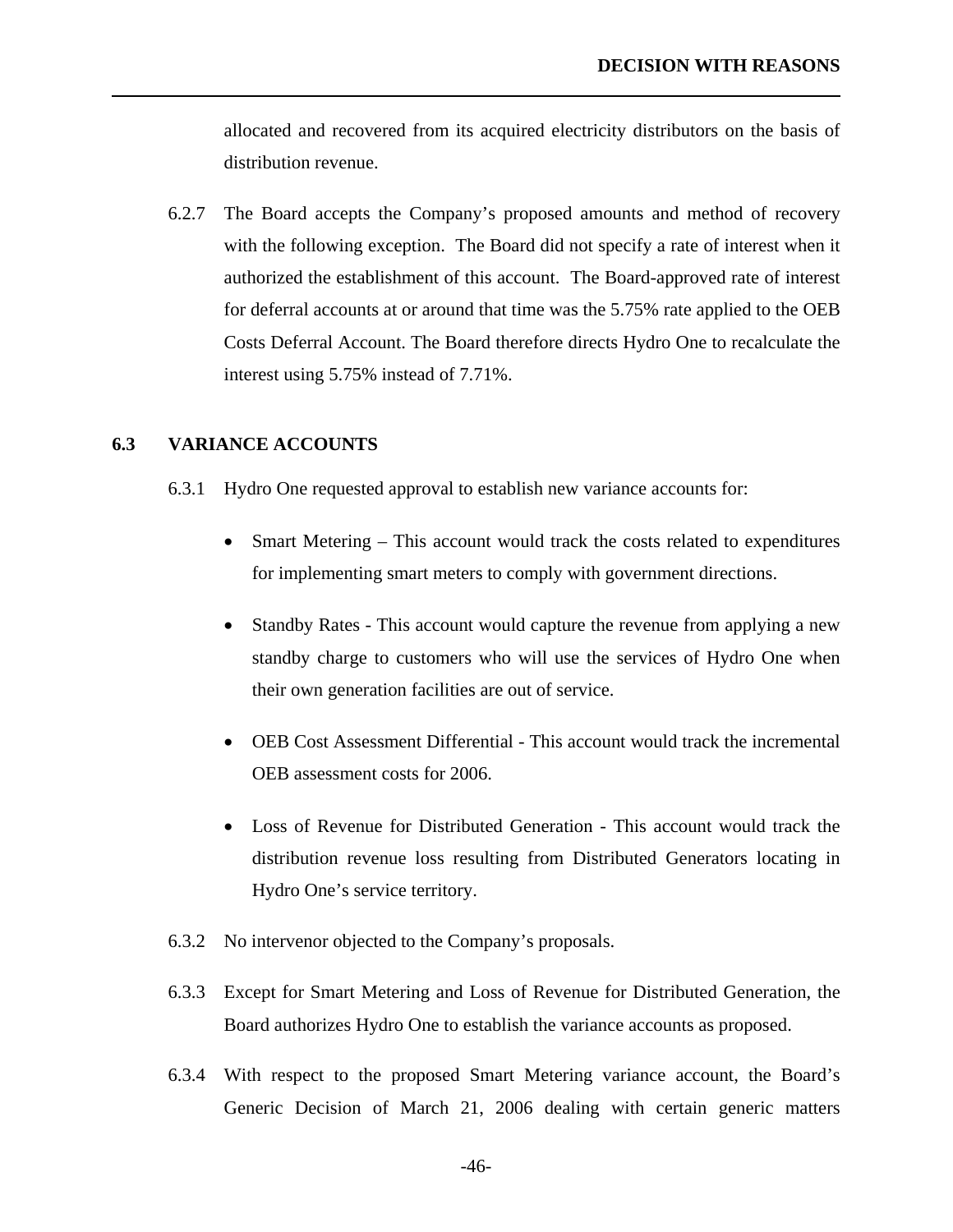allocated and recovered from its acquired electricity distributors on the basis of distribution revenue.

6.2.7 The Board accepts the Company's proposed amounts and method of recovery with the following exception. The Board did not specify a rate of interest when it authorized the establishment of this account. The Board-approved rate of interest for deferral accounts at or around that time was the 5.75% rate applied to the OEB Costs Deferral Account. The Board therefore directs Hydro One to recalculate the interest using 5.75% instead of 7.71%.

## 6.3 VARIANCE ACCOUNTS

6.3.1 Hydro One requested approval to establish new variance accounts for:

- Smart Metering – This account would track the costs related to expenditures for implementing smart meters to comply with government directions.
- Standby Rates - This account would capture the revenue from applying a new standby charge to customers who will use the services of Hydro One when their own generation facilities are out of service.
- OEB Cost Assessment Differential - This account would track the incremental OEB assessment costs for 2006.
- Loss of Revenue for Distributed Generation - This account would track the distribution revenue loss resulting from Distributed Generators locating in Hydro One's service territory.

6.3.2 No intervenor objected to the Company's proposals.

6.3.3 Except for Smart Metering and Loss of Revenue for Distributed Generation, the Board authorizes Hydro One to establish the variance accounts as proposed.

6.3.4 With respect to the proposed Smart Metering variance account, the Board's Generic Decision of March 21, 2006 dealing with certain generic matters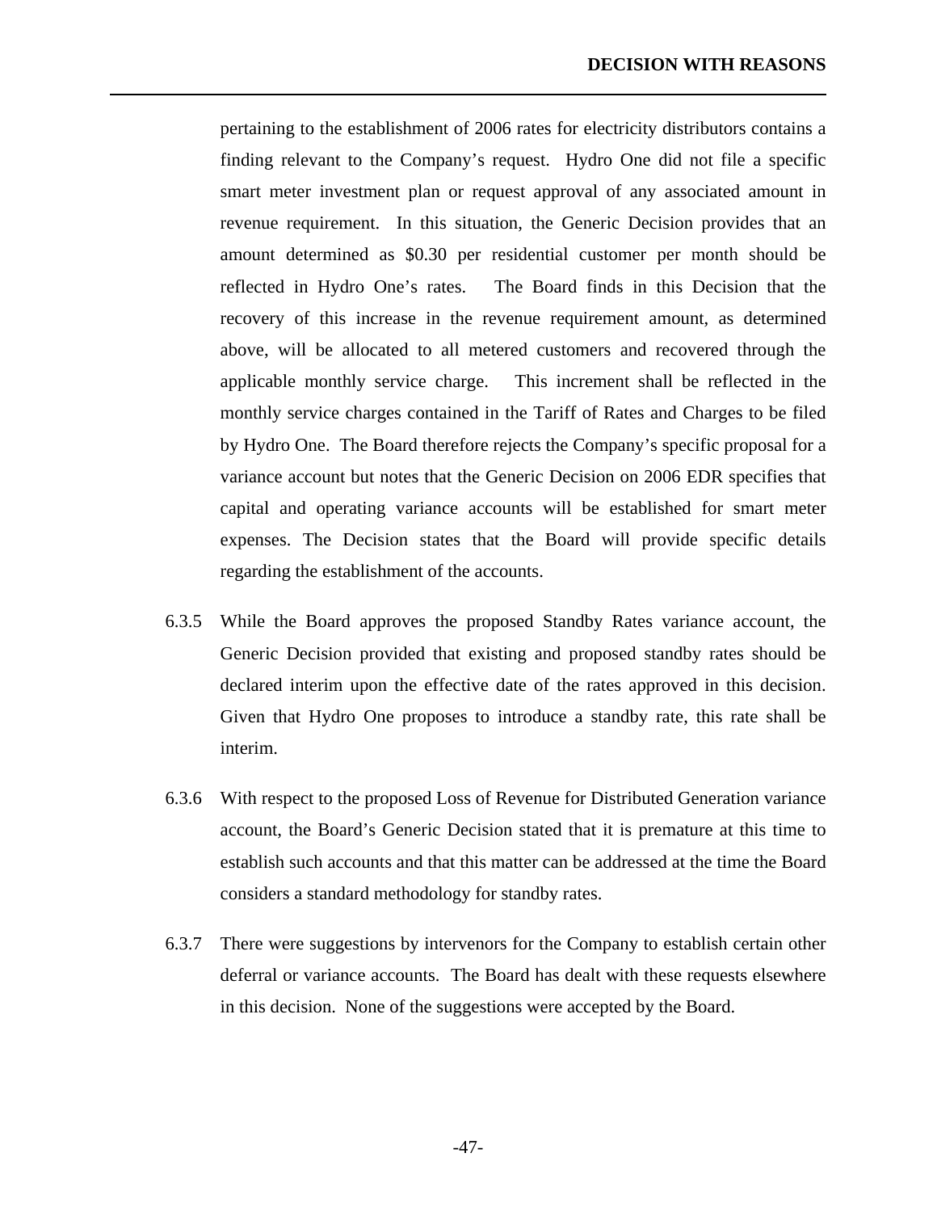pertaining to the establishment of 2006 rates for electricity distributors contains a finding relevant to the Company's request. Hydro One did not file a specific smart meter investment plan or request approval of any associated amount in revenue requirement. In this situation, the Generic Decision provides that an amount determined as $0.30 per residential customer per month should be reflected in Hydro One's rates. The Board finds in this Decision that the recovery of this increase in the revenue requirement amount, as determined above, will be allocated to all metered customers and recovered through the applicable monthly service charge. This increment shall be reflected in the monthly service charges contained in the Tariff of Rates and Charges to be filed by Hydro One. The Board therefore rejects the Company's specific proposal for a variance account but notes that the Generic Decision on 2006 EDR specifies that capital and operating variance accounts will be established for smart meter expenses. The Decision states that the Board will provide specific details regarding the establishment of the accounts.

6.3.5 While the Board approves the proposed Standby Rates variance account, the Generic Decision provided that existing and proposed standby rates should be declared interim upon the effective date of the rates approved in this decision. Given that Hydro One proposes to introduce a standby rate, this rate shall be interim.

6.3.6 With respect to the proposed Loss of Revenue for Distributed Generation variance account, the Board's Generic Decision stated that it is premature at this time to establish such accounts and that this matter can be addressed at the time the Board considers a standard methodology for standby rates.

6.3.7 There were suggestions by intervenors for the Company to establish certain other deferral or variance accounts. The Board has dealt with these requests elsewhere in this decision. None of the suggestions were accepted by the Board.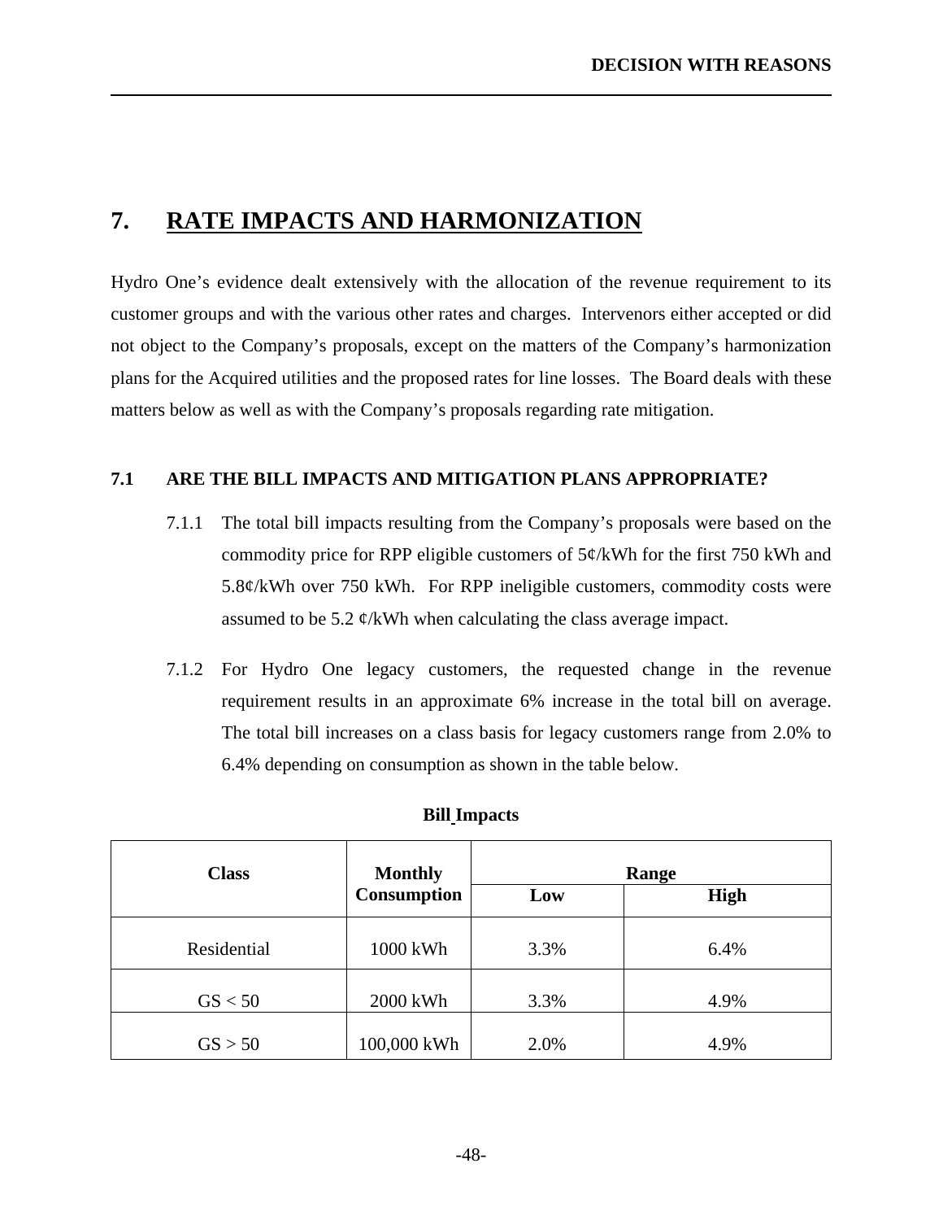# 7. RATE IMPACTS AND HARMONIZATION

Hydro One's evidence dealt extensively with the allocation of the revenue requirement to its customer groups and with the various other rates and charges. Intervenors either accepted or did not object to the Company's proposals, except on the matters of the Company's harmonization plans for the Acquired utilities and the proposed rates for line losses. The Board deals with these matters below as well as with the Company's proposals regarding rate mitigation.

## 7.1 ARE THE BILL IMPACTS AND MITIGATION PLANS APPROPRIATE?

7.1.1 The total bill impacts resulting from the Company's proposals were based on the commodity price for RPP eligible customers of 5¢/kWh for the first 750 kWh and 5.8¢/kWh over 750 kWh. For RPP ineligible customers, commodity costs were assumed to be 5.2 ¢/kWh when calculating the class average impact.

7.1.2 For Hydro One legacy customers, the requested change in the revenue requirement results in an approximate 6% increase in the total bill on average. The total bill increases on a class basis for legacy customers range from 2.0% to 6.4% depending on consumption as shown in the table below.

**Bill Impacts**

| Class | Monthly Consumption | Range | |
|---|---|---|---|
| | | Low | High |
| Residential | 1000 kWh | 3.3% | 6.4% |
| GS < 50 | 2000 kWh | 3.3% | 4.9% |
| GS > 50 | 100,000 kWh | 2.0% | 4.9% |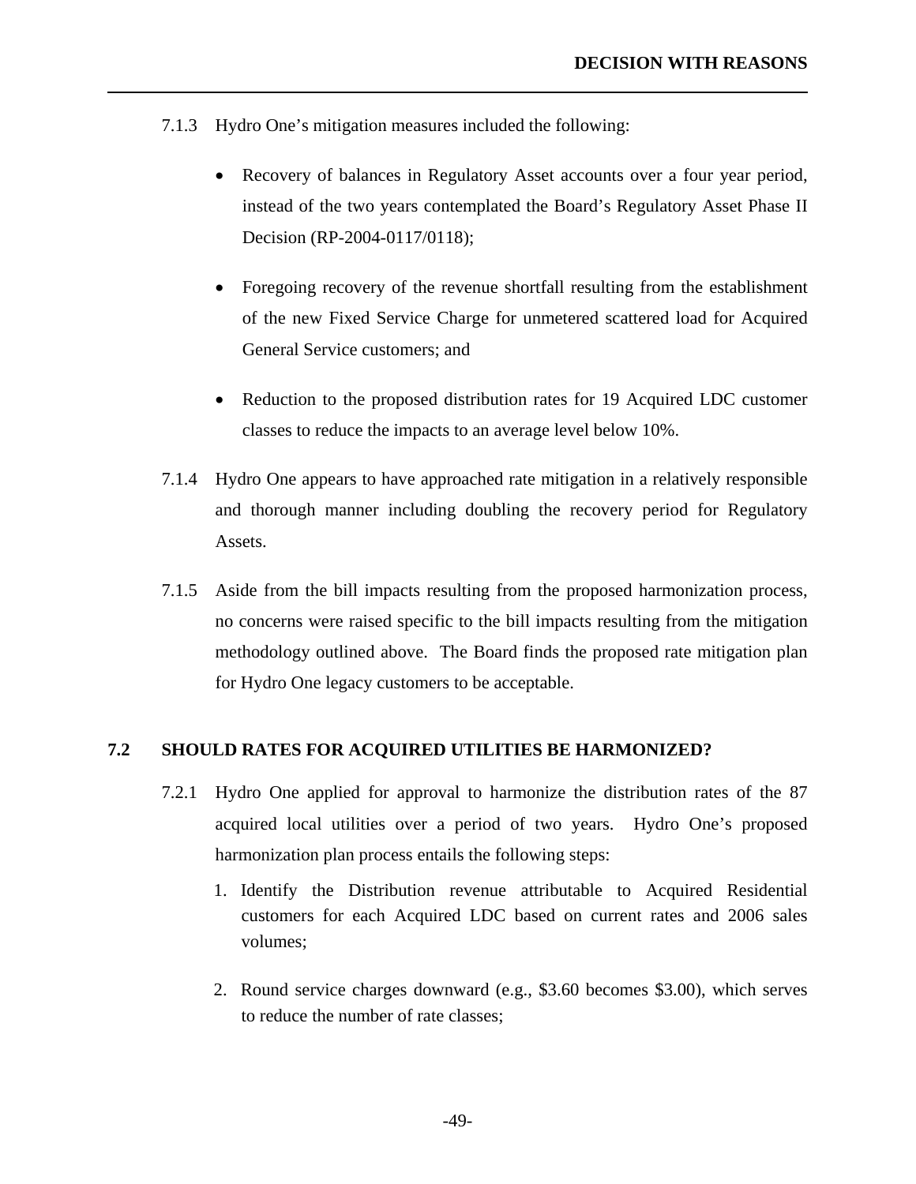7.1.3 Hydro One's mitigation measures included the following:

- Recovery of balances in Regulatory Asset accounts over a four year period, instead of the two years contemplated the Board's Regulatory Asset Phase II Decision (RP-2004-0117/0118);
- Foregoing recovery of the revenue shortfall resulting from the establishment of the new Fixed Service Charge for unmetered scattered load for Acquired General Service customers; and
- Reduction to the proposed distribution rates for 19 Acquired LDC customer classes to reduce the impacts to an average level below 10%.

7.1.4 Hydro One appears to have approached rate mitigation in a relatively responsible and thorough manner including doubling the recovery period for Regulatory Assets.

7.1.5 Aside from the bill impacts resulting from the proposed harmonization process, no concerns were raised specific to the bill impacts resulting from the mitigation methodology outlined above. The Board finds the proposed rate mitigation plan for Hydro One legacy customers to be acceptable.

## 7.2 SHOULD RATES FOR ACQUIRED UTILITIES BE HARMONIZED?

7.2.1 Hydro One applied for approval to harmonize the distribution rates of the 87 acquired local utilities over a period of two years. Hydro One's proposed harmonization plan process entails the following steps:

1. Identify the Distribution revenue attributable to Acquired Residential customers for each Acquired LDC based on current rates and 2006 sales volumes;
2. Round service charges downward (e.g., $3.60 becomes $3.00), which serves to reduce the number of rate classes;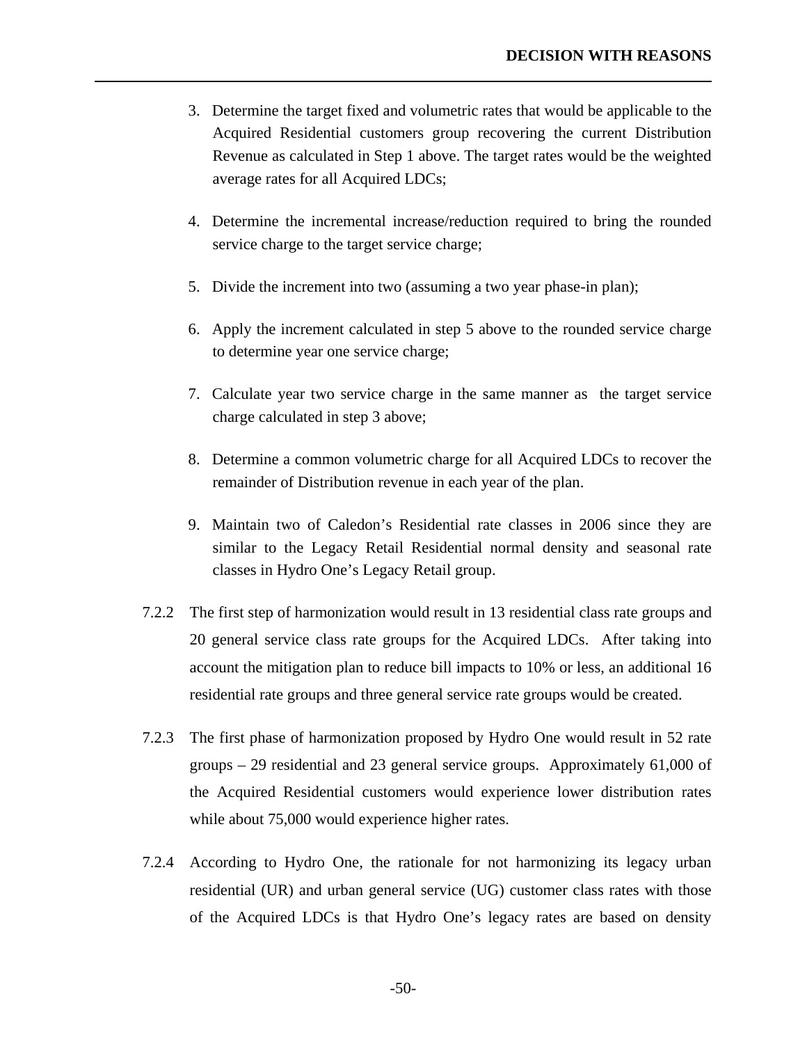3. Determine the target fixed and volumetric rates that would be applicable to the Acquired Residential customers group recovering the current Distribution Revenue as calculated in Step 1 above. The target rates would be the weighted average rates for all Acquired LDCs;

4. Determine the incremental increase/reduction required to bring the rounded service charge to the target service charge;

5. Divide the increment into two (assuming a two year phase-in plan);

6. Apply the increment calculated in step 5 above to the rounded service charge to determine year one service charge;

7. Calculate year two service charge in the same manner as the target service charge calculated in step 3 above;

8. Determine a common volumetric charge for all Acquired LDCs to recover the remainder of Distribution revenue in each year of the plan.

9. Maintain two of Caledon's Residential rate classes in 2006 since they are similar to the Legacy Retail Residential normal density and seasonal rate classes in Hydro One's Legacy Retail group.

7.2.2 The first step of harmonization would result in 13 residential class rate groups and 20 general service class rate groups for the Acquired LDCs. After taking into account the mitigation plan to reduce bill impacts to 10% or less, an additional 16 residential rate groups and three general service rate groups would be created.

7.2.3 The first phase of harmonization proposed by Hydro One would result in 52 rate groups – 29 residential and 23 general service groups. Approximately 61,000 of the Acquired Residential customers would experience lower distribution rates while about 75,000 would experience higher rates.

7.2.4 According to Hydro One, the rationale for not harmonizing its legacy urban residential (UR) and urban general service (UG) customer class rates with those of the Acquired LDCs is that Hydro One's legacy rates are based on density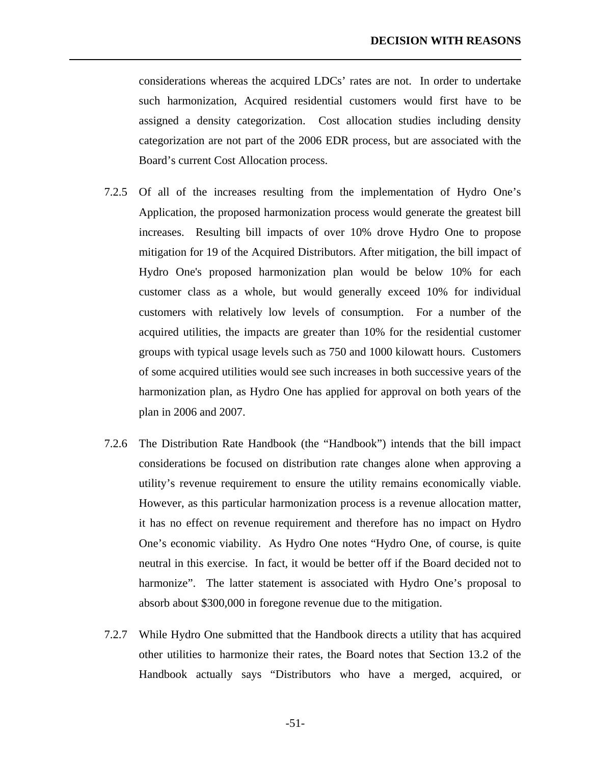considerations whereas the acquired LDCs' rates are not. In order to undertake such harmonization, Acquired residential customers would first have to be assigned a density categorization. Cost allocation studies including density categorization are not part of the 2006 EDR process, but are associated with the Board's current Cost Allocation process.

7.2.5 Of all of the increases resulting from the implementation of Hydro One's Application, the proposed harmonization process would generate the greatest bill increases. Resulting bill impacts of over 10% drove Hydro One to propose mitigation for 19 of the Acquired Distributors. After mitigation, the bill impact of Hydro One's proposed harmonization plan would be below 10% for each customer class as a whole, but would generally exceed 10% for individual customers with relatively low levels of consumption. For a number of the acquired utilities, the impacts are greater than 10% for the residential customer groups with typical usage levels such as 750 and 1000 kilowatt hours. Customers of some acquired utilities would see such increases in both successive years of the harmonization plan, as Hydro One has applied for approval on both years of the plan in 2006 and 2007.

7.2.6 The Distribution Rate Handbook (the "Handbook") intends that the bill impact considerations be focused on distribution rate changes alone when approving a utility's revenue requirement to ensure the utility remains economically viable. However, as this particular harmonization process is a revenue allocation matter, it has no effect on revenue requirement and therefore has no impact on Hydro One's economic viability. As Hydro One notes "Hydro One, of course, is quite neutral in this exercise. In fact, it would be better off if the Board decided not to harmonize". The latter statement is associated with Hydro One's proposal to absorb about $300,000 in foregone revenue due to the mitigation.

7.2.7 While Hydro One submitted that the Handbook directs a utility that has acquired other utilities to harmonize their rates, the Board notes that Section 13.2 of the Handbook actually says "Distributors who have a merged, acquired, or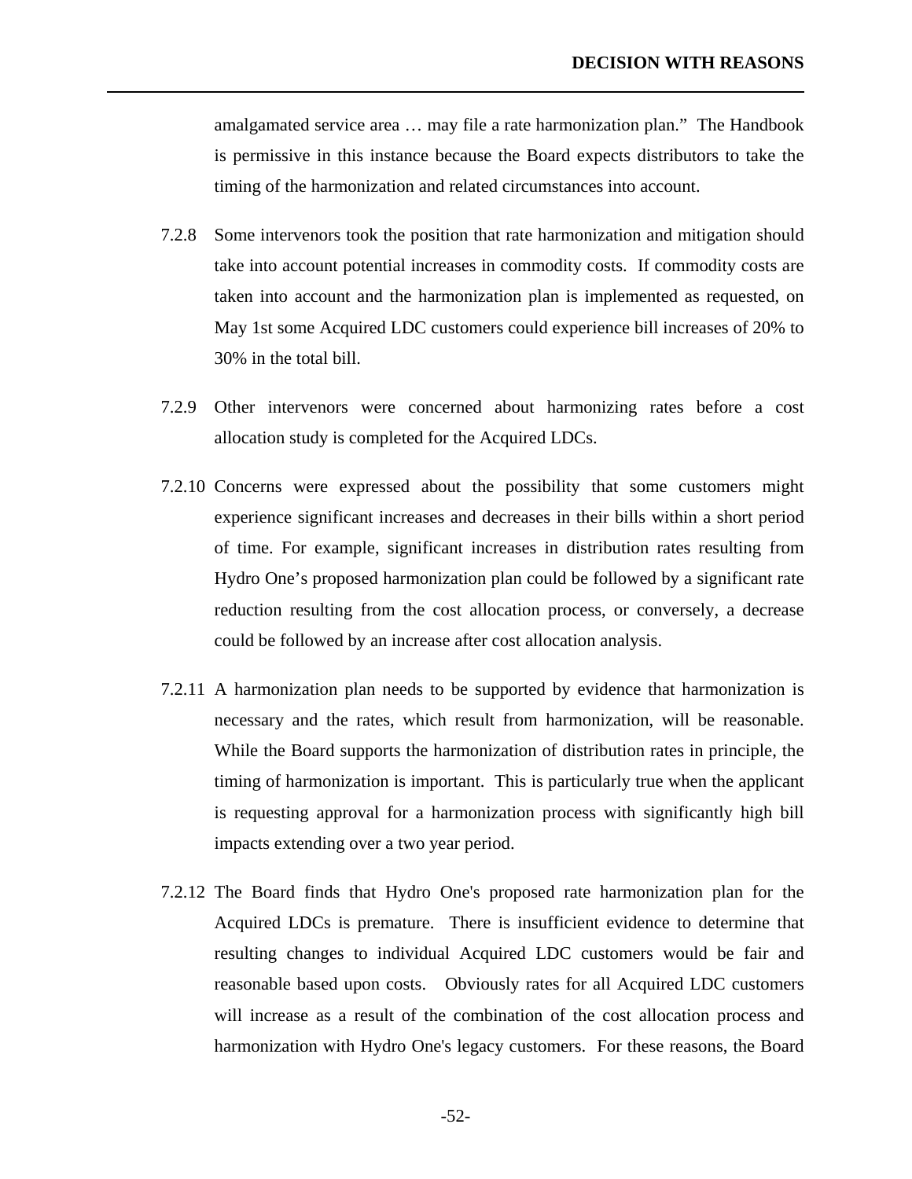amalgamated service area … may file a rate harmonization plan." The Handbook is permissive in this instance because the Board expects distributors to take the timing of the harmonization and related circumstances into account.

7.2.8 Some intervenors took the position that rate harmonization and mitigation should take into account potential increases in commodity costs. If commodity costs are taken into account and the harmonization plan is implemented as requested, on May 1st some Acquired LDC customers could experience bill increases of 20% to 30% in the total bill.

7.2.9 Other intervenors were concerned about harmonizing rates before a cost allocation study is completed for the Acquired LDCs.

7.2.10 Concerns were expressed about the possibility that some customers might experience significant increases and decreases in their bills within a short period of time. For example, significant increases in distribution rates resulting from Hydro One's proposed harmonization plan could be followed by a significant rate reduction resulting from the cost allocation process, or conversely, a decrease could be followed by an increase after cost allocation analysis.

7.2.11 A harmonization plan needs to be supported by evidence that harmonization is necessary and the rates, which result from harmonization, will be reasonable. While the Board supports the harmonization of distribution rates in principle, the timing of harmonization is important. This is particularly true when the applicant is requesting approval for a harmonization process with significantly high bill impacts extending over a two year period.

7.2.12 The Board finds that Hydro One's proposed rate harmonization plan for the Acquired LDCs is premature. There is insufficient evidence to determine that resulting changes to individual Acquired LDC customers would be fair and reasonable based upon costs. Obviously rates for all Acquired LDC customers will increase as a result of the combination of the cost allocation process and harmonization with Hydro One's legacy customers. For these reasons, the Board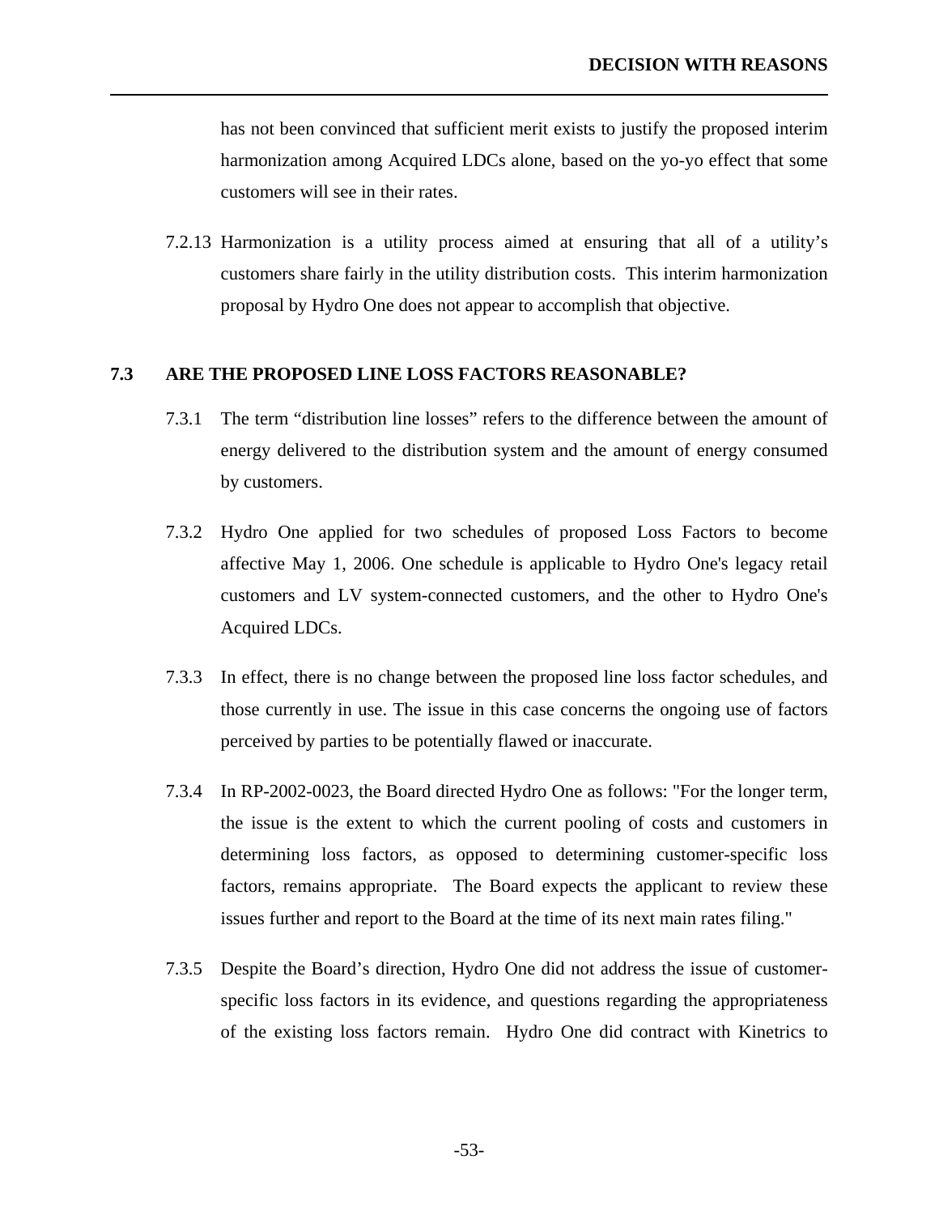has not been convinced that sufficient merit exists to justify the proposed interim harmonization among Acquired LDCs alone, based on the yo-yo effect that some customers will see in their rates.

7.2.13 Harmonization is a utility process aimed at ensuring that all of a utility's customers share fairly in the utility distribution costs. This interim harmonization proposal by Hydro One does not appear to accomplish that objective.

## 7.3 ARE THE PROPOSED LINE LOSS FACTORS REASONABLE?

7.3.1 The term "distribution line losses" refers to the difference between the amount of energy delivered to the distribution system and the amount of energy consumed by customers.

7.3.2 Hydro One applied for two schedules of proposed Loss Factors to become affective May 1, 2006. One schedule is applicable to Hydro One's legacy retail customers and LV system-connected customers, and the other to Hydro One's Acquired LDCs.

7.3.3 In effect, there is no change between the proposed line loss factor schedules, and those currently in use. The issue in this case concerns the ongoing use of factors perceived by parties to be potentially flawed or inaccurate.

7.3.4 In RP-2002-0023, the Board directed Hydro One as follows: "For the longer term, the issue is the extent to which the current pooling of costs and customers in determining loss factors, as opposed to determining customer-specific loss factors, remains appropriate. The Board expects the applicant to review these issues further and report to the Board at the time of its next main rates filing."

7.3.5 Despite the Board's direction, Hydro One did not address the issue of customer-specific loss factors in its evidence, and questions regarding the appropriateness of the existing loss factors remain. Hydro One did contract with Kinetrics to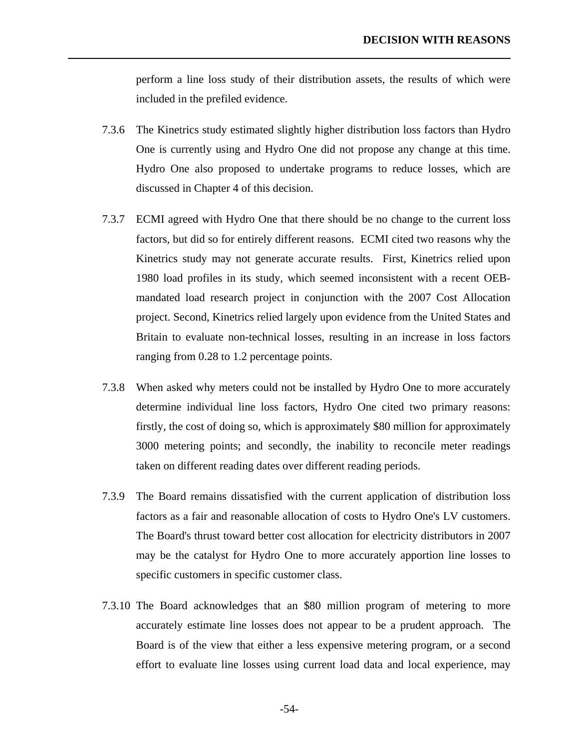perform a line loss study of their distribution assets, the results of which were included in the prefiled evidence.

7.3.6 The Kinetrics study estimated slightly higher distribution loss factors than Hydro One is currently using and Hydro One did not propose any change at this time. Hydro One also proposed to undertake programs to reduce losses, which are discussed in Chapter 4 of this decision.

7.3.7 ECMI agreed with Hydro One that there should be no change to the current loss factors, but did so for entirely different reasons. ECMI cited two reasons why the Kinetrics study may not generate accurate results. First, Kinetrics relied upon 1980 load profiles in its study, which seemed inconsistent with a recent OEB-mandated load research project in conjunction with the 2007 Cost Allocation project. Second, Kinetrics relied largely upon evidence from the United States and Britain to evaluate non-technical losses, resulting in an increase in loss factors ranging from 0.28 to 1.2 percentage points.

7.3.8 When asked why meters could not be installed by Hydro One to more accurately determine individual line loss factors, Hydro One cited two primary reasons: firstly, the cost of doing so, which is approximately $80 million for approximately 3000 metering points; and secondly, the inability to reconcile meter readings taken on different reading dates over different reading periods.

7.3.9 The Board remains dissatisfied with the current application of distribution loss factors as a fair and reasonable allocation of costs to Hydro One's LV customers. The Board's thrust toward better cost allocation for electricity distributors in 2007 may be the catalyst for Hydro One to more accurately apportion line losses to specific customers in specific customer class.

7.3.10 The Board acknowledges that an $80 million program of metering to more accurately estimate line losses does not appear to be a prudent approach. The Board is of the view that either a less expensive metering program, or a second effort to evaluate line losses using current load data and local experience, may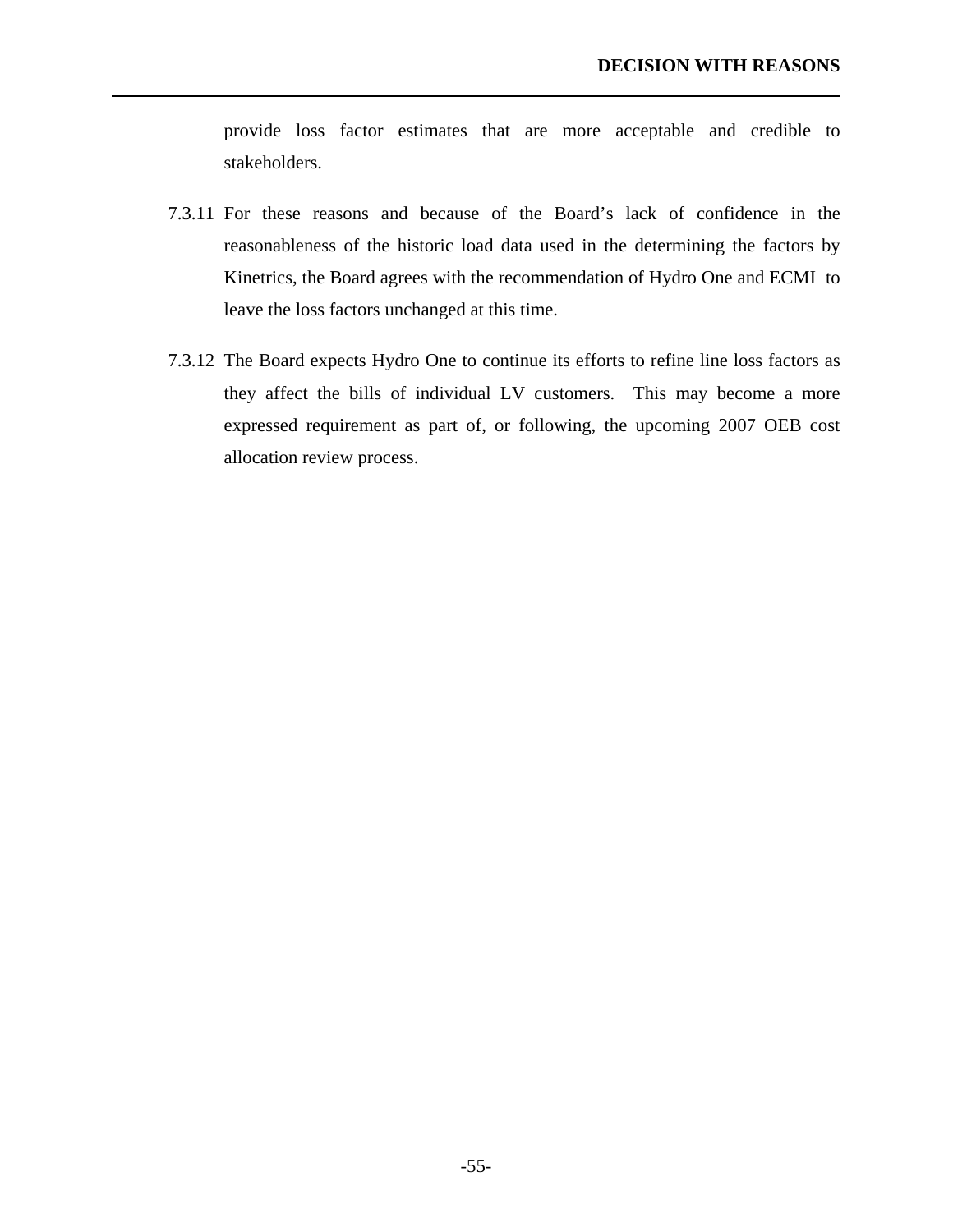provide loss factor estimates that are more acceptable and credible to stakeholders.

7.3.11 For these reasons and because of the Board's lack of confidence in the reasonableness of the historic load data used in the determining the factors by Kinetrics, the Board agrees with the recommendation of Hydro One and ECMI to leave the loss factors unchanged at this time.

7.3.12 The Board expects Hydro One to continue its efforts to refine line loss factors as they affect the bills of individual LV customers. This may become a more expressed requirement as part of, or following, the upcoming 2007 OEB cost allocation review process.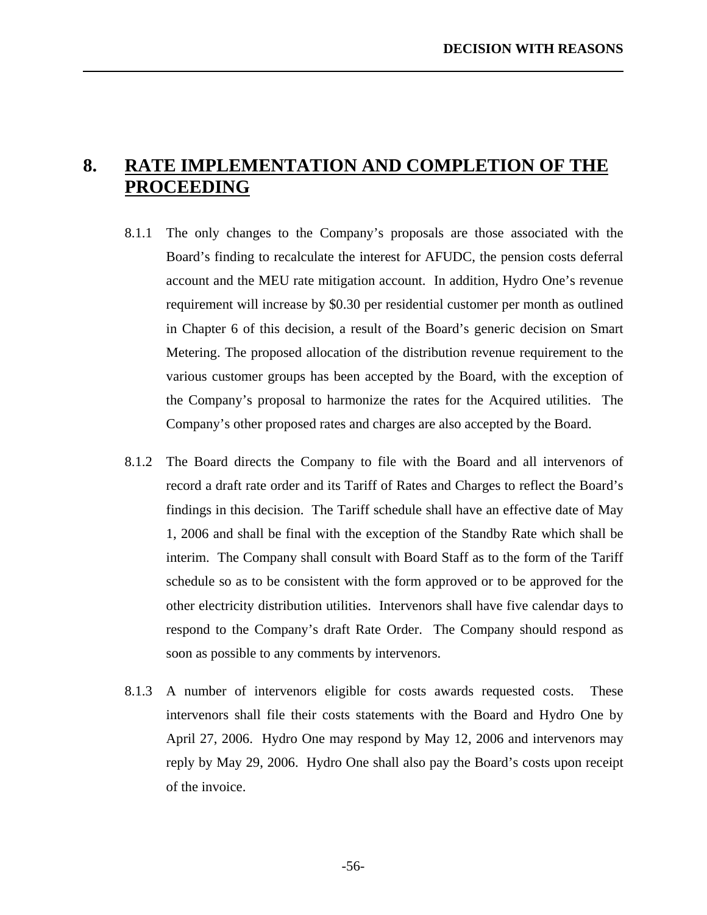# 8. RATE IMPLEMENTATION AND COMPLETION OF THE PROCEEDING

8.1.1 The only changes to the Company's proposals are those associated with the Board's finding to recalculate the interest for AFUDC, the pension costs deferral account and the MEU rate mitigation account. In addition, Hydro One's revenue requirement will increase by $0.30 per residential customer per month as outlined in Chapter 6 of this decision, a result of the Board's generic decision on Smart Metering. The proposed allocation of the distribution revenue requirement to the various customer groups has been accepted by the Board, with the exception of the Company's proposal to harmonize the rates for the Acquired utilities. The Company's other proposed rates and charges are also accepted by the Board.

8.1.2 The Board directs the Company to file with the Board and all intervenors of record a draft rate order and its Tariff of Rates and Charges to reflect the Board's findings in this decision. The Tariff schedule shall have an effective date of May 1, 2006 and shall be final with the exception of the Standby Rate which shall be interim. The Company shall consult with Board Staff as to the form of the Tariff schedule so as to be consistent with the form approved or to be approved for the other electricity distribution utilities. Intervenors shall have five calendar days to respond to the Company's draft Rate Order. The Company should respond as soon as possible to any comments by intervenors.

8.1.3 A number of intervenors eligible for costs awards requested costs. These intervenors shall file their costs statements with the Board and Hydro One by April 27, 2006. Hydro One may respond by May 12, 2006 and intervenors may reply by May 29, 2006. Hydro One shall also pay the Board's costs upon receipt of the invoice.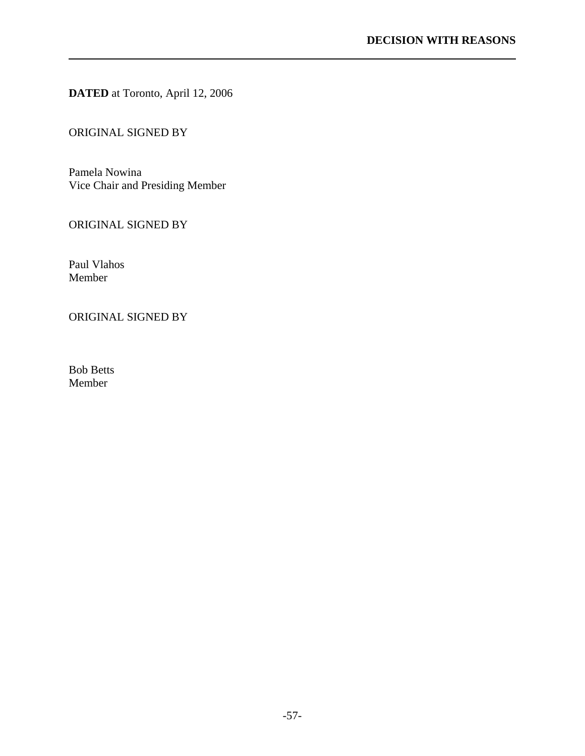**DATED** at Toronto, April 12, 2006

ORIGINAL SIGNED BY

Pamela Nowina  
Vice Chair and Presiding Member

ORIGINAL SIGNED BY

Paul Vlahos  
Member

ORIGINAL SIGNED BY

Bob Betts  
Member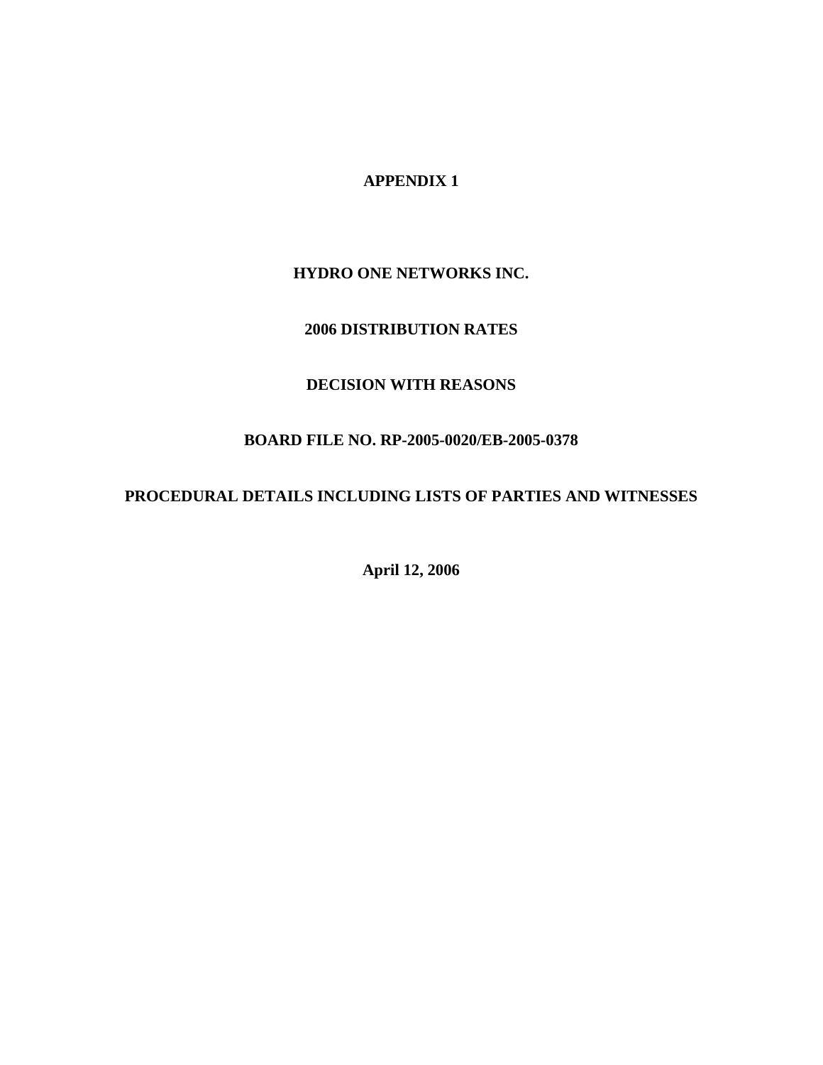**APPENDIX 1**

**HYDRO ONE NETWORKS INC.**

**2006 DISTRIBUTION RATES**

**DECISION WITH REASONS**

**BOARD FILE NO. RP-2005-0020/EB-2005-0378**

**PROCEDURAL DETAILS INCLUDING LISTS OF PARTIES AND WITNESSES**

**April 12, 2006**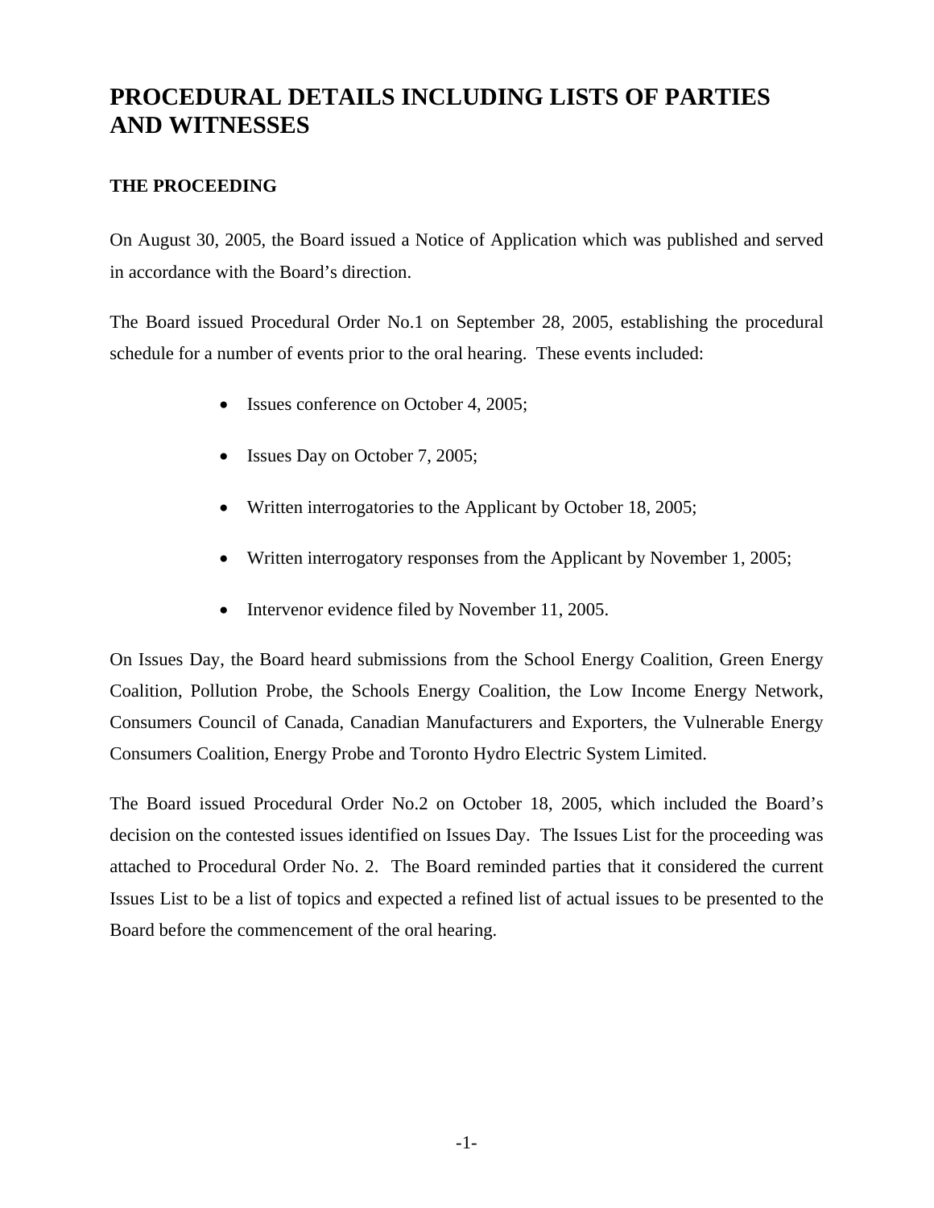# PROCEDURAL DETAILS INCLUDING LISTS OF PARTIES AND WITNESSES

## THE PROCEEDING

On August 30, 2005, the Board issued a Notice of Application which was published and served in accordance with the Board's direction.

The Board issued Procedural Order No.1 on September 28, 2005, establishing the procedural schedule for a number of events prior to the oral hearing. These events included:

- Issues conference on October 4, 2005;
- Issues Day on October 7, 2005;
- Written interrogatories to the Applicant by October 18, 2005;
- Written interrogatory responses from the Applicant by November 1, 2005;
- Intervenor evidence filed by November 11, 2005.

On Issues Day, the Board heard submissions from the School Energy Coalition, Green Energy Coalition, Pollution Probe, the Schools Energy Coalition, the Low Income Energy Network, Consumers Council of Canada, Canadian Manufacturers and Exporters, the Vulnerable Energy Consumers Coalition, Energy Probe and Toronto Hydro Electric System Limited.

The Board issued Procedural Order No.2 on October 18, 2005, which included the Board's decision on the contested issues identified on Issues Day. The Issues List for the proceeding was attached to Procedural Order No. 2. The Board reminded parties that it considered the current Issues List to be a list of topics and expected a refined list of actual issues to be presented to the Board before the commencement of the oral hearing.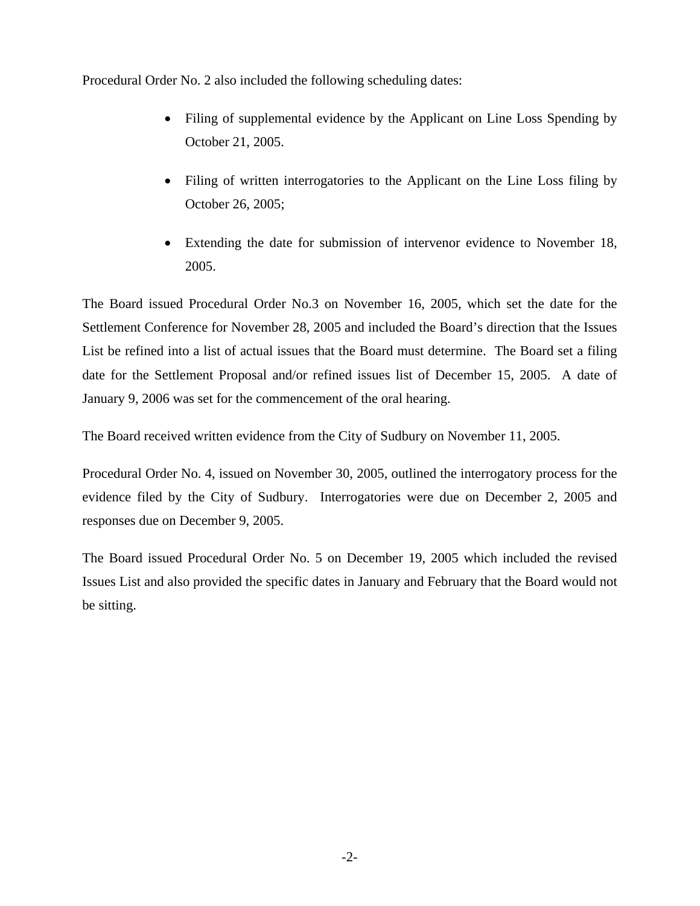Procedural Order No. 2 also included the following scheduling dates:

- Filing of supplemental evidence by the Applicant on Line Loss Spending by October 21, 2005.
- Filing of written interrogatories to the Applicant on the Line Loss filing by October 26, 2005;
- Extending the date for submission of intervenor evidence to November 18, 2005.

The Board issued Procedural Order No.3 on November 16, 2005, which set the date for the Settlement Conference for November 28, 2005 and included the Board's direction that the Issues List be refined into a list of actual issues that the Board must determine. The Board set a filing date for the Settlement Proposal and/or refined issues list of December 15, 2005. A date of January 9, 2006 was set for the commencement of the oral hearing.

The Board received written evidence from the City of Sudbury on November 11, 2005.

Procedural Order No. 4, issued on November 30, 2005, outlined the interrogatory process for the evidence filed by the City of Sudbury. Interrogatories were due on December 2, 2005 and responses due on December 9, 2005.

The Board issued Procedural Order No. 5 on December 19, 2005 which included the revised Issues List and also provided the specific dates in January and February that the Board would not be sitting.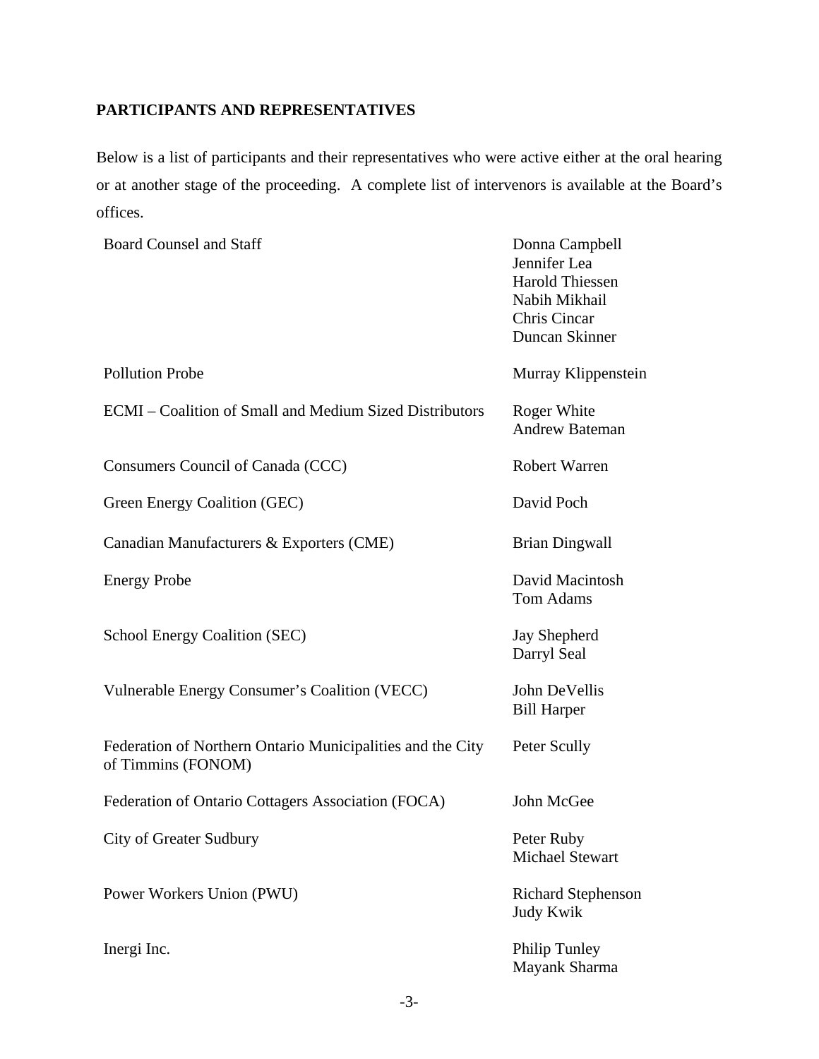## PARTICIPANTS AND REPRESENTATIVES

Below is a list of participants and their representatives who were active either at the oral hearing or at another stage of the proceeding. A complete list of intervenors is available at the Board's offices.

| | |
|---|---|
| Board Counsel and Staff | Donna Campbell<br>Jennifer Lea<br>Harold Thiessen<br>Nabih Mikhail<br>Chris Cincar<br>Duncan Skinner |
| Pollution Probe | Murray Klippenstein |
| ECMI – Coalition of Small and Medium Sized Distributors | Roger White<br>Andrew Bateman |
| Consumers Council of Canada (CCC) | Robert Warren |
| Green Energy Coalition (GEC) | David Poch |
| Canadian Manufacturers & Exporters (CME) | Brian Dingwall |
| Energy Probe | David Macintosh<br>Tom Adams |
| School Energy Coalition (SEC) | Jay Shepherd<br>Darryl Seal |
| Vulnerable Energy Consumer's Coalition (VECC) | John DeVellis<br>Bill Harper |
| Federation of Northern Ontario Municipalities and the City of Timmins (FONOM) | Peter Scully |
| Federation of Ontario Cottagers Association (FOCA) | John McGee |
| City of Greater Sudbury | Peter Ruby<br>Michael Stewart |
| Power Workers Union (PWU) | Richard Stephenson<br>Judy Kwik |
| Inergi Inc. | Philip Tunley<br>Mayank Sharma |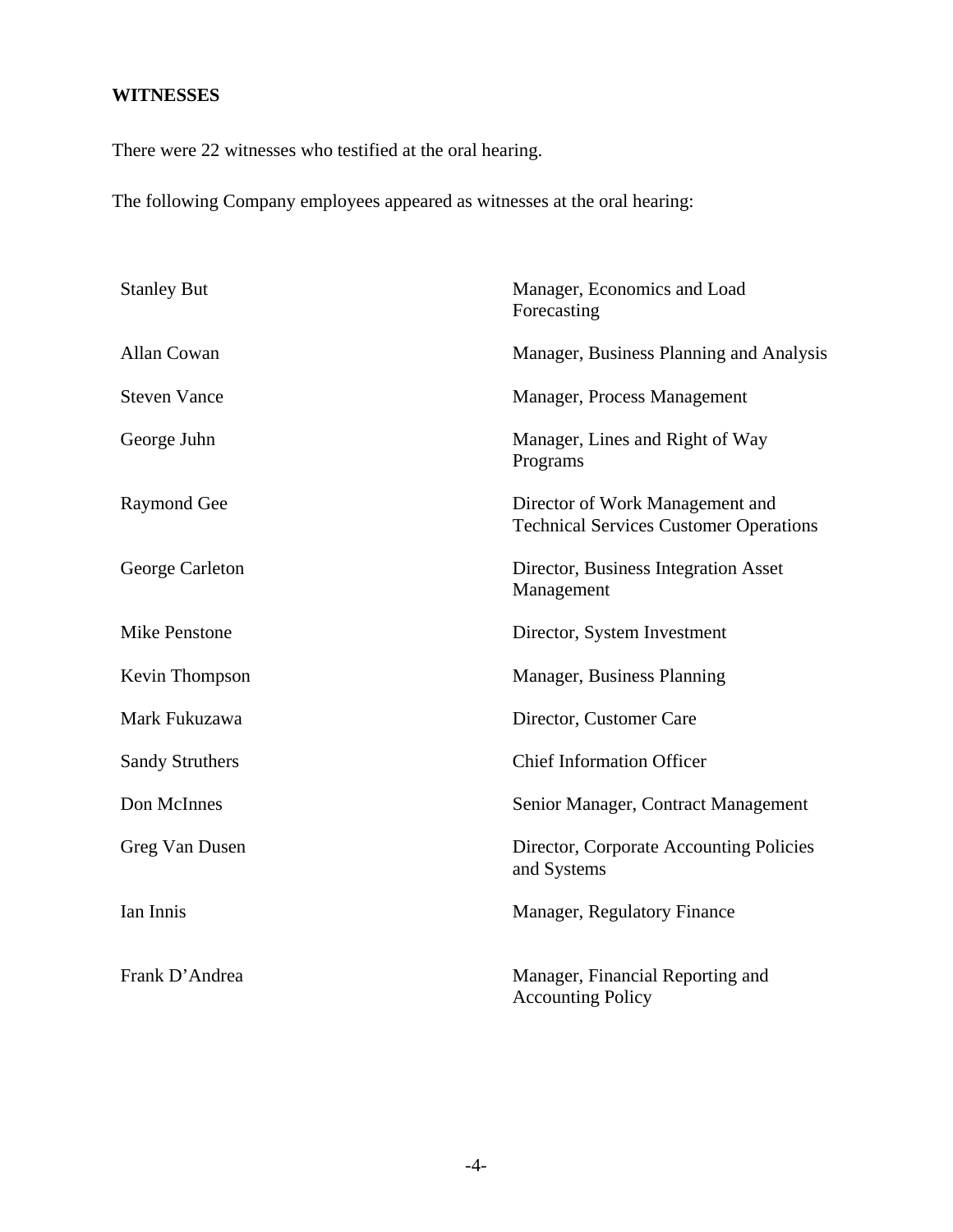**WITNESSES**

There were 22 witnesses who testified at the oral hearing.

The following Company employees appeared as witnesses at the oral hearing:

| | |
|---|---|
| Stanley But | Manager, Economics and Load Forecasting |
| Allan Cowan | Manager, Business Planning and Analysis |
| Steven Vance | Manager, Process Management |
| George Juhn | Manager, Lines and Right of Way Programs |
| Raymond Gee | Director of Work Management and Technical Services Customer Operations |
| George Carleton | Director, Business Integration Asset Management |
| Mike Penstone | Director, System Investment |
| Kevin Thompson | Manager, Business Planning |
| Mark Fukuzawa | Director, Customer Care |
| Sandy Struthers | Chief Information Officer |
| Don McInnes | Senior Manager, Contract Management |
| Greg Van Dusen | Director, Corporate Accounting Policies and Systems |
| Ian Innis | Manager, Regulatory Finance |
| Frank D'Andrea | Manager, Financial Reporting and Accounting Policy |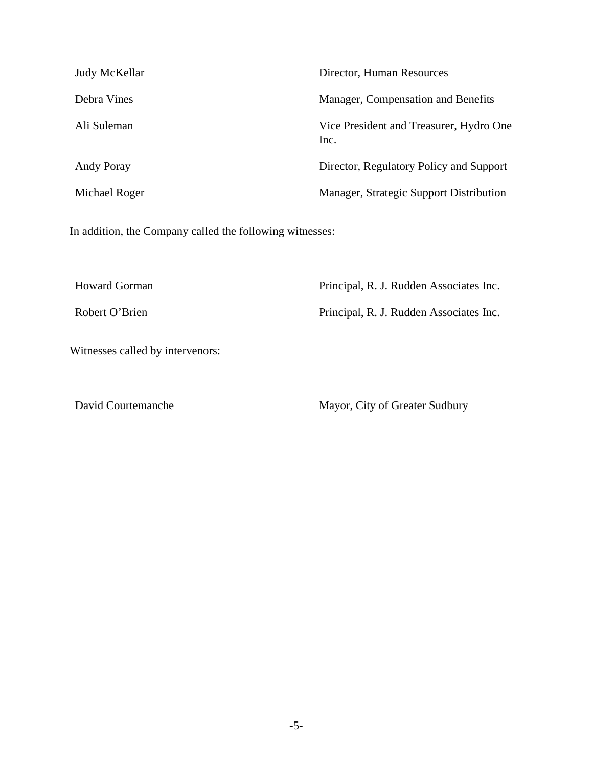| | |
|---|---|
| Judy McKellar | Director, Human Resources |
| Debra Vines | Manager, Compensation and Benefits |
| Ali Suleman | Vice President and Treasurer, Hydro One Inc. |
| Andy Poray | Director, Regulatory Policy and Support |
| Michael Roger | Manager, Strategic Support Distribution |

In addition, the Company called the following witnesses:

| | |
|---|---|
| Howard Gorman | Principal, R. J. Rudden Associates Inc. |
| Robert O'Brien | Principal, R. J. Rudden Associates Inc. |

Witnesses called by intervenors:

| | |
|---|---|
| David Courtemanche | Mayor, City of Greater Sudbury |